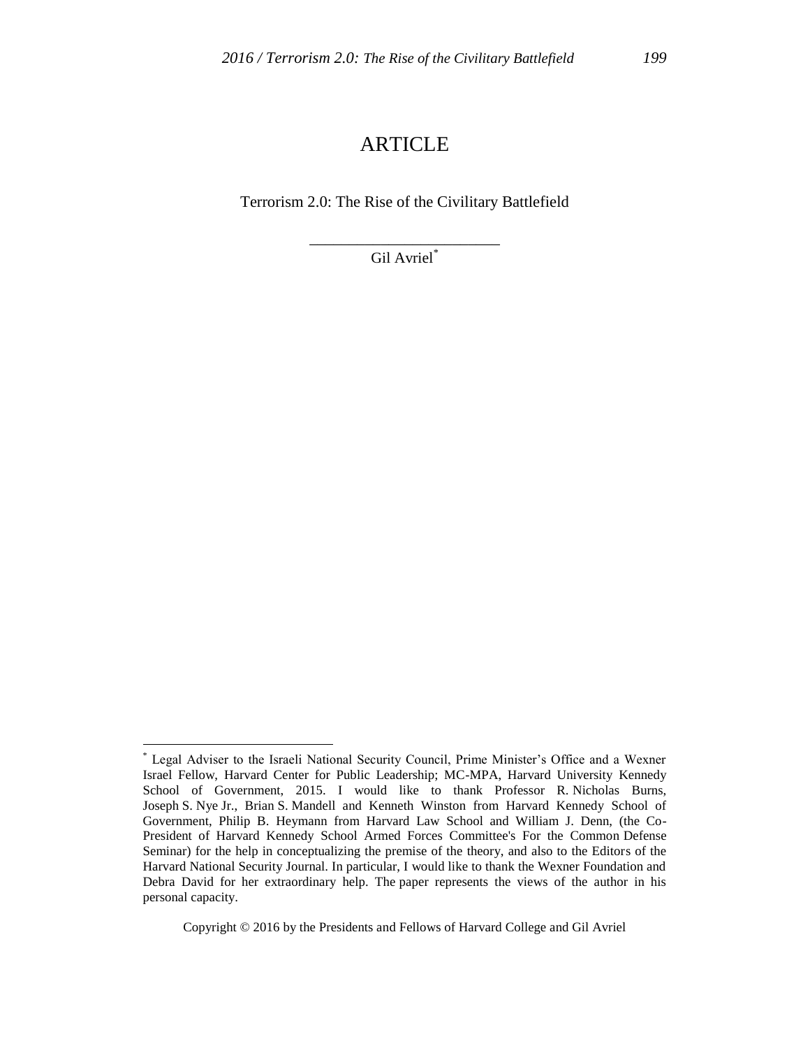# ARTICLE

## Terrorism 2.0: The Rise of the Civilitary Battlefield

---

Gil Avriel[*]

[*] Legal Adviser to the Israeli National Security Council, Prime Minister's Office and a Wexner Israel Fellow, Harvard Center for Public Leadership; MC-MPA, Harvard University Kennedy School of Government, 2015. I would like to thank Professor R. Nicholas Burns, Joseph S. Nye Jr., Brian S. Mandell and Kenneth Winston from Harvard Kennedy School of Government, Philip B. Heymann from Harvard Law School and William J. Denn, (the Co-President of Harvard Kennedy School Armed Forces Committee's For the Common Defense Seminar) for the help in conceptualizing the premise of the theory, and also to the Editors of the Harvard National Security Journal. In particular, I would like to thank the Wexner Foundation and Debra David for her extraordinary help. The paper represents the views of the author in his personal capacity.

Copyright © 2016 by the Presidents and Fellows of Harvard College and Gil Avriel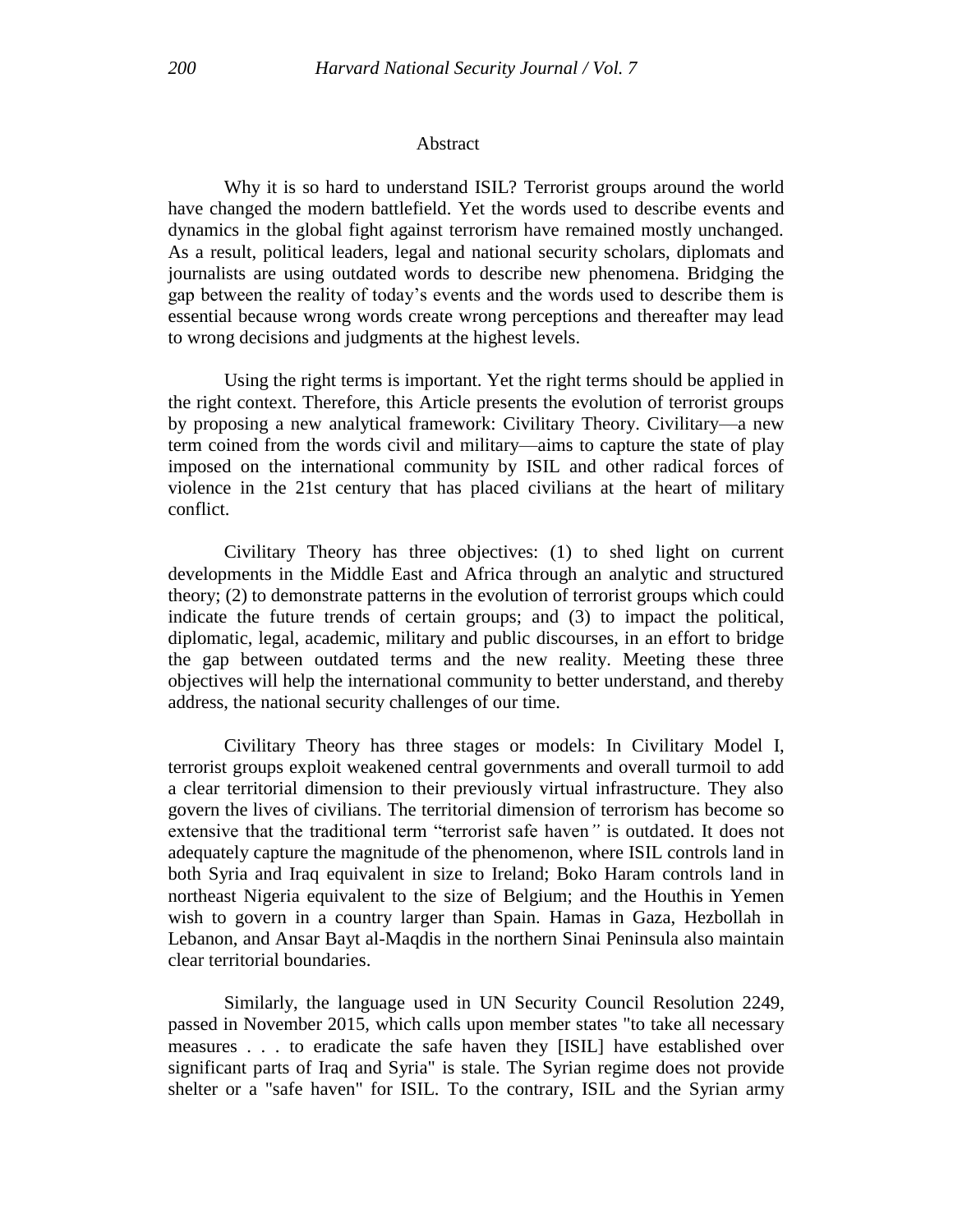## Abstract

Why it is so hard to understand ISIL? Terrorist groups around the world have changed the modern battlefield. Yet the words used to describe events and dynamics in the global fight against terrorism have remained mostly unchanged. As a result, political leaders, legal and national security scholars, diplomats and journalists are using outdated words to describe new phenomena. Bridging the gap between the reality of today's events and the words used to describe them is essential because wrong words create wrong perceptions and thereafter may lead to wrong decisions and judgments at the highest levels.

Using the right terms is important. Yet the right terms should be applied in the right context. Therefore, this Article presents the evolution of terrorist groups by proposing a new analytical framework: Civilitary Theory. Civilitary—a new term coined from the words civil and military—aims to capture the state of play imposed on the international community by ISIL and other radical forces of violence in the 21st century that has placed civilians at the heart of military conflict.

Civilitary Theory has three objectives: (1) to shed light on current developments in the Middle East and Africa through an analytic and structured theory; (2) to demonstrate patterns in the evolution of terrorist groups which could indicate the future trends of certain groups; and (3) to impact the political, diplomatic, legal, academic, military and public discourses, in an effort to bridge the gap between outdated terms and the new reality. Meeting these three objectives will help the international community to better understand, and thereby address, the national security challenges of our time.

Civilitary Theory has three stages or models: In Civilitary Model I, terrorist groups exploit weakened central governments and overall turmoil to add a clear territorial dimension to their previously virtual infrastructure. They also govern the lives of civilians. The territorial dimension of terrorism has become so extensive that the traditional term "terrorist safe haven" is outdated. It does not adequately capture the magnitude of the phenomenon, where ISIL controls land in both Syria and Iraq equivalent in size to Ireland; Boko Haram controls land in northeast Nigeria equivalent to the size of Belgium; and the Houthis in Yemen wish to govern in a country larger than Spain. Hamas in Gaza, Hezbollah in Lebanon, and Ansar Bayt al-Maqdis in the northern Sinai Peninsula also maintain clear territorial boundaries.

Similarly, the language used in UN Security Council Resolution 2249, passed in November 2015, which calls upon member states "to take all necessary measures . . . to eradicate the safe haven they [ISIL] have established over significant parts of Iraq and Syria" is stale. The Syrian regime does not provide shelter or a "safe haven" for ISIL. To the contrary, ISIL and the Syrian army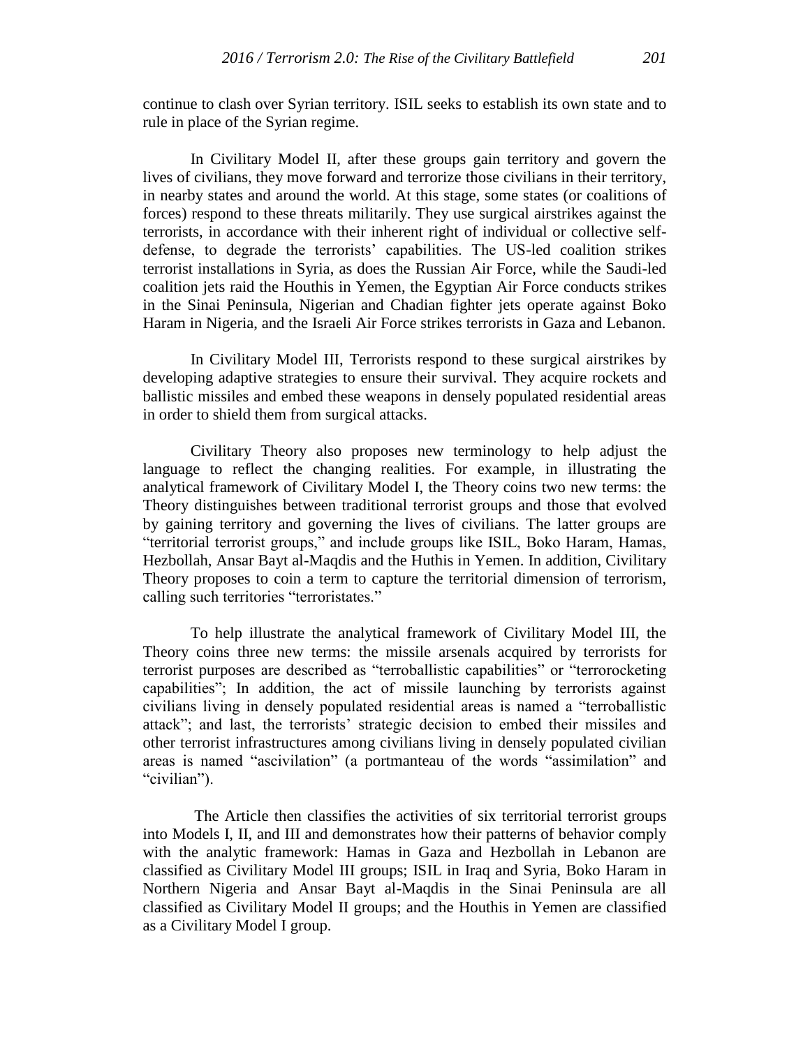continue to clash over Syrian territory. ISIL seeks to establish its own state and to rule in place of the Syrian regime.

In Civilitary Model II, after these groups gain territory and govern the lives of civilians, they move forward and terrorize those civilians in their territory, in nearby states and around the world. At this stage, some states (or coalitions of forces) respond to these threats militarily. They use surgical airstrikes against the terrorists, in accordance with their inherent right of individual or collective self-defense, to degrade the terrorists' capabilities. The US-led coalition strikes terrorist installations in Syria, as does the Russian Air Force, while the Saudi-led coalition jets raid the Houthis in Yemen, the Egyptian Air Force conducts strikes in the Sinai Peninsula, Nigerian and Chadian fighter jets operate against Boko Haram in Nigeria, and the Israeli Air Force strikes terrorists in Gaza and Lebanon.

In Civilitary Model III, Terrorists respond to these surgical airstrikes by developing adaptive strategies to ensure their survival. They acquire rockets and ballistic missiles and embed these weapons in densely populated residential areas in order to shield them from surgical attacks.

Civilitary Theory also proposes new terminology to help adjust the language to reflect the changing realities. For example, in illustrating the analytical framework of Civilitary Model I, the Theory coins two new terms: the Theory distinguishes between traditional terrorist groups and those that evolved by gaining territory and governing the lives of civilians. The latter groups are "territorial terrorist groups," and include groups like ISIL, Boko Haram, Hamas, Hezbollah, Ansar Bayt al-Maqdis and the Huthis in Yemen. In addition, Civilitary Theory proposes to coin a term to capture the territorial dimension of terrorism, calling such territories "terroristates."

To help illustrate the analytical framework of Civilitary Model III, the Theory coins three new terms: the missile arsenals acquired by terrorists for terrorist purposes are described as "terroballistic capabilities" or "terrorocketing capabilities"; In addition, the act of missile launching by terrorists against civilians living in densely populated residential areas is named a "terroballistic attack"; and last, the terrorists' strategic decision to embed their missiles and other terrorist infrastructures among civilians living in densely populated civilian areas is named "ascivilation" (a portmanteau of the words "assimilation" and "civilian").

The Article then classifies the activities of six territorial terrorist groups into Models I, II, and III and demonstrates how their patterns of behavior comply with the analytic framework: Hamas in Gaza and Hezbollah in Lebanon are classified as Civilitary Model III groups; ISIL in Iraq and Syria, Boko Haram in Northern Nigeria and Ansar Bayt al-Maqdis in the Sinai Peninsula are all classified as Civilitary Model II groups; and the Houthis in Yemen are classified as a Civilitary Model I group.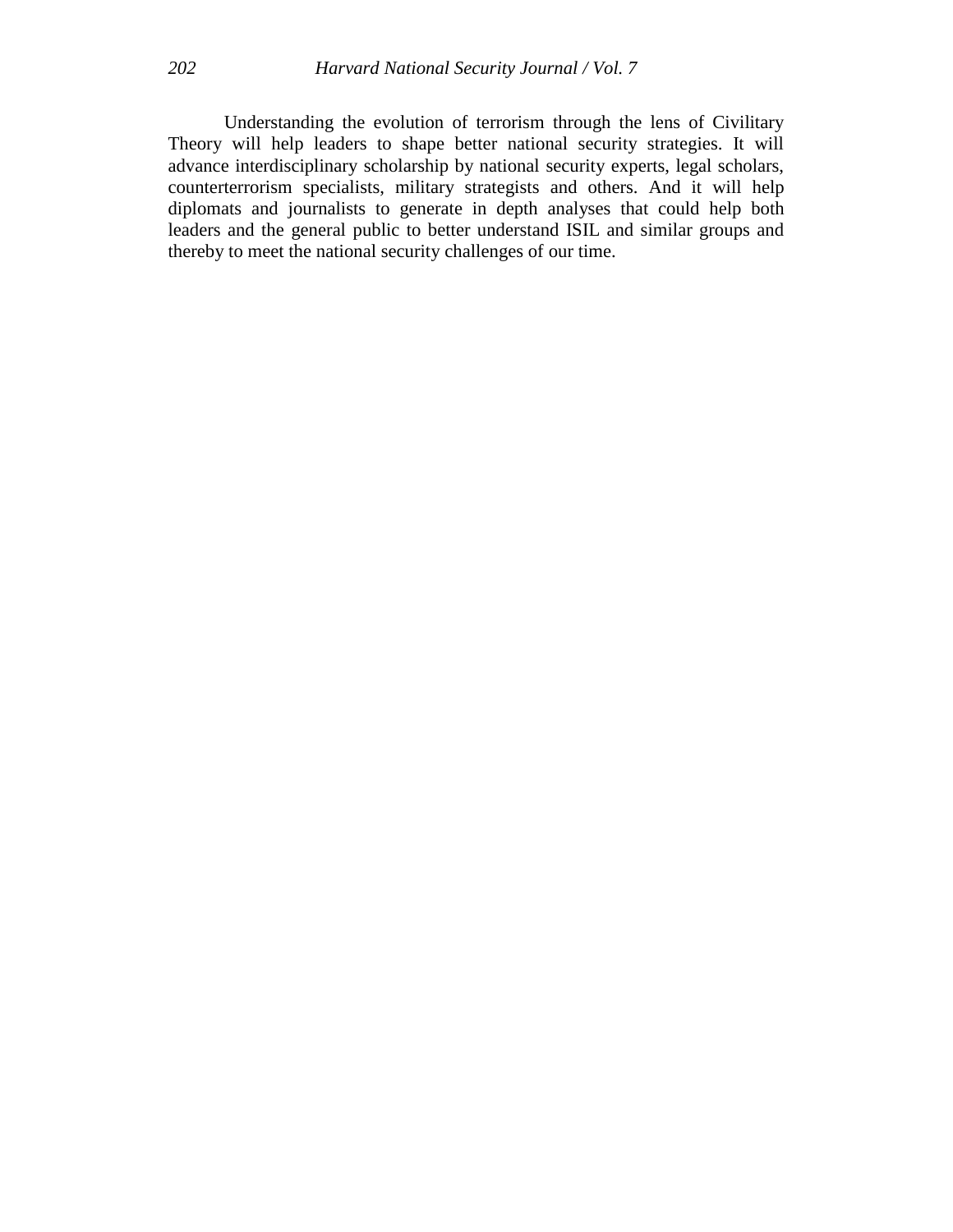Understanding the evolution of terrorism through the lens of Civilitary Theory will help leaders to shape better national security strategies. It will advance interdisciplinary scholarship by national security experts, legal scholars, counterterrorism specialists, military strategists and others. And it will help diplomats and journalists to generate in depth analyses that could help both leaders and the general public to better understand ISIL and similar groups and thereby to meet the national security challenges of our time.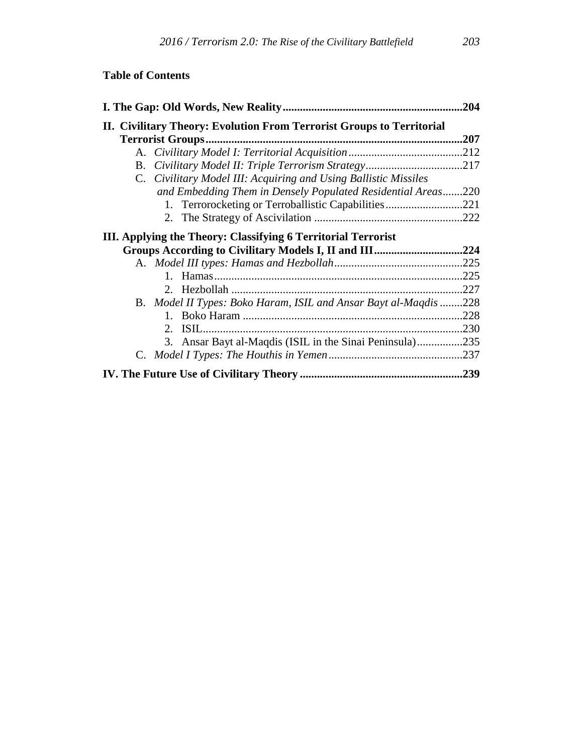**Table of Contents**

**I. The Gap: Old Words, New Reality**..............................................................**204**

**II. Civilitary Theory: Evolution From Terrorist Groups to Territorial Terrorist Groups**..........................................................................................**207**

- A. *Civilitary Model I: Territorial Acquisition*........................................212
- B. *Civilitary Model II: Triple Terrorism Strategy*..................................217
- C. *Civilitary Model III: Acquiring and Using Ballistic Missiles and Embedding Them in Densely Populated Residential Areas*.......220
  1. Terrorocketing or Terroballistic Capabilities...........................221
  2. The Strategy of Ascivilation ....................................................222

**III. Applying the Theory: Classifying 6 Territorial Terrorist Groups According to Civilitary Models I, II and III**..............................**224**

- A. *Model III types: Hamas and Hezbollah*.............................................225
  1. Hamas.......................................................................................225
  2. Hezbollah .................................................................................227
- B. *Model II Types: Boko Haram, ISIL and Ansar Bayt al-Maqdis* ........228
  1. Boko Haram .............................................................................228
  2. ISIL...........................................................................................230
  3. Ansar Bayt al-Maqdis (ISIL in the Sinai Peninsula)................235
- C. *Model I Types: The Houthis in Yemen*...............................................237

**IV. The Future Use of Civilitary Theory** ........................................................**239**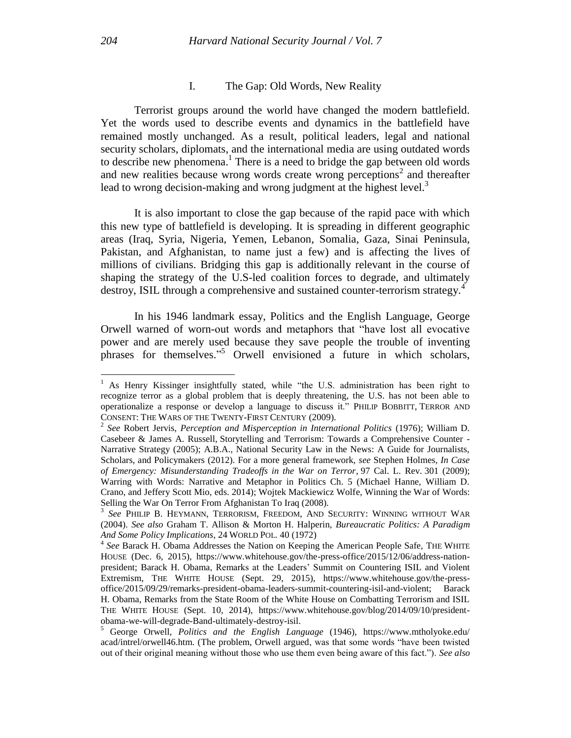## I. The Gap: Old Words, New Reality

Terrorist groups around the world have changed the modern battlefield. Yet the words used to describe events and dynamics in the battlefield have remained mostly unchanged. As a result, political leaders, legal and national security scholars, diplomats, and the international media are using outdated words to describe new phenomena.[1] There is a need to bridge the gap between old words and new realities because wrong words create wrong perceptions[2] and thereafter lead to wrong decision-making and wrong judgment at the highest level.[3]

It is also important to close the gap because of the rapid pace with which this new type of battlefield is developing. It is spreading in different geographic areas (Iraq, Syria, Nigeria, Yemen, Lebanon, Somalia, Gaza, Sinai Peninsula, Pakistan, and Afghanistan, to name just a few) and is affecting the lives of millions of civilians. Bridging this gap is additionally relevant in the course of shaping the strategy of the U.S-led coalition forces to degrade, and ultimately destroy, ISIL through a comprehensive and sustained counter-terrorism strategy.[4]

In his 1946 landmark essay, Politics and the English Language, George Orwell warned of worn-out words and metaphors that "have lost all evocative power and are merely used because they save people the trouble of inventing phrases for themselves."[5] Orwell envisioned a future in which scholars,

---

[1] As Henry Kissinger insightfully stated, while "the U.S. administration has been right to recognize terror as a global problem that is deeply threatening, the U.S. has not been able to operationalize a response or develop a language to discuss it." PHILIP BOBBITT, TERROR AND CONSENT: THE WARS OF THE TWENTY-FIRST CENTURY (2009).

[2] *See* Robert Jervis, *Perception and Misperception in International Politics* (1976); William D. Casebeer & James A. Russell, Storytelling and Terrorism: Towards a Comprehensive Counter - Narrative Strategy (2005); A.B.A., National Security Law in the News: A Guide for Journalists, Scholars, and Policymakers (2012). For a more general framework, *see* Stephen Holmes, *In Case of Emergency: Misunderstanding Tradeoffs in the War on Terror*, 97 Cal. L. Rev. 301 (2009); Warring with Words: Narrative and Metaphor in Politics Ch. 5 (Michael Hanne, William D. Crano, and Jeffery Scott Mio, eds. 2014); Wojtek Mackiewicz Wolfe, Winning the War of Words: Selling the War On Terror From Afghanistan To Iraq (2008).

[3] *See* PHILIP B. HEYMANN, TERRORISM, FREEDOM, AND SECURITY: WINNING WITHOUT WAR (2004). *See also* Graham T. Allison & Morton H. Halperin, *Bureaucratic Politics: A Paradigm And Some Policy Implications*, 24 WORLD POL. 40 (1972)

[4] *See* Barack H. Obama Addresses the Nation on Keeping the American People Safe, THE WHITE HOUSE (Dec. 6, 2015), https://www.whitehouse.gov/the-press-office/2015/12/06/address-nation-president; Barack H. Obama, Remarks at the Leaders' Summit on Countering ISIL and Violent Extremism, THE WHITE HOUSE (Sept. 29, 2015), https://www.whitehouse.gov/the-press-office/2015/09/29/remarks-president-obama-leaders-summit-countering-isil-and-violent; Barack H. Obama, Remarks from the State Room of the White House on Combatting Terrorism and ISIL THE WHITE HOUSE (Sept. 10, 2014), https://www.whitehouse.gov/blog/2014/09/10/president-obama-we-will-degrade-Band-ultimately-destroy-isil.

[5] George Orwell, *Politics and the English Language* (1946), https://www.mtholyoke.edu/acad/intrel/orwell46.htm. (The problem, Orwell argued, was that some words "have been twisted out of their original meaning without those who use them even being aware of this fact."). *See also*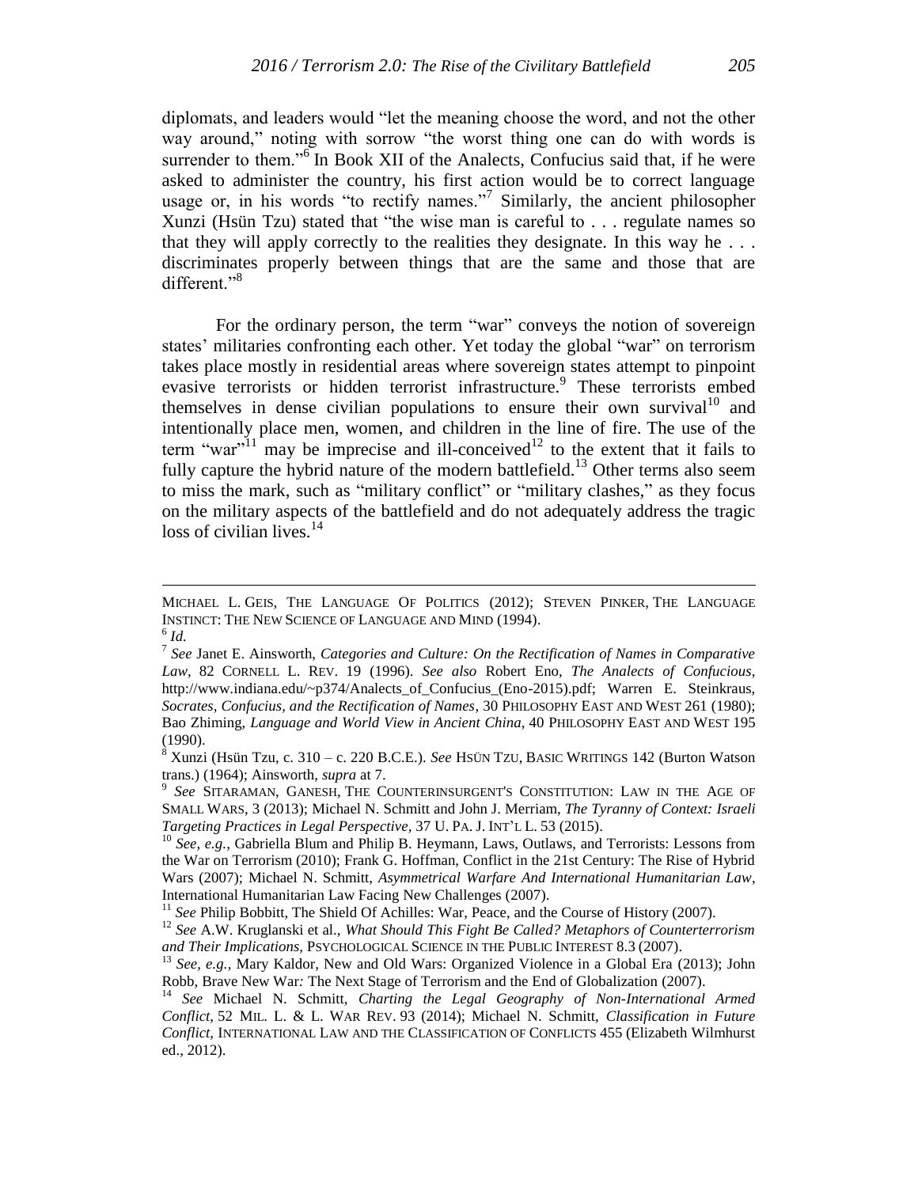diplomats, and leaders would "let the meaning choose the word, and not the other way around," noting with sorrow "the worst thing one can do with words is surrender to them."[6] In Book XII of the Analects, Confucius said that, if he were asked to administer the country, his first action would be to correct language usage or, in his words "to rectify names."[7] Similarly, the ancient philosopher Xunzi (Hsün Tzu) stated that "the wise man is careful to . . . regulate names so that they will apply correctly to the realities they designate. In this way he . . . discriminates properly between things that are the same and those that are different."[8]

For the ordinary person, the term "war" conveys the notion of sovereign states' militaries confronting each other. Yet today the global "war" on terrorism takes place mostly in residential areas where sovereign states attempt to pinpoint evasive terrorists or hidden terrorist infrastructure.[9] These terrorists embed themselves in dense civilian populations to ensure their own survival[10] and intentionally place men, women, and children in the line of fire. The use of the term "war"[11] may be imprecise and ill-conceived[12] to the extent that it fails to fully capture the hybrid nature of the modern battlefield.[13] Other terms also seem to miss the mark, such as "military conflict" or "military clashes," as they focus on the military aspects of the battlefield and do not adequately address the tragic loss of civilian lives.[14]

---

MICHAEL L. GEIS, THE LANGUAGE OF POLITICS (2012); STEVEN PINKER, THE LANGUAGE INSTINCT: THE NEW SCIENCE OF LANGUAGE AND MIND (1994).

[6] *Id.*

[7] *See* Janet E. Ainsworth, *Categories and Culture: On the Rectification of Names in Comparative Law*, 82 CORNELL L. REV. 19 (1996). *See also* Robert Eno, *The Analects of Confucious*, http://www.indiana.edu/~p374/Analects_of_Confucius_(Eno-2015).pdf; Warren E. Steinkraus, *Socrates, Confucius, and the Rectification of Names*, 30 PHILOSOPHY EAST AND WEST 261 (1980); Bao Zhiming, *Language and World View in Ancient China*, 40 PHILOSOPHY EAST AND WEST 195 (1990).

[8] Xunzi (Hsün Tzu, c. 310 – c. 220 B.C.E.). *See* HSÜN TZU, BASIC WRITINGS 142 (Burton Watson trans.) (1964); Ainsworth, *supra* at 7.

[9] *See* SITARAMAN, GANESH, THE COUNTERINSURGENT'S CONSTITUTION: LAW IN THE AGE OF SMALL WARS, 3 (2013); Michael N. Schmitt and John J. Merriam, *The Tyranny of Context: Israeli Targeting Practices in Legal Perspective*, 37 U. PA. J. INT'L L. 53 (2015).

[10] *See, e.g.,* Gabriella Blum and Philip B. Heymann, Laws, Outlaws, and Terrorists: Lessons from the War on Terrorism (2010); Frank G. Hoffman, Conflict in the 21st Century: The Rise of Hybrid Wars (2007); Michael N. Schmitt, *Asymmetrical Warfare And International Humanitarian Law*, International Humanitarian Law Facing New Challenges (2007).

[11] *See* Philip Bobbitt, The Shield Of Achilles: War, Peace, and the Course of History (2007).

[12] *See* A.W. Kruglanski et al., *What Should This Fight Be Called? Metaphors of Counterterrorism and Their Implications*, PSYCHOLOGICAL SCIENCE IN THE PUBLIC INTEREST 8.3 (2007).

[13] *See, e.g.,* Mary Kaldor, New and Old Wars: Organized Violence in a Global Era (2013); John Robb, Brave New War*:* The Next Stage of Terrorism and the End of Globalization (2007).

[14] *See* Michael N. Schmitt, *Charting the Legal Geography of Non-International Armed Conflict*, 52 MIL. L. & L. WAR REV. 93 (2014); Michael N. Schmitt, *Classification in Future Conflict*, INTERNATIONAL LAW AND THE CLASSIFICATION OF CONFLICTS 455 (Elizabeth Wilmhurst ed., 2012).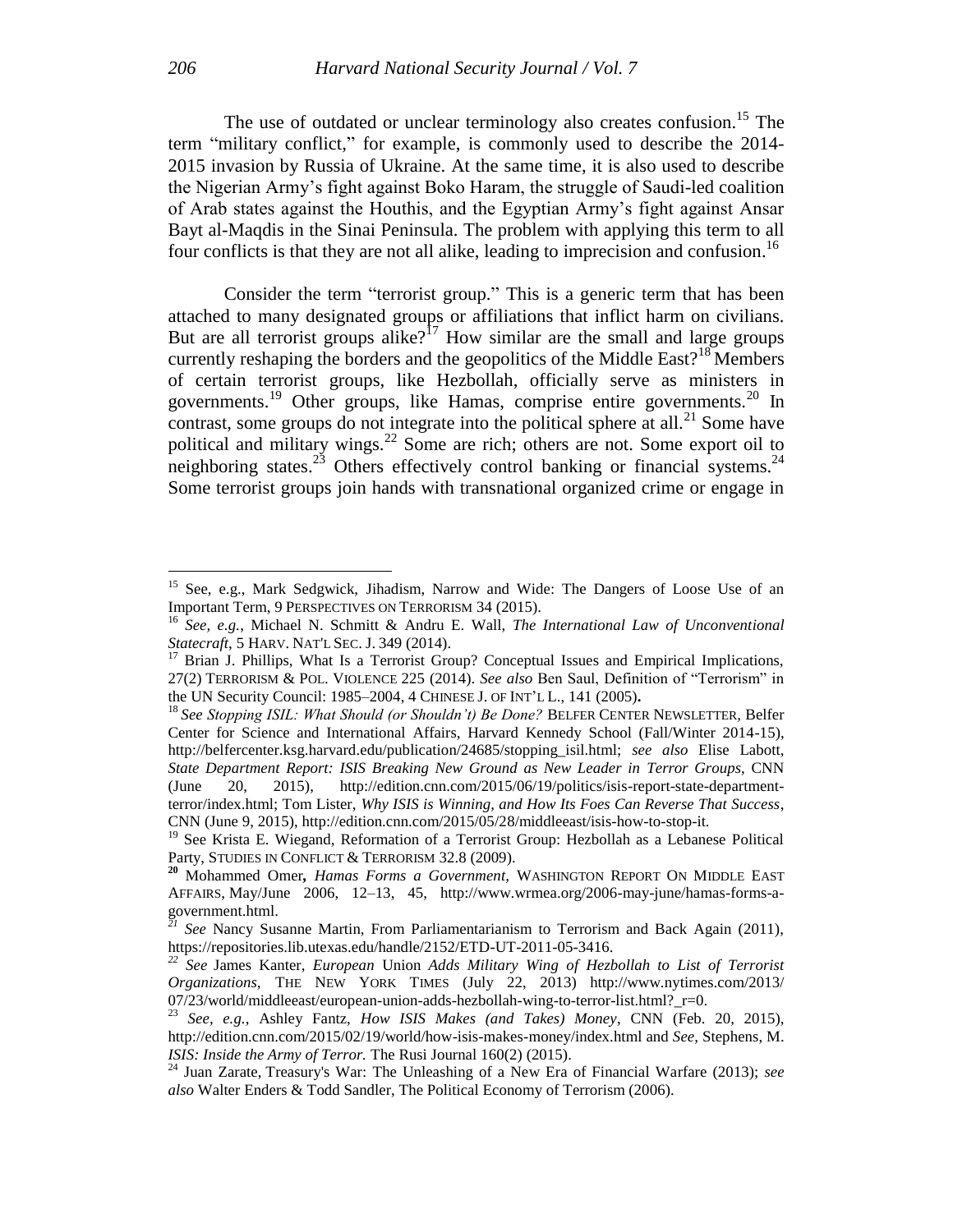The use of outdated or unclear terminology also creates confusion.[15] The term "military conflict," for example, is commonly used to describe the 2014-2015 invasion by Russia of Ukraine. At the same time, it is also used to describe the Nigerian Army's fight against Boko Haram, the struggle of Saudi-led coalition of Arab states against the Houthis, and the Egyptian Army's fight against Ansar Bayt al-Maqdis in the Sinai Peninsula. The problem with applying this term to all four conflicts is that they are not all alike, leading to imprecision and confusion.[16]

Consider the term "terrorist group." This is a generic term that has been attached to many designated groups or affiliations that inflict harm on civilians. But are all terrorist groups alike?[17] How similar are the small and large groups currently reshaping the borders and the geopolitics of the Middle East?[18] Members of certain terrorist groups, like Hezbollah, officially serve as ministers in governments.[19] Other groups, like Hamas, comprise entire governments.[20] In contrast, some groups do not integrate into the political sphere at all.[21] Some have political and military wings.[22] Some are rich; others are not. Some export oil to neighboring states.[23] Others effectively control banking or financial systems.[24] Some terrorist groups join hands with transnational organized crime or engage in

---

[15] See, e.g., Mark Sedgwick, Jihadism, Narrow and Wide: The Dangers of Loose Use of an Important Term, 9 PERSPECTIVES ON TERRORISM 34 (2015).

[16] *See, e.g.*, Michael N. Schmitt & Andru E. Wall, *The International Law of Unconventional Statecraft*, 5 HARV. NAT'L SEC. J. 349 (2014).

[17] Brian J. Phillips, What Is a Terrorist Group? Conceptual Issues and Empirical Implications, 27(2) TERRORISM & POL. VIOLENCE 225 (2014). *See also* Ben Saul, Definition of "Terrorism" in the UN Security Council: 1985–2004, 4 CHINESE J. OF INT'L L., 141 (2005).

[18] *See Stopping ISIL: What Should (or Shouldn't) Be Done?* BELFER CENTER NEWSLETTER, Belfer Center for Science and International Affairs, Harvard Kennedy School (Fall/Winter 2014-15), http://belfercenter.ksg.harvard.edu/publication/24685/stopping_isil.html; *see also* Elise Labott, *State Department Report: ISIS Breaking New Ground as New Leader in Terror Groups*, CNN (June 20, 2015), http://edition.cnn.com/2015/06/19/politics/isis-report-state-department-terror/index.html; Tom Lister, *Why ISIS is Winning, and How Its Foes Can Reverse That Success*, CNN (June 9, 2015), http://edition.cnn.com/2015/05/28/middleeast/isis-how-to-stop-it.

[19] See Krista E. Wiegand, Reformation of a Terrorist Group: Hezbollah as a Lebanese Political Party, STUDIES IN CONFLICT & TERRORISM 32.8 (2009).

[20] Mohammed Omer, *Hamas Forms a Government*, WASHINGTON REPORT ON MIDDLE EAST AFFAIRS, May/June 2006, 12–13, 45, http://www.wrmea.org/2006-may-june/hamas-forms-a-government.html.

[21] *See* Nancy Susanne Martin, From Parliamentarianism to Terrorism and Back Again (2011), https://repositories.lib.utexas.edu/handle/2152/ETD-UT-2011-05-3416.

[22] *See* James Kanter, *European* Union *Adds Military Wing of Hezbollah to List of Terrorist Organizations*, THE NEW YORK TIMES (July 22, 2013) http://www.nytimes.com/2013/07/23/world/middleeast/european-union-adds-hezbollah-wing-to-terror-list.html?_r=0.

[23] *See, e.g.*, Ashley Fantz, *How ISIS Makes (and Takes) Money*, CNN (Feb. 20, 2015), http://edition.cnn.com/2015/02/19/world/how-isis-makes-money/index.html and *See*, Stephens, M. *ISIS: Inside the Army of Terror.* The Rusi Journal 160(2) (2015).

[24] Juan Zarate, Treasury's War: The Unleashing of a New Era of Financial Warfare (2013); *see also* Walter Enders & Todd Sandler, The Political Economy of Terrorism (2006).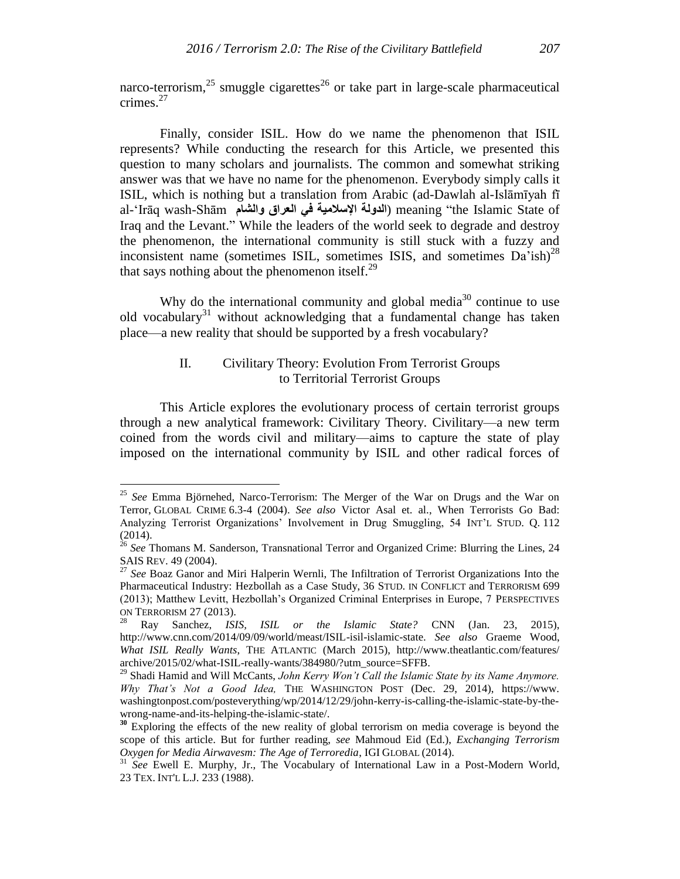narco-terrorism,[25] smuggle cigarettes[26] or take part in large-scale pharmaceutical crimes.[27]

Finally, consider ISIL. How do we name the phenomenon that ISIL represents? While conducting the research for this Article, we presented this question to many scholars and journalists. The common and somewhat striking answer was that we have no name for the phenomenon. Everybody simply calls it ISIL, which is nothing but a translation from Arabic (ad-Dawlah al-Islāmīyah fī al-'Irāq wash-Shām **الدولة الإسلامية في العراق والشام**) meaning "the Islamic State of Iraq and the Levant." While the leaders of the world seek to degrade and destroy the phenomenon, the international community is still stuck with a fuzzy and inconsistent name (sometimes ISIL, sometimes ISIS, and sometimes Da'ish)[28] that says nothing about the phenomenon itself.[29]

Why do the international community and global media[30] continue to use old vocabulary[31] without acknowledging that a fundamental change has taken place—a new reality that should be supported by a fresh vocabulary?

## II. Civilitary Theory: Evolution From Terrorist Groups to Territorial Terrorist Groups

This Article explores the evolutionary process of certain terrorist groups through a new analytical framework: Civilitary Theory. Civilitary—a new term coined from the words civil and military—aims to capture the state of play imposed on the international community by ISIL and other radical forces of

---

[25] *See* Emma Björnehed, Narco-Terrorism: The Merger of the War on Drugs and the War on Terror, GLOBAL CRIME 6.3-4 (2004). *See also* Victor Asal et. al., When Terrorists Go Bad: Analyzing Terrorist Organizations' Involvement in Drug Smuggling, 54 INT'L STUD. Q. 112 (2014).

[26] *See* Thomans M. Sanderson, Transnational Terror and Organized Crime: Blurring the Lines, 24 SAIS REV. 49 (2004).

[27] *See* Boaz Ganor and Miri Halperin Wernli, The Infiltration of Terrorist Organizations Into the Pharmaceutical Industry: Hezbollah as a Case Study, 36 STUD. IN CONFLICT and TERRORISM 699 (2013); Matthew Levitt, Hezbollah's Organized Criminal Enterprises in Europe, 7 PERSPECTIVES ON TERRORISM 27 (2013).

[28] Ray Sanchez, *ISIS, ISIL or the Islamic State?* CNN (Jan. 23, 2015), http://www.cnn.com/2014/09/09/world/meast/ISIL-isil-islamic-state. *See also* Graeme Wood, *What ISIL Really Wants*, THE ATLANTIC (March 2015), http://www.theatlantic.com/features/archive/2015/02/what-ISIL-really-wants/384980/?utm_source=SFFB.

[29] Shadi Hamid and Will McCants, *John Kerry Won't Call the Islamic State by its Name Anymore. Why That's Not a Good Idea,* THE WASHINGTON POST (Dec. 29, 2014), https://www.washingtonpost.com/posteverything/wp/2014/12/29/john-kerry-is-calling-the-islamic-state-by-the-wrong-name-and-its-helping-the-islamic-state/.

[30] Exploring the effects of the new reality of global terrorism on media coverage is beyond the scope of this article. But for further reading, *see* Mahmoud Eid (Ed.), *Exchanging Terrorism Oxygen for Media Airwavesm: The Age of Terroredia*, IGI GLOBAL (2014).

[31] *See* Ewell E. Murphy, Jr., The Vocabulary of International Law in a Post-Modern World, 23 TEX. INT'L L.J. 233 (1988).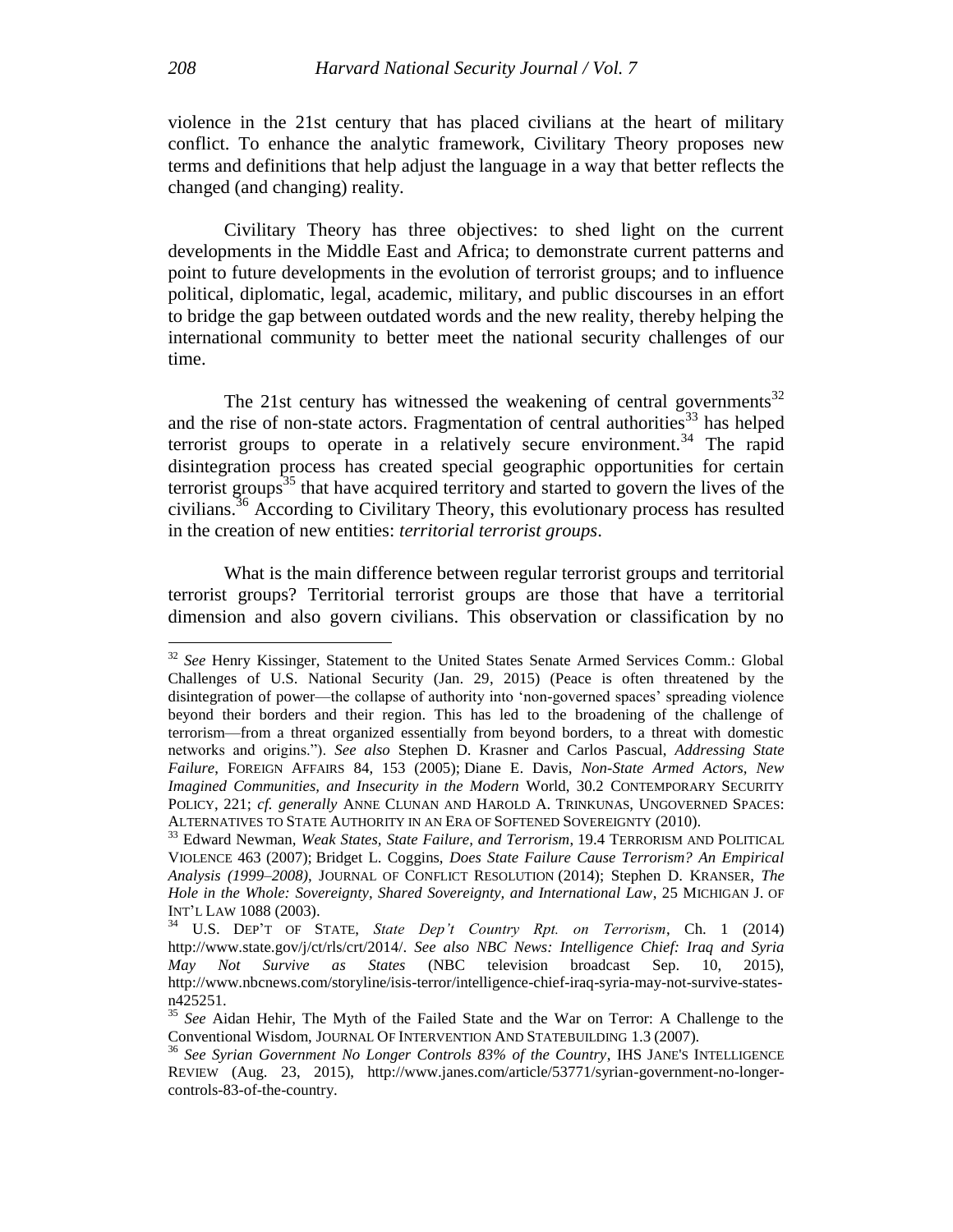violence in the 21st century that has placed civilians at the heart of military conflict. To enhance the analytic framework, Civilitary Theory proposes new terms and definitions that help adjust the language in a way that better reflects the changed (and changing) reality.

Civilitary Theory has three objectives: to shed light on the current developments in the Middle East and Africa; to demonstrate current patterns and point to future developments in the evolution of terrorist groups; and to influence political, diplomatic, legal, academic, military, and public discourses in an effort to bridge the gap between outdated words and the new reality, thereby helping the international community to better meet the national security challenges of our time.

The 21st century has witnessed the weakening of central governments[32] and the rise of non-state actors. Fragmentation of central authorities[33] has helped terrorist groups to operate in a relatively secure environment.[34] The rapid disintegration process has created special geographic opportunities for certain terrorist groups[35] that have acquired territory and started to govern the lives of the civilians.[36] According to Civilitary Theory, this evolutionary process has resulted in the creation of new entities: *territorial terrorist groups*.

What is the main difference between regular terrorist groups and territorial terrorist groups? Territorial terrorist groups are those that have a territorial dimension and also govern civilians. This observation or classification by no

---

[32] *See* Henry Kissinger, Statement to the United States Senate Armed Services Comm.: Global Challenges of U.S. National Security (Jan. 29, 2015) (Peace is often threatened by the disintegration of power—the collapse of authority into 'non-governed spaces' spreading violence beyond their borders and their region. This has led to the broadening of the challenge of terrorism—from a threat organized essentially from beyond borders, to a threat with domestic networks and origins."). *See also* Stephen D. Krasner and Carlos Pascual, *Addressing State Failure*, FOREIGN AFFAIRS 84, 153 (2005); Diane E. Davis, *Non-State Armed Actors, New Imagined Communities, and Insecurity in the Modern* World, 30.2 CONTEMPORARY SECURITY POLICY, 221; *cf. generally* ANNE CLUNAN AND HAROLD A. TRINKUNAS, UNGOVERNED SPACES: ALTERNATIVES TO STATE AUTHORITY IN AN ERA OF SOFTENED SOVEREIGNTY (2010).

[33] Edward Newman, *Weak States, State Failure, and Terrorism*, 19.4 TERRORISM AND POLITICAL VIOLENCE 463 (2007); Bridget L. Coggins, *Does State Failure Cause Terrorism? An Empirical Analysis (1999–2008)*, JOURNAL OF CONFLICT RESOLUTION (2014); Stephen D. KRANSER, *The Hole in the Whole: Sovereignty, Shared Sovereignty, and International Law*, 25 MICHIGAN J. OF INT'L LAW 1088 (2003).

[34] U.S. DEP'T OF STATE, *State Dep't Country Rpt. on Terrorism*, Ch. 1 (2014) http://www.state.gov/j/ct/rls/crt/2014/. *See also NBC News: Intelligence Chief: Iraq and Syria May Not Survive as States* (NBC television broadcast Sep. 10, 2015), http://www.nbcnews.com/storyline/isis-terror/intelligence-chief-iraq-syria-may-not-survive-states-n425251.

[35] *See* Aidan Hehir, The Myth of the Failed State and the War on Terror: A Challenge to the Conventional Wisdom, JOURNAL OF INTERVENTION AND STATEBUILDING 1.3 (2007).

[36] *See Syrian Government No Longer Controls 83% of the Country*, IHS JANE'S INTELLIGENCE REVIEW (Aug. 23, 2015), http://www.janes.com/article/53771/syrian-government-no-longer-controls-83-of-the-country.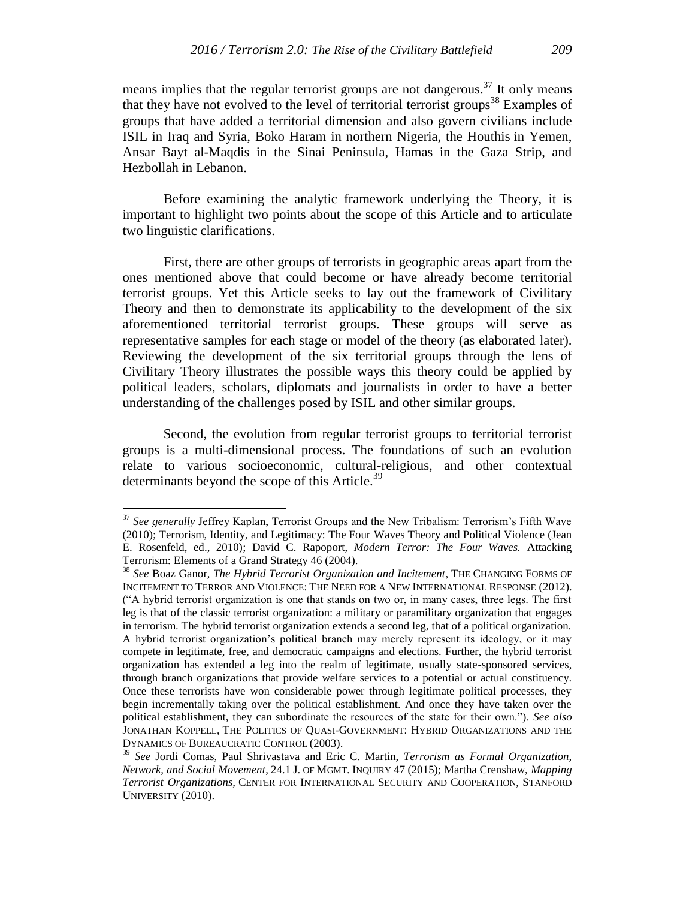means implies that the regular terrorist groups are not dangerous.[37] It only means that they have not evolved to the level of territorial terrorist groups[38] Examples of groups that have added a territorial dimension and also govern civilians include ISIL in Iraq and Syria, Boko Haram in northern Nigeria, the Houthis in Yemen, Ansar Bayt al-Maqdis in the Sinai Peninsula, Hamas in the Gaza Strip, and Hezbollah in Lebanon.

Before examining the analytic framework underlying the Theory, it is important to highlight two points about the scope of this Article and to articulate two linguistic clarifications.

First, there are other groups of terrorists in geographic areas apart from the ones mentioned above that could become or have already become territorial terrorist groups. Yet this Article seeks to lay out the framework of Civilitary Theory and then to demonstrate its applicability to the development of the six aforementioned territorial terrorist groups. These groups will serve as representative samples for each stage or model of the theory (as elaborated later). Reviewing the development of the six territorial groups through the lens of Civilitary Theory illustrates the possible ways this theory could be applied by political leaders, scholars, diplomats and journalists in order to have a better understanding of the challenges posed by ISIL and other similar groups.

Second, the evolution from regular terrorist groups to territorial terrorist groups is a multi-dimensional process. The foundations of such an evolution relate to various socioeconomic, cultural-religious, and other contextual determinants beyond the scope of this Article.[39]

---

[37] *See generally* Jeffrey Kaplan, Terrorist Groups and the New Tribalism: Terrorism's Fifth Wave (2010); Terrorism, Identity, and Legitimacy: The Four Waves Theory and Political Violence (Jean E. Rosenfeld, ed., 2010); David C. Rapoport, *Modern Terror: The Four Waves.* Attacking Terrorism: Elements of a Grand Strategy 46 (2004).

[38] *See* Boaz Ganor, *The Hybrid Terrorist Organization and Incitement*, THE CHANGING FORMS OF INCITEMENT TO TERROR AND VIOLENCE: THE NEED FOR A NEW INTERNATIONAL RESPONSE (2012). ("A hybrid terrorist organization is one that stands on two or, in many cases, three legs. The first leg is that of the classic terrorist organization: a military or paramilitary organization that engages in terrorism. The hybrid terrorist organization extends a second leg, that of a political organization. A hybrid terrorist organization's political branch may merely represent its ideology, or it may compete in legitimate, free, and democratic campaigns and elections. Further, the hybrid terrorist organization has extended a leg into the realm of legitimate, usually state-sponsored services, through branch organizations that provide welfare services to a potential or actual constituency. Once these terrorists have won considerable power through legitimate political processes, they begin incrementally taking over the political establishment. And once they have taken over the political establishment, they can subordinate the resources of the state for their own."). *See also* JONATHAN KOPPELL, THE POLITICS OF QUASI-GOVERNMENT: HYBRID ORGANIZATIONS AND THE DYNAMICS OF BUREAUCRATIC CONTROL (2003).

[39] *See* Jordi Comas, Paul Shrivastava and Eric C. Martin, *Terrorism as Formal Organization, Network, and Social Movement*, 24.1 J. OF MGMT. INQUIRY 47 (2015); Martha Crenshaw, *Mapping Terrorist Organizations*, CENTER FOR INTERNATIONAL SECURITY AND COOPERATION, STANFORD UNIVERSITY (2010).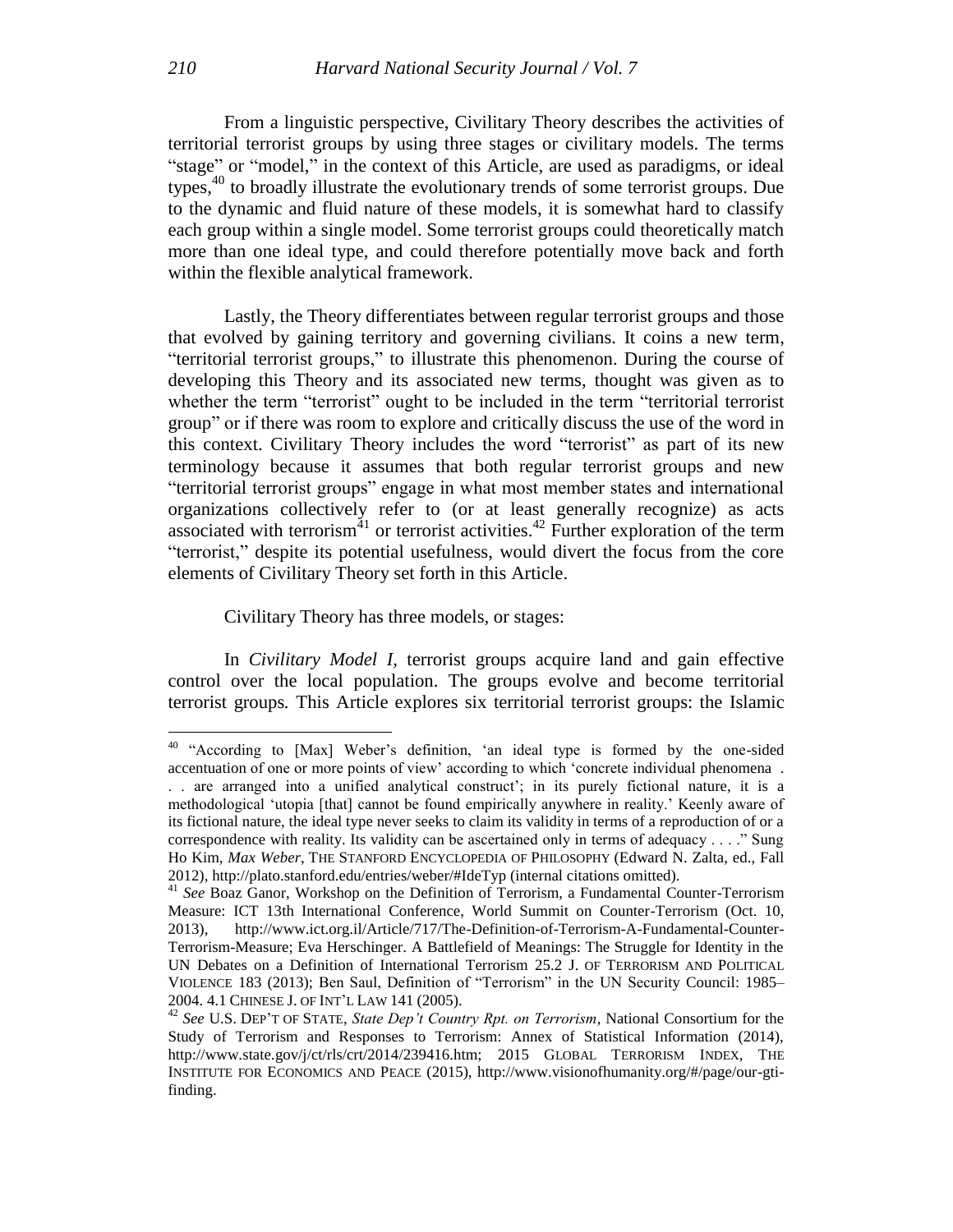From a linguistic perspective, Civilitary Theory describes the activities of territorial terrorist groups by using three stages or civilitary models. The terms "stage" or "model," in the context of this Article, are used as paradigms, or ideal types,[40] to broadly illustrate the evolutionary trends of some terrorist groups. Due to the dynamic and fluid nature of these models, it is somewhat hard to classify each group within a single model. Some terrorist groups could theoretically match more than one ideal type, and could therefore potentially move back and forth within the flexible analytical framework.

Lastly, the Theory differentiates between regular terrorist groups and those that evolved by gaining territory and governing civilians. It coins a new term, "territorial terrorist groups," to illustrate this phenomenon. During the course of developing this Theory and its associated new terms, thought was given as to whether the term "terrorist" ought to be included in the term "territorial terrorist group" or if there was room to explore and critically discuss the use of the word in this context. Civilitary Theory includes the word "terrorist" as part of its new terminology because it assumes that both regular terrorist groups and new "territorial terrorist groups" engage in what most member states and international organizations collectively refer to (or at least generally recognize) as acts associated with terrorism[41] or terrorist activities.[42] Further exploration of the term "terrorist," despite its potential usefulness, would divert the focus from the core elements of Civilitary Theory set forth in this Article.

Civilitary Theory has three models, or stages:

In *Civilitary Model I*, terrorist groups acquire land and gain effective control over the local population. The groups evolve and become territorial terrorist groups. This Article explores six territorial terrorist groups: the Islamic

---

[40] "According to [Max] Weber's definition, 'an ideal type is formed by the one-sided accentuation of one or more points of view' according to which 'concrete individual phenomena . . . are arranged into a unified analytical construct'; in its purely fictional nature, it is a methodological 'utopia [that] cannot be found empirically anywhere in reality.' Keenly aware of its fictional nature, the ideal type never seeks to claim its validity in terms of a reproduction of or a correspondence with reality. Its validity can be ascertained only in terms of adequacy . . . ." Sung Ho Kim, *Max Weber*, THE STANFORD ENCYCLOPEDIA OF PHILOSOPHY (Edward N. Zalta, ed., Fall 2012), http://plato.stanford.edu/entries/weber/#IdeTyp (internal citations omitted).

[41] *See* Boaz Ganor, Workshop on the Definition of Terrorism, a Fundamental Counter-Terrorism Measure: ICT 13th International Conference, World Summit on Counter-Terrorism (Oct. 10, 2013), http://www.ict.org.il/Article/717/The-Definition-of-Terrorism-A-Fundamental-Counter-Terrorism-Measure; Eva Herschinger. A Battlefield of Meanings: The Struggle for Identity in the UN Debates on a Definition of International Terrorism 25.2 J. OF TERRORISM AND POLITICAL VIOLENCE 183 (2013); Ben Saul, Definition of "Terrorism" in the UN Security Council: 1985–2004. 4.1 CHINESE J. OF INT'L LAW 141 (2005).

[42] *See* U.S. DEP'T OF STATE, *State Dep't Country Rpt. on Terrorism*, National Consortium for the Study of Terrorism and Responses to Terrorism: Annex of Statistical Information (2014), http://www.state.gov/j/ct/rls/crt/2014/239416.htm; 2015 GLOBAL TERRORISM INDEX, THE INSTITUTE FOR ECONOMICS AND PEACE (2015), http://www.visionofhumanity.org/#/page/our-gti-finding.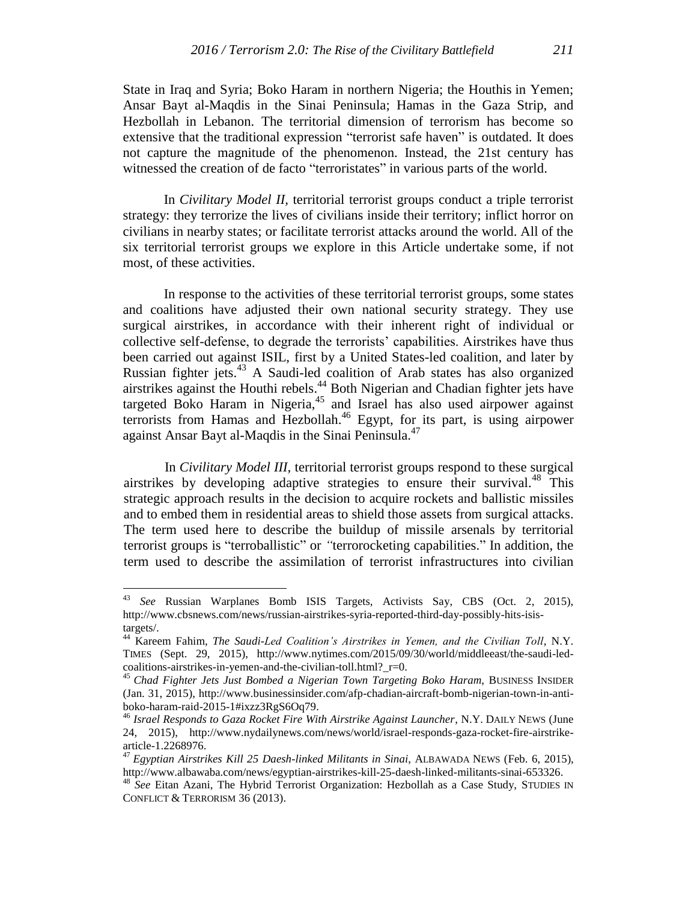State in Iraq and Syria; Boko Haram in northern Nigeria; the Houthis in Yemen; Ansar Bayt al-Maqdis in the Sinai Peninsula; Hamas in the Gaza Strip, and Hezbollah in Lebanon. The territorial dimension of terrorism has become so extensive that the traditional expression "terrorist safe haven" is outdated. It does not capture the magnitude of the phenomenon. Instead, the 21st century has witnessed the creation of de facto "terroristates" in various parts of the world.

In *Civilitary Model II*, territorial terrorist groups conduct a triple terrorist strategy: they terrorize the lives of civilians inside their territory; inflict horror on civilians in nearby states; or facilitate terrorist attacks around the world. All of the six territorial terrorist groups we explore in this Article undertake some, if not most, of these activities.

In response to the activities of these territorial terrorist groups, some states and coalitions have adjusted their own national security strategy. They use surgical airstrikes, in accordance with their inherent right of individual or collective self-defense, to degrade the terrorists' capabilities. Airstrikes have thus been carried out against ISIL, first by a United States-led coalition, and later by Russian fighter jets.[43] A Saudi-led coalition of Arab states has also organized airstrikes against the Houthi rebels.[44] Both Nigerian and Chadian fighter jets have targeted Boko Haram in Nigeria,[45] and Israel has also used airpower against terrorists from Hamas and Hezbollah.[46] Egypt, for its part, is using airpower against Ansar Bayt al-Maqdis in the Sinai Peninsula.[47]

In *Civilitary Model III*, territorial terrorist groups respond to these surgical airstrikes by developing adaptive strategies to ensure their survival.[48] This strategic approach results in the decision to acquire rockets and ballistic missiles and to embed them in residential areas to shield those assets from surgical attacks. The term used here to describe the buildup of missile arsenals by territorial terrorist groups is "terroballistic" or "terrorocketing capabilities." In addition, the term used to describe the assimilation of terrorist infrastructures into civilian

---

[43] *See* Russian Warplanes Bomb ISIS Targets, Activists Say, CBS (Oct. 2, 2015), http://www.cbsnews.com/news/russian-airstrikes-syria-reported-third-day-possibly-hits-isis-targets/.

[44] Kareem Fahim, *The Saudi-Led Coalition's Airstrikes in Yemen, and the Civilian Toll*, N.Y. TIMES (Sept. 29, 2015), http://www.nytimes.com/2015/09/30/world/middleeast/the-saudi-led-coalitions-airstrikes-in-yemen-and-the-civilian-toll.html?_r=0.

[45] *Chad Fighter Jets Just Bombed a Nigerian Town Targeting Boko Haram*, BUSINESS INSIDER (Jan. 31, 2015), http://www.businessinsider.com/afp-chadian-aircraft-bomb-nigerian-town-in-anti-boko-haram-raid-2015-1#ixzz3RgS6Oq79.

[46] *Israel Responds to Gaza Rocket Fire With Airstrike Against Launcher*, N.Y. DAILY NEWS (June 24, 2015), http://www.nydailynews.com/news/world/israel-responds-gaza-rocket-fire-airstrike-article-1.2268976.

[47] *Egyptian Airstrikes Kill 25 Daesh-linked Militants in Sinai*, ALBAWADA NEWS (Feb. 6, 2015), http://www.albawaba.com/news/egyptian-airstrikes-kill-25-daesh-linked-militants-sinai-653326.

[48] *See* Eitan Azani, The Hybrid Terrorist Organization: Hezbollah as a Case Study, STUDIES IN CONFLICT & TERRORISM 36 (2013).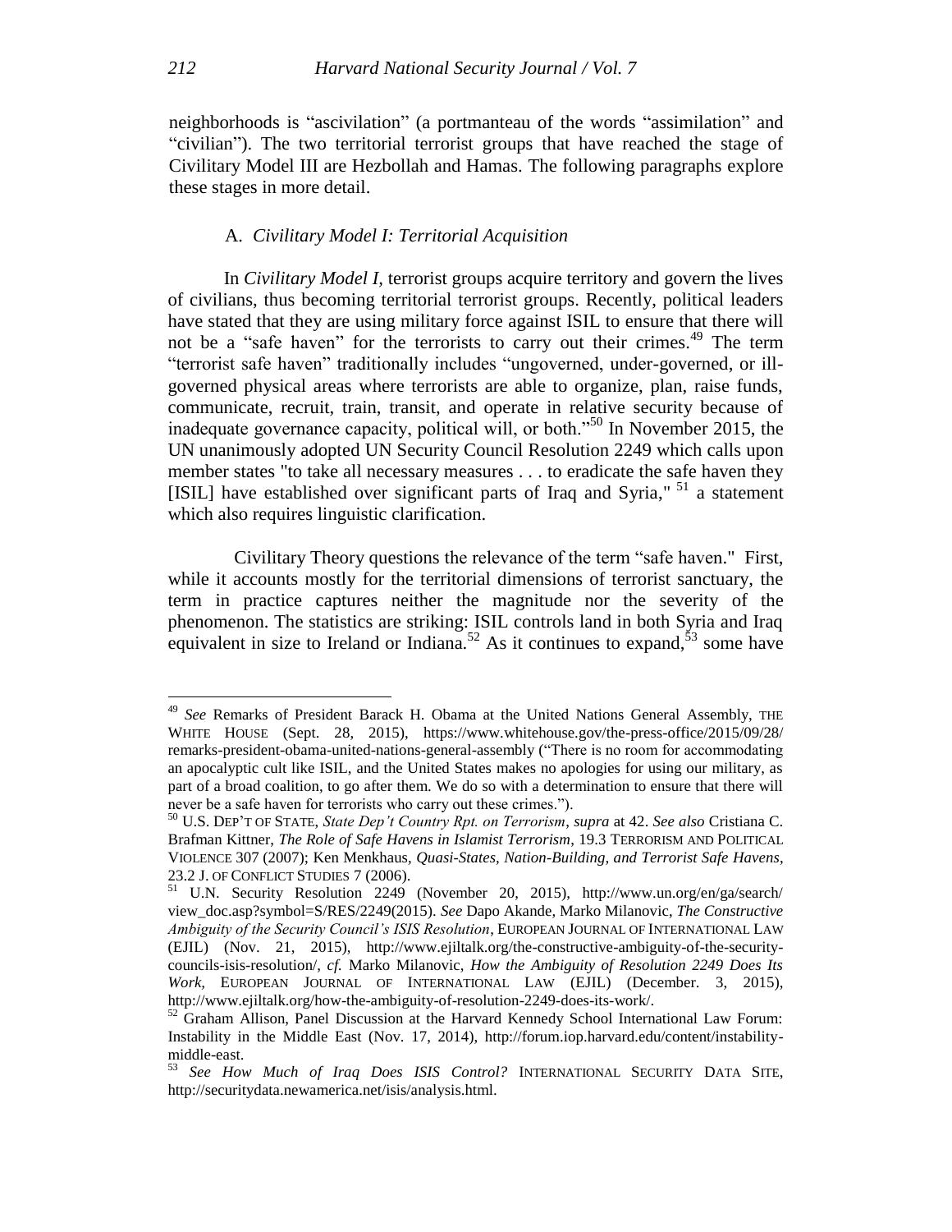neighborhoods is "ascivilation" (a portmanteau of the words "assimilation" and "civilian"). The two territorial terrorist groups that have reached the stage of Civilitary Model III are Hezbollah and Hamas. The following paragraphs explore these stages in more detail.

### A. *Civilitary Model I: Territorial Acquisition*

In *Civilitary Model I*, terrorist groups acquire territory and govern the lives of civilians, thus becoming territorial terrorist groups. Recently, political leaders have stated that they are using military force against ISIL to ensure that there will not be a "safe haven" for the terrorists to carry out their crimes.[49] The term "terrorist safe haven" traditionally includes "ungoverned, under-governed, or ill-governed physical areas where terrorists are able to organize, plan, raise funds, communicate, recruit, train, transit, and operate in relative security because of inadequate governance capacity, political will, or both."[50] In November 2015, the UN unanimously adopted UN Security Council Resolution 2249 which calls upon member states "to take all necessary measures . . . to eradicate the safe haven they [ISIL] have established over significant parts of Iraq and Syria,"[51] a statement which also requires linguistic clarification.

Civilitary Theory questions the relevance of the term "safe haven." First, while it accounts mostly for the territorial dimensions of terrorist sanctuary, the term in practice captures neither the magnitude nor the severity of the phenomenon. The statistics are striking: ISIL controls land in both Syria and Iraq equivalent in size to Ireland or Indiana.[52] As it continues to expand,[53] some have

---

[49] *See* Remarks of President Barack H. Obama at the United Nations General Assembly, THE WHITE HOUSE (Sept. 28, 2015), https://www.whitehouse.gov/the-press-office/2015/09/28/remarks-president-obama-united-nations-general-assembly ("There is no room for accommodating an apocalyptic cult like ISIL, and the United States makes no apologies for using our military, as part of a broad coalition, to go after them. We do so with a determination to ensure that there will never be a safe haven for terrorists who carry out these crimes.").

[50] U.S. DEP'T OF STATE, *State Dep't Country Rpt. on Terrorism*, *supra* at 42. *See also* Cristiana C. Brafman Kittner, *The Role of Safe Havens in Islamist Terrorism*, 19.3 TERRORISM AND POLITICAL VIOLENCE 307 (2007); Ken Menkhaus, *Quasi-States, Nation-Building, and Terrorist Safe Havens*, 23.2 J. OF CONFLICT STUDIES 7 (2006).

[51] U.N. Security Resolution 2249 (November 20, 2015), http://www.un.org/en/ga/search/view_doc.asp?symbol=S/RES/2249(2015). *See* Dapo Akande, Marko Milanovic, *The Constructive Ambiguity of the Security Council's ISIS Resolution*, EUROPEAN JOURNAL OF INTERNATIONAL LAW (EJIL) (Nov. 21, 2015), http://www.ejiltalk.org/the-constructive-ambiguity-of-the-security-councils-isis-resolution/, *cf.* Marko Milanovic, *How the Ambiguity of Resolution 2249 Does Its Work*, EUROPEAN JOURNAL OF INTERNATIONAL LAW (EJIL) (December. 3, 2015), http://www.ejiltalk.org/how-the-ambiguity-of-resolution-2249-does-its-work/.

[52] Graham Allison, Panel Discussion at the Harvard Kennedy School International Law Forum: Instability in the Middle East (Nov. 17, 2014), http://forum.iop.harvard.edu/content/instability-middle-east.

[53] *See How Much of Iraq Does ISIS Control?* INTERNATIONAL SECURITY DATA SITE, http://securitydata.newamerica.net/isis/analysis.html.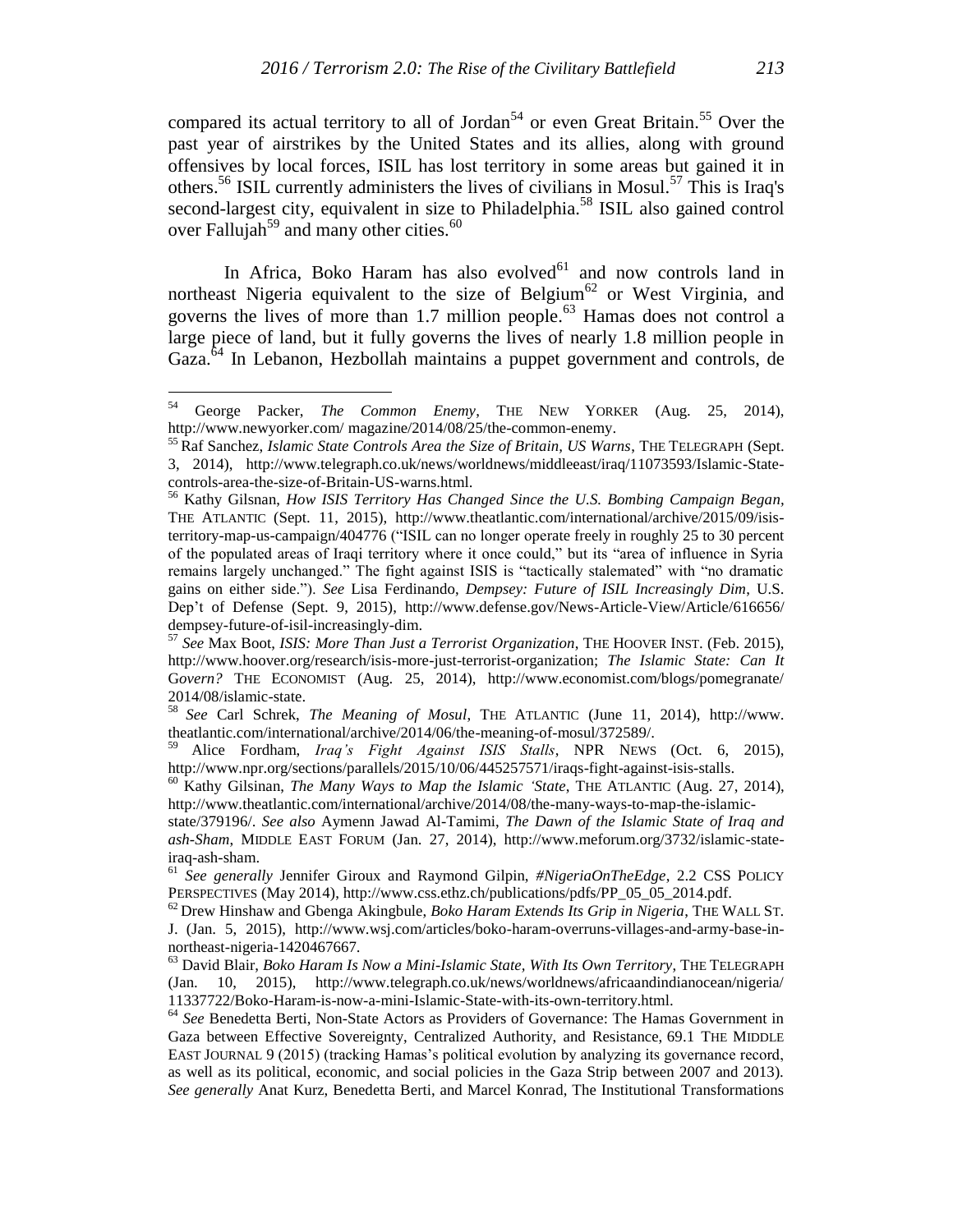compared its actual territory to all of Jordan[54] or even Great Britain.[55] Over the past year of airstrikes by the United States and its allies, along with ground offensives by local forces, ISIL has lost territory in some areas but gained it in others.[56] ISIL currently administers the lives of civilians in Mosul.[57] This is Iraq's second-largest city, equivalent in size to Philadelphia.[58] ISIL also gained control over Fallujah[59] and many other cities.[60]

In Africa, Boko Haram has also evolved[61] and now controls land in northeast Nigeria equivalent to the size of Belgium[62] or West Virginia, and governs the lives of more than 1.7 million people.[63] Hamas does not control a large piece of land, but it fully governs the lives of nearly 1.8 million people in Gaza.[64] In Lebanon, Hezbollah maintains a puppet government and controls, de

---

[54] George Packer, *The Common Enemy*, THE NEW YORKER (Aug. 25, 2014), http://www.newyorker.com/ magazine/2014/08/25/the-common-enemy.

[55] Raf Sanchez, *Islamic State Controls Area the Size of Britain, US Warns*, THE TELEGRAPH (Sept. 3, 2014), http://www.telegraph.co.uk/news/worldnews/middleeast/iraq/11073593/Islamic-State-controls-area-the-size-of-Britain-US-warns.html.

[56] Kathy Gilsnan, *How ISIS Territory Has Changed Since the U.S. Bombing Campaign Began*, THE ATLANTIC (Sept. 11, 2015), http://www.theatlantic.com/international/archive/2015/09/isis-territory-map-us-campaign/404776 ("ISIL can no longer operate freely in roughly 25 to 30 percent of the populated areas of Iraqi territory where it once could," but its "area of influence in Syria remains largely unchanged." The fight against ISIS is "tactically stalemated" with "no dramatic gains on either side."). *See* Lisa Ferdinando, *Dempsey: Future of ISIL Increasingly Dim*, U.S. Dep't of Defense (Sept. 9, 2015), http://www.defense.gov/News-Article-View/Article/616656/ dempsey-future-of-isil-increasingly-dim.

[57] *See* Max Boot, *ISIS: More Than Just a Terrorist Organization*, THE HOOVER INST. (Feb. 2015), http://www.hoover.org/research/isis-more-just-terrorist-organization; *The Islamic State: Can It Govern?* THE ECONOMIST (Aug. 25, 2014), http://www.economist.com/blogs/pomegranate/ 2014/08/islamic-state.

[58] *See* Carl Schrek, *The Meaning of Mosul*, THE ATLANTIC (June 11, 2014), http://www. theatlantic.com/international/archive/2014/06/the-meaning-of-mosul/372589/.

[59] Alice Fordham, *Iraq's Fight Against ISIS Stalls*, NPR NEWS (Oct. 6, 2015), http://www.npr.org/sections/parallels/2015/10/06/445257571/iraqs-fight-against-isis-stalls.

[60] Kathy Gilsinan, *The Many Ways to Map the Islamic 'State*, THE ATLANTIC (Aug. 27, 2014), http://www.theatlantic.com/international/archive/2014/08/the-many-ways-to-map-the-islamic-state/379196/. *See also* Aymenn Jawad Al-Tamimi, *The Dawn of the Islamic State of Iraq and ash-Sham*, MIDDLE EAST FORUM (Jan. 27, 2014), http://www.meforum.org/3732/islamic-state-iraq-ash-sham.

[61] *See generally* Jennifer Giroux and Raymond Gilpin, *#NigeriaOnTheEdge*, 2.2 CSS POLICY PERSPECTIVES (May 2014), http://www.css.ethz.ch/publications/pdfs/PP_05_05_2014.pdf.

[62] Drew Hinshaw and Gbenga Akingbule, *Boko Haram Extends Its Grip in Nigeria*, THE WALL ST. J. (Jan. 5, 2015), http://www.wsj.com/articles/boko-haram-overruns-villages-and-army-base-in-northeast-nigeria-1420467667.

[63] David Blair, *Boko Haram Is Now a Mini-Islamic State, With Its Own Territory*, THE TELEGRAPH (Jan. 10, 2015), http://www.telegraph.co.uk/news/worldnews/africaandindianocean/nigeria/ 11337722/Boko-Haram-is-now-a-mini-Islamic-State-with-its-own-territory.html.

[64] *See* Benedetta Berti, Non-State Actors as Providers of Governance: The Hamas Government in Gaza between Effective Sovereignty, Centralized Authority, and Resistance, 69.1 THE MIDDLE EAST JOURNAL 9 (2015) (tracking Hamas's political evolution by analyzing its governance record, as well as its political, economic, and social policies in the Gaza Strip between 2007 and 2013). *See generally* Anat Kurz, Benedetta Berti, and Marcel Konrad, The Institutional Transformations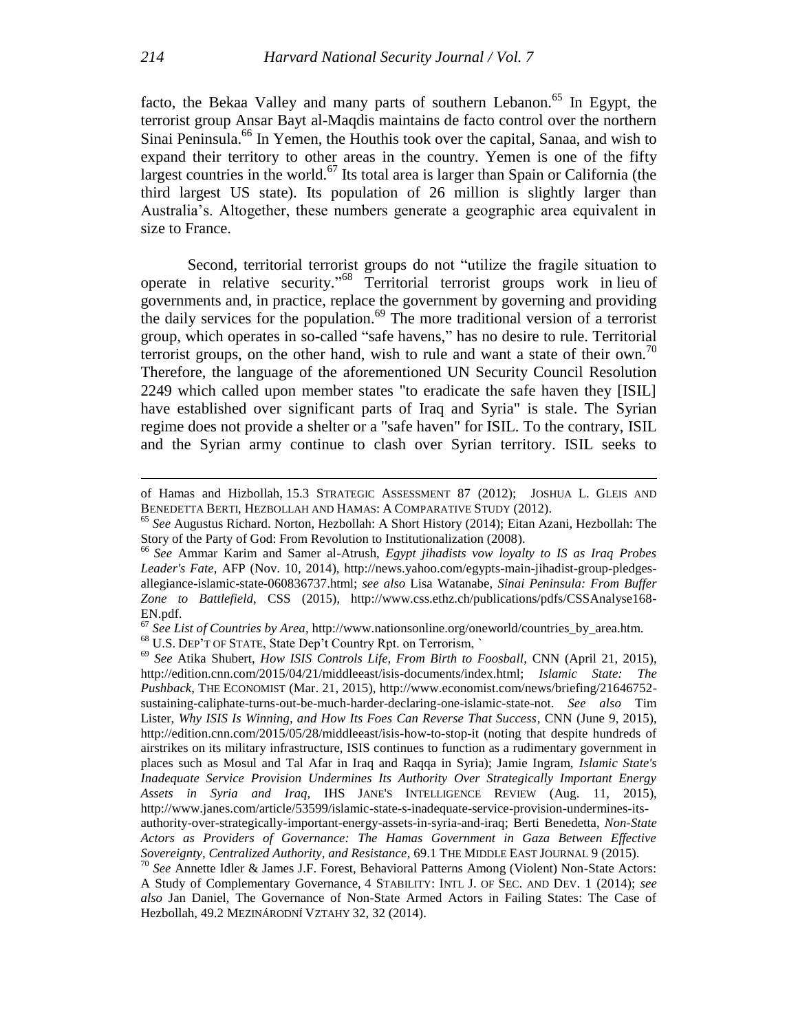facto, the Bekaa Valley and many parts of southern Lebanon.[65] In Egypt, the terrorist group Ansar Bayt al-Maqdis maintains de facto control over the northern Sinai Peninsula.[66] In Yemen, the Houthis took over the capital, Sanaa, and wish to expand their territory to other areas in the country. Yemen is one of the fifty largest countries in the world.[67] Its total area is larger than Spain or California (the third largest US state). Its population of 26 million is slightly larger than Australia's. Altogether, these numbers generate a geographic area equivalent in size to France.

Second, territorial terrorist groups do not "utilize the fragile situation to operate in relative security."[68] Territorial terrorist groups work in lieu of governments and, in practice, replace the government by governing and providing the daily services for the population.[69] The more traditional version of a terrorist group, which operates in so-called "safe havens," has no desire to rule. Territorial terrorist groups, on the other hand, wish to rule and want a state of their own.[70] Therefore, the language of the aforementioned UN Security Council Resolution 2249 which called upon member states "to eradicate the safe haven they [ISIL] have established over significant parts of Iraq and Syria" is stale. The Syrian regime does not provide a shelter or a "safe haven" for ISIL. To the contrary, ISIL and the Syrian army continue to clash over Syrian territory. ISIL seeks to

---

of Hamas and Hizbollah, 15.3 STRATEGIC ASSESSMENT 87 (2012); JOSHUA L. GLEIS AND BENEDETTA BERTI, HEZBOLLAH AND HAMAS: A COMPARATIVE STUDY (2012).

[65] *See* Augustus Richard. Norton, Hezbollah: A Short History (2014); Eitan Azani, Hezbollah: The Story of the Party of God: From Revolution to Institutionalization (2008).

[66] *See* Ammar Karim and Samer al-Atrush, *Egypt jihadists vow loyalty to IS as Iraq Probes Leader's Fate*, AFP (Nov. 10, 2014), http://news.yahoo.com/egypts-main-jihadist-group-pledges-allegiance-islamic-state-060836737.html; *see also* Lisa Watanabe, *Sinai Peninsula: From Buffer Zone to Battlefield*, CSS (2015), http://www.css.ethz.ch/publications/pdfs/CSSAnalyse168-EN.pdf.

[67] *See List of Countries by Area*, http://www.nationsonline.org/oneworld/countries_by_area.htm.

[68] U.S. DEP'T OF STATE, State Dep't Country Rpt. on Terrorism, `

[69] *See* Atika Shubert, *How ISIS Controls Life, From Birth to Foosball*, CNN (April 21, 2015), http://edition.cnn.com/2015/04/21/middleeast/isis-documents/index.html; *Islamic State: The Pushback*, THE ECONOMIST (Mar. 21, 2015), http://www.economist.com/news/briefing/21646752-sustaining-caliphate-turns-out-be-much-harder-declaring-one-islamic-state-not. *See also* Tim Lister, *Why ISIS Is Winning, and How Its Foes Can Reverse That Success*, CNN (June 9, 2015), http://edition.cnn.com/2015/05/28/middleeast/isis-how-to-stop-it (noting that despite hundreds of airstrikes on its military infrastructure, ISIS continues to function as a rudimentary government in places such as Mosul and Tal Afar in Iraq and Raqqa in Syria); Jamie Ingram, *Islamic State's Inadequate Service Provision Undermines Its Authority Over Strategically Important Energy Assets in Syria and Iraq*, IHS JANE'S INTELLIGENCE REVIEW (Aug. 11, 2015), http://www.janes.com/article/53599/islamic-state-s-inadequate-service-provision-undermines-its-authority-over-strategically-important-energy-assets-in-syria-and-iraq; Berti Benedetta, *Non-State Actors as Providers of Governance: The Hamas Government in Gaza Between Effective Sovereignty, Centralized Authority, and Resistance*, 69.1 THE MIDDLE EAST JOURNAL 9 (2015).

[70] *See* Annette Idler & James J.F. Forest, Behavioral Patterns Among (Violent) Non-State Actors: A Study of Complementary Governance, 4 STABILITY: INTL J. OF SEC. AND DEV. 1 (2014); *see also* Jan Daniel, The Governance of Non-State Armed Actors in Failing States: The Case of Hezbollah, 49.2 MEZINÁRODNÍ VZTAHY 32, 32 (2014).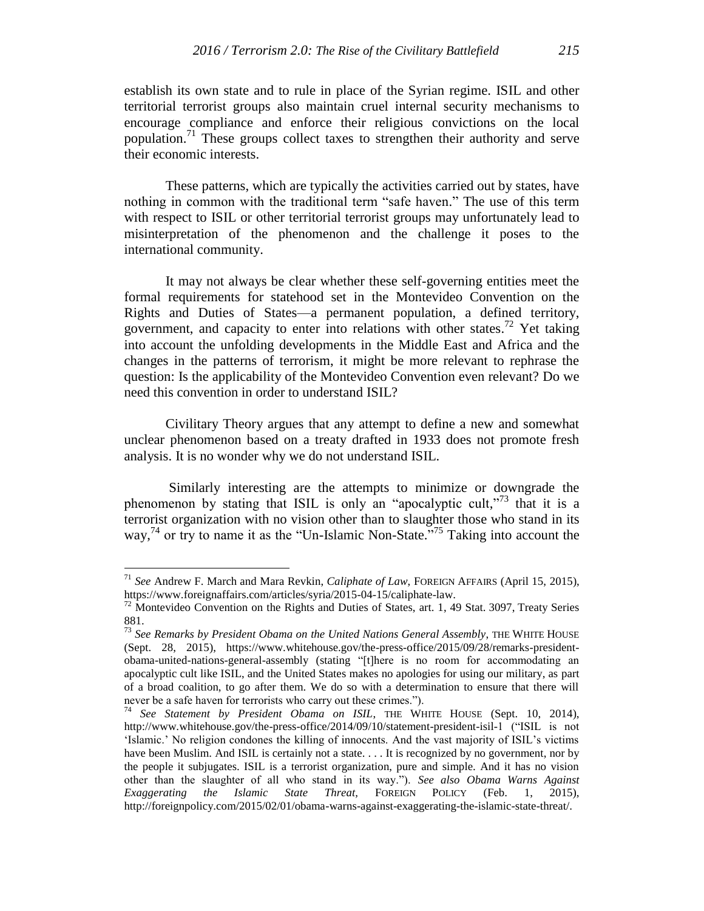establish its own state and to rule in place of the Syrian regime. ISIL and other territorial terrorist groups also maintain cruel internal security mechanisms to encourage compliance and enforce their religious convictions on the local population.[71] These groups collect taxes to strengthen their authority and serve their economic interests.

These patterns, which are typically the activities carried out by states, have nothing in common with the traditional term "safe haven." The use of this term with respect to ISIL or other territorial terrorist groups may unfortunately lead to misinterpretation of the phenomenon and the challenge it poses to the international community.

It may not always be clear whether these self-governing entities meet the formal requirements for statehood set in the Montevideo Convention on the Rights and Duties of States—a permanent population, a defined territory, government, and capacity to enter into relations with other states.[72] Yet taking into account the unfolding developments in the Middle East and Africa and the changes in the patterns of terrorism, it might be more relevant to rephrase the question: Is the applicability of the Montevideo Convention even relevant? Do we need this convention in order to understand ISIL?

Civilitary Theory argues that any attempt to define a new and somewhat unclear phenomenon based on a treaty drafted in 1933 does not promote fresh analysis. It is no wonder why we do not understand ISIL.

Similarly interesting are the attempts to minimize or downgrade the phenomenon by stating that ISIL is only an "apocalyptic cult,"[73] that it is a terrorist organization with no vision other than to slaughter those who stand in its way,[74] or try to name it as the "Un-Islamic Non-State."[75] Taking into account the

---

[71] *See* Andrew F. March and Mara Revkin, *Caliphate of Law*, FOREIGN AFFAIRS (April 15, 2015), https://www.foreignaffairs.com/articles/syria/2015-04-15/caliphate-law.

[72] Montevideo Convention on the Rights and Duties of States, art. 1, 49 Stat. 3097, Treaty Series 881.

[73] *See Remarks by President Obama on the United Nations General Assembly*, THE WHITE HOUSE (Sept. 28, 2015), https://www.whitehouse.gov/the-press-office/2015/09/28/remarks-president-obama-united-nations-general-assembly (stating "[t]here is no room for accommodating an apocalyptic cult like ISIL, and the United States makes no apologies for using our military, as part of a broad coalition, to go after them. We do so with a determination to ensure that there will never be a safe haven for terrorists who carry out these crimes.").

[74] *See Statement by President Obama on ISIL*, THE WHITE HOUSE (Sept. 10, 2014), http://www.whitehouse.gov/the-press-office/2014/09/10/statement-president-isil-1 ("ISIL is not 'Islamic.' No religion condones the killing of innocents. And the vast majority of ISIL's victims have been Muslim. And ISIL is certainly not a state. . . . It is recognized by no government, nor by the people it subjugates. ISIL is a terrorist organization, pure and simple. And it has no vision other than the slaughter of all who stand in its way."). *See also Obama Warns Against Exaggerating the Islamic State Threat,* FOREIGN POLICY (Feb. 1, 2015), http://foreignpolicy.com/2015/02/01/obama-warns-against-exaggerating-the-islamic-state-threat/.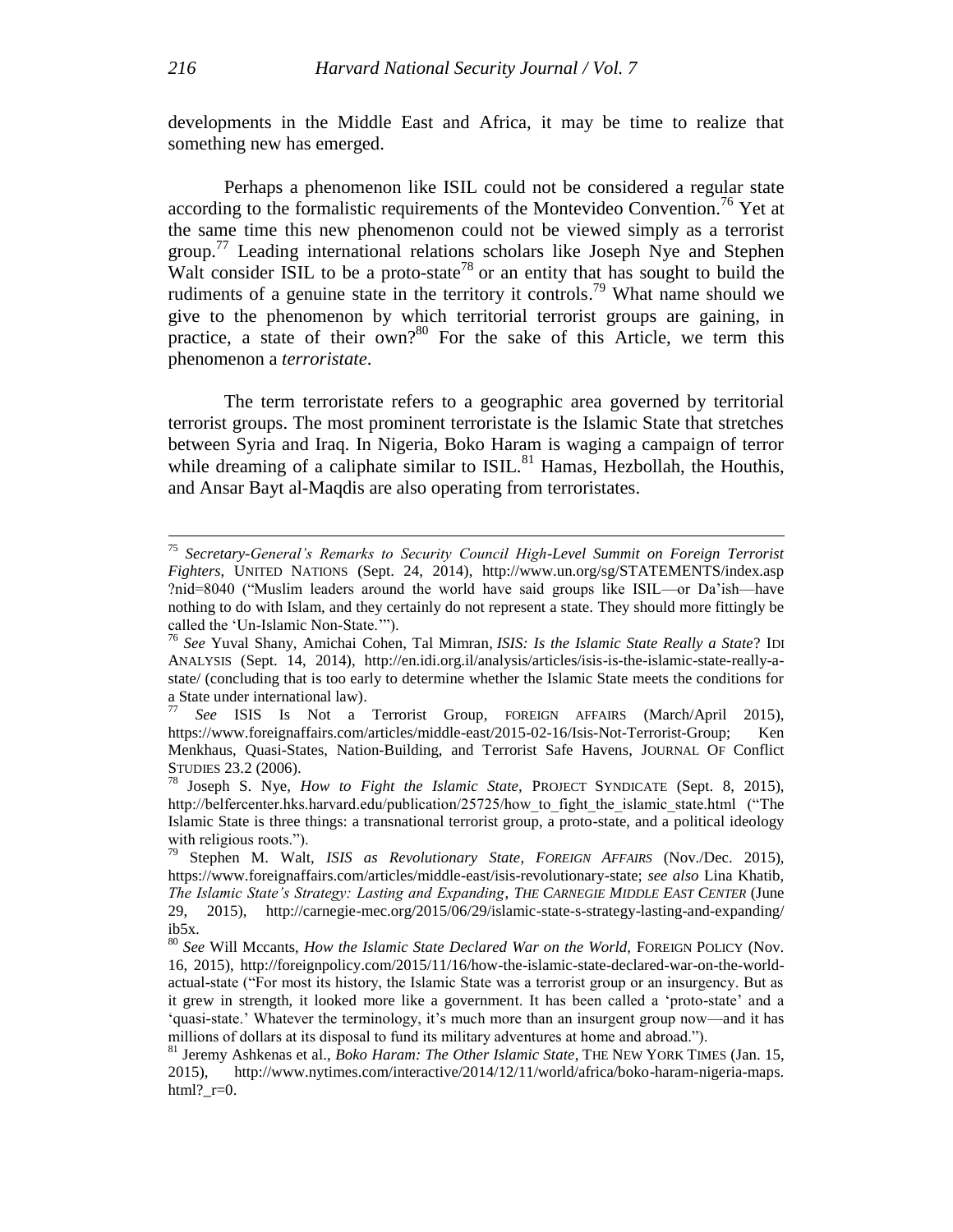developments in the Middle East and Africa, it may be time to realize that something new has emerged.

Perhaps a phenomenon like ISIL could not be considered a regular state according to the formalistic requirements of the Montevideo Convention.[76] Yet at the same time this new phenomenon could not be viewed simply as a terrorist group.[77] Leading international relations scholars like Joseph Nye and Stephen Walt consider ISIL to be a proto-state[78] or an entity that has sought to build the rudiments of a genuine state in the territory it controls.[79] What name should we give to the phenomenon by which territorial terrorist groups are gaining, in practice, a state of their own?[80] For the sake of this Article, we term this phenomenon a *terroristate*.

The term terroristate refers to a geographic area governed by territorial terrorist groups. The most prominent terroristate is the Islamic State that stretches between Syria and Iraq. In Nigeria, Boko Haram is waging a campaign of terror while dreaming of a caliphate similar to ISIL.[81] Hamas, Hezbollah, the Houthis, and Ansar Bayt al-Maqdis are also operating from terroristates.

---

[75] *Secretary-General's Remarks to Security Council High-Level Summit on Foreign Terrorist Fighters*, UNITED NATIONS (Sept. 24, 2014), http://www.un.org/sg/STATEMENTS/index.asp?nid=8040 ("Muslim leaders around the world have said groups like ISIL—or Da'ish—have nothing to do with Islam, and they certainly do not represent a state. They should more fittingly be called the 'Un-Islamic Non-State.'").

[76] *See* Yuval Shany, Amichai Cohen, Tal Mimran, *ISIS: Is the Islamic State Really a State*? IDI ANALYSIS (Sept. 14, 2014), http://en.idi.org.il/analysis/articles/isis-is-the-islamic-state-really-a-state/ (concluding that is too early to determine whether the Islamic State meets the conditions for a State under international law).

[77] *See* ISIS Is Not a Terrorist Group, FOREIGN AFFAIRS (March/April 2015), https://www.foreignaffairs.com/articles/middle-east/2015-02-16/Isis-Not-Terrorist-Group; Ken Menkhaus, Quasi-States, Nation-Building, and Terrorist Safe Havens, JOURNAL OF Conflict STUDIES 23.2 (2006).

[78] Joseph S. Nye, *How to Fight the Islamic State*, PROJECT SYNDICATE (Sept. 8, 2015), http://belfercenter.hks.harvard.edu/publication/25725/how_to_fight_the_islamic_state.html ("The Islamic State is three things: a transnational terrorist group, a proto-state, and a political ideology with religious roots.").

[79] Stephen M. Walt, *ISIS as Revolutionary State*, *FOREIGN AFFAIRS* (Nov./Dec. 2015), https://www.foreignaffairs.com/articles/middle-east/isis-revolutionary-state; *see also* Lina Khatib, *The Islamic State's Strategy: Lasting and Expanding*, *THE CARNEGIE MIDDLE EAST CENTER* (June 29, 2015), http://carnegie-mec.org/2015/06/29/islamic-state-s-strategy-lasting-and-expanding/ib5x.

[80] *See* Will Mccants, *How the Islamic State Declared War on the World,* FOREIGN POLICY (Nov. 16, 2015), http://foreignpolicy.com/2015/11/16/how-the-islamic-state-declared-war-on-the-world-actual-state ("For most its history, the Islamic State was a terrorist group or an insurgency. But as it grew in strength, it looked more like a government. It has been called a 'proto-state' and a 'quasi-state.' Whatever the terminology, it's much more than an insurgent group now—and it has millions of dollars at its disposal to fund its military adventures at home and abroad.").

[81] Jeremy Ashkenas et al., *Boko Haram: The Other Islamic State*, THE NEW YORK TIMES (Jan. 15, 2015), http://www.nytimes.com/interactive/2014/12/11/world/africa/boko-haram-nigeria-maps.html?_r=0.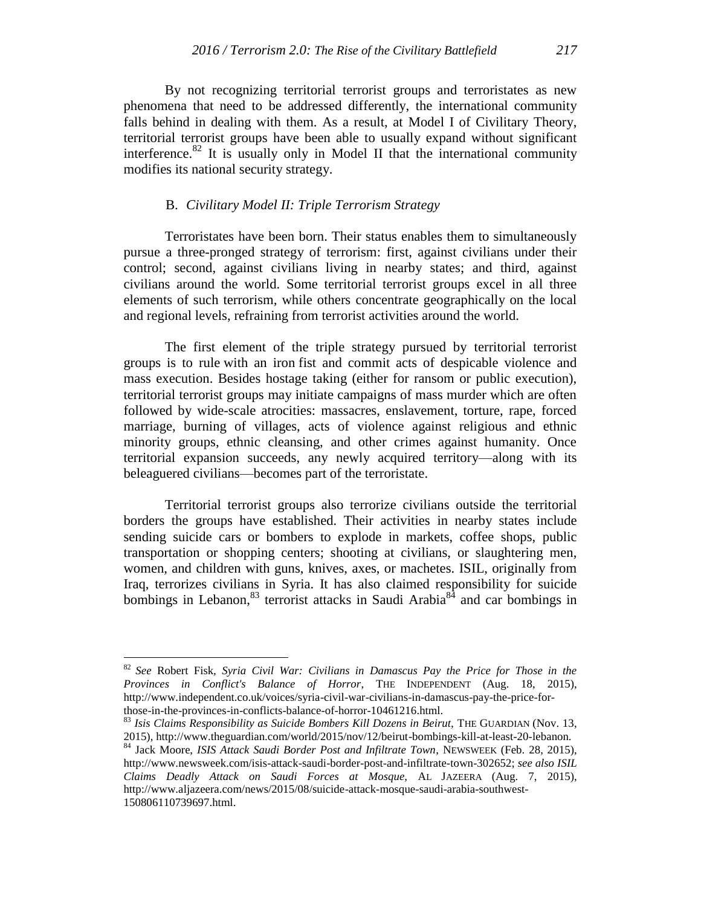By not recognizing territorial terrorist groups and terroristates as new phenomena that need to be addressed differently, the international community falls behind in dealing with them. As a result, at Model I of Civilitary Theory, territorial terrorist groups have been able to usually expand without significant interference.[82] It is usually only in Model II that the international community modifies its national security strategy.

### B. *Civilitary Model II: Triple Terrorism Strategy*

Terroristates have been born. Their status enables them to simultaneously pursue a three-pronged strategy of terrorism: first, against civilians under their control; second, against civilians living in nearby states; and third, against civilians around the world. Some territorial terrorist groups excel in all three elements of such terrorism, while others concentrate geographically on the local and regional levels, refraining from terrorist activities around the world.

The first element of the triple strategy pursued by territorial terrorist groups is to rule with an iron fist and commit acts of despicable violence and mass execution. Besides hostage taking (either for ransom or public execution), territorial terrorist groups may initiate campaigns of mass murder which are often followed by wide-scale atrocities: massacres, enslavement, torture, rape, forced marriage, burning of villages, acts of violence against religious and ethnic minority groups, ethnic cleansing, and other crimes against humanity. Once territorial expansion succeeds, any newly acquired territory—along with its beleaguered civilians—becomes part of the terroristate.

Territorial terrorist groups also terrorize civilians outside the territorial borders the groups have established. Their activities in nearby states include sending suicide cars or bombers to explode in markets, coffee shops, public transportation or shopping centers; shooting at civilians, or slaughtering men, women, and children with guns, knives, axes, or machetes. ISIL, originally from Iraq, terrorizes civilians in Syria. It has also claimed responsibility for suicide bombings in Lebanon,[83] terrorist attacks in Saudi Arabia[84] and car bombings in

---

[82] *See* Robert Fisk, *Syria Civil War: Civilians in Damascus Pay the Price for Those in the Provinces in Conflict's Balance of Horror*, THE INDEPENDENT (Aug. 18, 2015), http://www.independent.co.uk/voices/syria-civil-war-civilians-in-damascus-pay-the-price-for-those-in-the-provinces-in-conflicts-balance-of-horror-10461216.html.

[83] *Isis Claims Responsibility as Suicide Bombers Kill Dozens in Beirut*, THE GUARDIAN (Nov. 13, 2015), http://www.theguardian.com/world/2015/nov/12/beirut-bombings-kill-at-least-20-lebanon.

[84] Jack Moore, *ISIS Attack Saudi Border Post and Infiltrate Town*, NEWSWEEK (Feb. 28, 2015), http://www.newsweek.com/isis-attack-saudi-border-post-and-infiltrate-town-302652; *see also ISIL Claims Deadly Attack on Saudi Forces at Mosque*, AL JAZEERA (Aug. 7, 2015), http://www.aljazeera.com/news/2015/08/suicide-attack-mosque-saudi-arabia-southwest-150806110739697.html.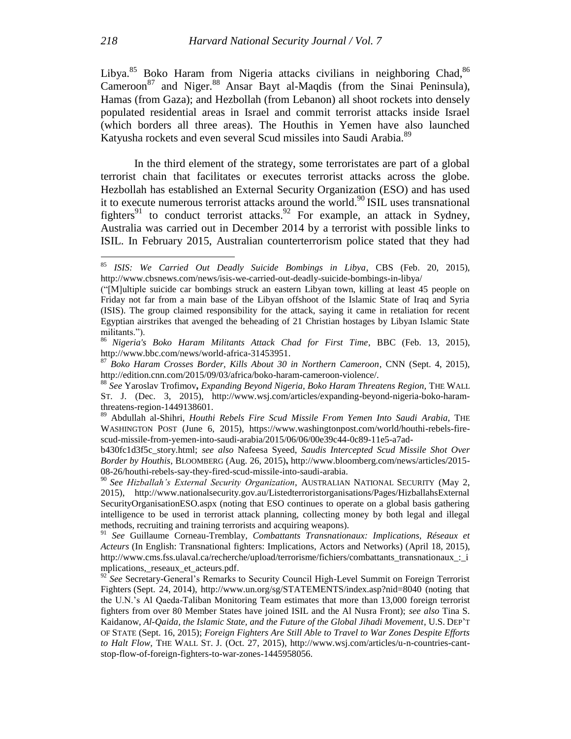Libya.[85] Boko Haram from Nigeria attacks civilians in neighboring Chad,[86] Cameroon[87] and Niger.[88] Ansar Bayt al-Maqdis (from the Sinai Peninsula), Hamas (from Gaza); and Hezbollah (from Lebanon) all shoot rockets into densely populated residential areas in Israel and commit terrorist attacks inside Israel (which borders all three areas). The Houthis in Yemen have also launched Katyusha rockets and even several Scud missiles into Saudi Arabia.[89]

In the third element of the strategy, some terroristates are part of a global terrorist chain that facilitates or executes terrorist attacks across the globe. Hezbollah has established an External Security Organization (ESO) and has used it to execute numerous terrorist attacks around the world.[90] ISIL uses transnational fighters[91] to conduct terrorist attacks.[92] For example, an attack in Sydney, Australia was carried out in December 2014 by a terrorist with possible links to ISIL. In February 2015, Australian counterterrorism police stated that they had

---

[85] *ISIS: We Carried Out Deadly Suicide Bombings in Libya*, CBS (Feb. 20, 2015), http://www.cbsnews.com/news/isis-we-carried-out-deadly-suicide-bombings-in-libya/ ("[M]ultiple suicide car bombings struck an eastern Libyan town, killing at least 45 people on Friday not far from a main base of the Libyan offshoot of the Islamic State of Iraq and Syria (ISIS). The group claimed responsibility for the attack, saying it came in retaliation for recent Egyptian airstrikes that avenged the beheading of 21 Christian hostages by Libyan Islamic State militants.").

[86] *Nigeria's Boko Haram Militants Attack Chad for First Time*, BBC (Feb. 13, 2015), http://www.bbc.com/news/world-africa-31453951.

[87] *Boko Haram Crosses Border, Kills About 30 in Northern Cameroon*, CNN (Sept. 4, 2015), http://edition.cnn.com/2015/09/03/africa/boko-haram-cameroon-violence/.

[88] *See* Yaroslav Trofimov**,** *Expanding Beyond Nigeria, Boko Haram Threatens Region,* THE WALL ST. J. (Dec. 3, 2015), http://www.wsj.com/articles/expanding-beyond-nigeria-boko-haram-threatens-region-1449138601.

[89] Abdullah al-Shihri, *Houthi Rebels Fire Scud Missile From Yemen Into Saudi Arabia*, THE WASHINGTON POST (June 6, 2015), https://www.washingtonpost.com/world/houthi-rebels-fire-scud-missile-from-yemen-into-saudi-arabia/2015/06/06/00e39c44-0c89-11e5-a7ad-b430fc1d3f5c_story.html; *see also* Nafeesa Syeed, *Saudis Intercepted Scud Missile Shot Over Border by Houthis*, BLOOMBERG (Aug. 26, 2015)**,** http://www.bloomberg.com/news/articles/2015-08-26/houthi-rebels-say-they-fired-scud-missile-into-saudi-arabia.

[90] *See Hizballah's External Security Organization*, AUSTRALIAN NATIONAL SECURITY (May 2, 2015), http://www.nationalsecurity.gov.au/Listedterroristorganisations/Pages/HizballahsExternalSecurityOrganisationESO.aspx (noting that ESO continues to operate on a global basis gathering intelligence to be used in terrorist attack planning, collecting money by both legal and illegal methods, recruiting and training terrorists and acquiring weapons).

[91] *See* Guillaume Corneau-Tremblay, *Combattants Transnationaux: Implications, Réseaux et Acteurs* (In English: Transnational fighters: Implications, Actors and Networks) (April 18, 2015), http://www.cms.fss.ulaval.ca/recherche/upload/terrorisme/fichiers/combattants_transnationaux_:_implications,_reseaux_et_acteurs.pdf.

[92] *See* Secretary-General's Remarks to Security Council High-Level Summit on Foreign Terrorist Fighters (Sept. 24, 2014), http://www.un.org/sg/STATEMENTS/index.asp?nid=8040 (noting that the U.N.'s Al Qaeda-Taliban Monitoring Team estimates that more than 13,000 foreign terrorist fighters from over 80 Member States have joined ISIL and the Al Nusra Front); *see also* Tina S. Kaidanow, *Al-Qaida, the Islamic State, and the Future of the Global Jihadi Movement*, U.S. DEP'T OF STATE (Sept. 16, 2015); *Foreign Fighters Are Still Able to Travel to War Zones Despite Efforts to Halt Flow,* THE WALL ST. J. (Oct. 27, 2015), http://www.wsj.com/articles/u-n-countries-cant-stop-flow-of-foreign-fighters-to-war-zones-1445958056.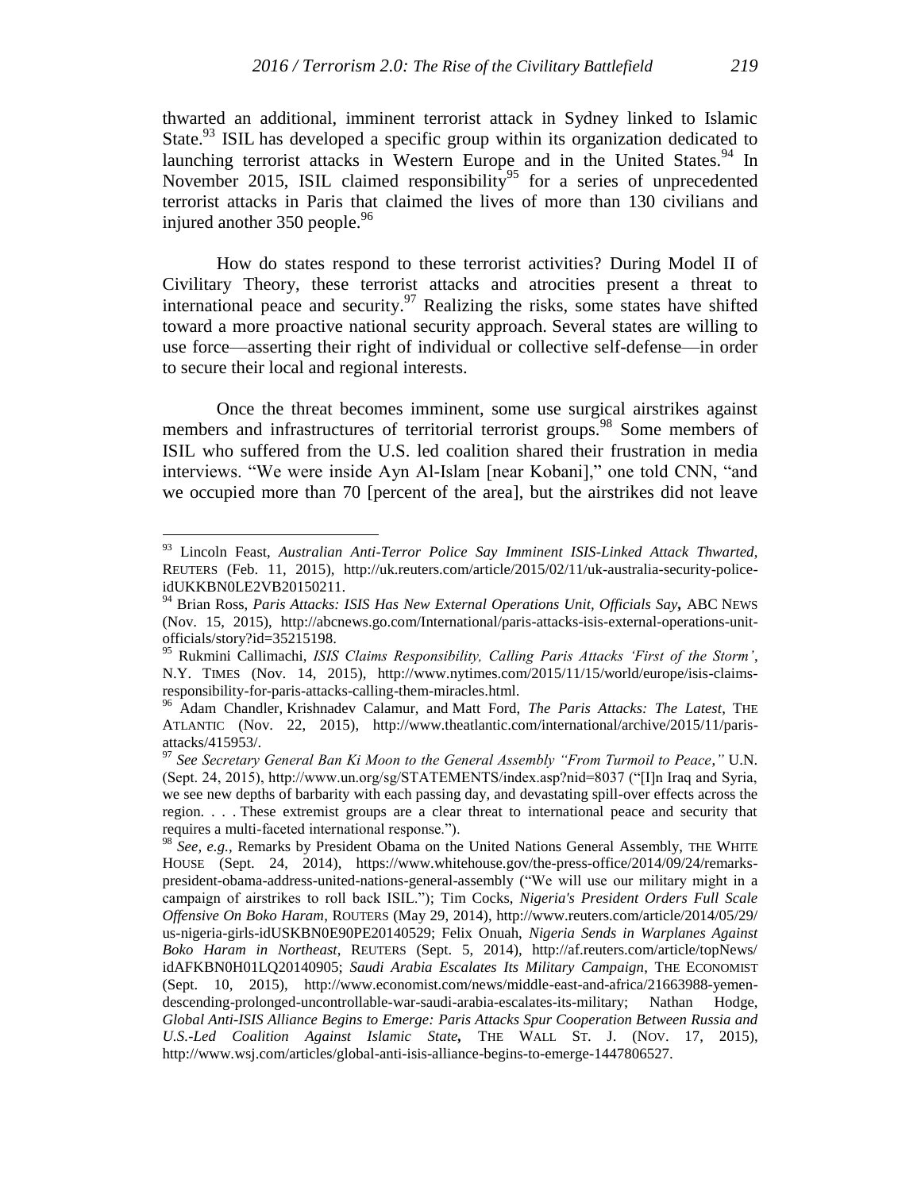thwarted an additional, imminent terrorist attack in Sydney linked to Islamic State.[93] ISIL has developed a specific group within its organization dedicated to launching terrorist attacks in Western Europe and in the United States.[94] In November 2015, ISIL claimed responsibility[95] for a series of unprecedented terrorist attacks in Paris that claimed the lives of more than 130 civilians and injured another 350 people.[96]

How do states respond to these terrorist activities? During Model II of Civilitary Theory, these terrorist attacks and atrocities present a threat to international peace and security.[97] Realizing the risks, some states have shifted toward a more proactive national security approach. Several states are willing to use force—asserting their right of individual or collective self-defense—in order to secure their local and regional interests.

Once the threat becomes imminent, some use surgical airstrikes against members and infrastructures of territorial terrorist groups.[98] Some members of ISIL who suffered from the U.S. led coalition shared their frustration in media interviews. "We were inside Ayn Al-Islam [near Kobani]," one told CNN, "and we occupied more than 70 [percent of the area], but the airstrikes did not leave

---

[93] Lincoln Feast, *Australian Anti-Terror Police Say Imminent ISIS-Linked Attack Thwarted*, REUTERS (Feb. 11, 2015), http://uk.reuters.com/article/2015/02/11/uk-australia-security-police-idUKKBN0LE2VB20150211.

[94] Brian Ross, *Paris Attacks: ISIS Has New External Operations Unit, Officials Say***,** ABC NEWS (Nov. 15, 2015), http://abcnews.go.com/International/paris-attacks-isis-external-operations-unit-officials/story?id=35215198.

[95] Rukmini Callimachi, *ISIS Claims Responsibility, Calling Paris Attacks 'First of the Storm'*, N.Y. TIMES (Nov. 14, 2015), http://www.nytimes.com/2015/11/15/world/europe/isis-claims-responsibility-for-paris-attacks-calling-them-miracles.html.

[96] Adam Chandler, Krishnadev Calamur, and Matt Ford, *The Paris Attacks: The Latest*, THE ATLANTIC (Nov. 22, 2015), http://www.theatlantic.com/international/archive/2015/11/paris-attacks/415953/.

[97] *See Secretary General Ban Ki Moon to the General Assembly "From Turmoil to Peace*,*"* U.N. (Sept. 24, 2015), http://www.un.org/sg/STATEMENTS/index.asp?nid=8037 ("[I]n Iraq and Syria, we see new depths of barbarity with each passing day, and devastating spill-over effects across the region. . . . These extremist groups are a clear threat to international peace and security that requires a multi-faceted international response.").

[98] *See, e.g.*, Remarks by President Obama on the United Nations General Assembly, THE WHITE HOUSE (Sept. 24, 2014), https://www.whitehouse.gov/the-press-office/2014/09/24/remarks-president-obama-address-united-nations-general-assembly ("We will use our military might in a campaign of airstrikes to roll back ISIL."); Tim Cocks, *Nigeria's President Orders Full Scale Offensive On Boko Haram*, ROUTERS (May 29, 2014), http://www.reuters.com/article/2014/05/29/us-nigeria-girls-idUSKBN0E90PE20140529; Felix Onuah, *Nigeria Sends in Warplanes Against Boko Haram in Northeast*, REUTERS (Sept. 5, 2014), http://af.reuters.com/article/topNews/idAFKBN0H01LQ20140905; *Saudi Arabia Escalates Its Military Campaign*, THE ECONOMIST (Sept. 10, 2015), http://www.economist.com/news/middle-east-and-africa/21663988-yemen-descending-prolonged-uncontrollable-war-saudi-arabia-escalates-its-military; Nathan Hodge, *Global Anti-ISIS Alliance Begins to Emerge: Paris Attacks Spur Cooperation Between Russia and U.S.-Led Coalition Against Islamic State***,** THE WALL ST. J. (NOV. 17, 2015), http://www.wsj.com/articles/global-anti-isis-alliance-begins-to-emerge-1447806527.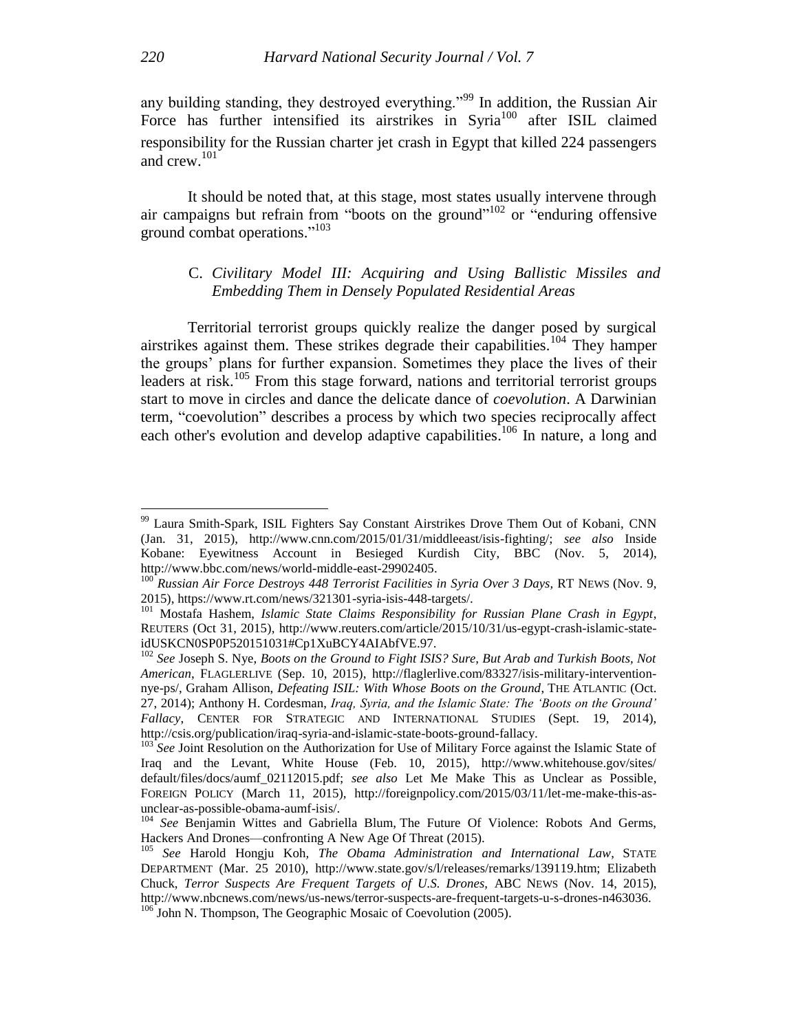any building standing, they destroyed everything."[99] In addition, the Russian Air Force has further intensified its airstrikes in Syria[100] after ISIL claimed responsibility for the Russian charter jet crash in Egypt that killed 224 passengers and crew.[101]

It should be noted that, at this stage, most states usually intervene through air campaigns but refrain from "boots on the ground"[102] or "enduring offensive ground combat operations."[103]

### C. *Civilitary Model III: Acquiring and Using Ballistic Missiles and Embedding Them in Densely Populated Residential Areas*

Territorial terrorist groups quickly realize the danger posed by surgical airstrikes against them. These strikes degrade their capabilities.[104] They hamper the groups' plans for further expansion. Sometimes they place the lives of their leaders at risk.[105] From this stage forward, nations and territorial terrorist groups start to move in circles and dance the delicate dance of *coevolution*. A Darwinian term, "coevolution" describes a process by which two species reciprocally affect each other's evolution and develop adaptive capabilities.[106] In nature, a long and

---

[99] Laura Smith-Spark, ISIL Fighters Say Constant Airstrikes Drove Them Out of Kobani, CNN (Jan. 31, 2015), http://www.cnn.com/2015/01/31/middleeast/isis-fighting/; *see also* Inside Kobane: Eyewitness Account in Besieged Kurdish City, BBC (Nov. 5, 2014), http://www.bbc.com/news/world-middle-east-29902405.

[100] *Russian Air Force Destroys 448 Terrorist Facilities in Syria Over 3 Days*, RT NEWS (Nov. 9, 2015), https://www.rt.com/news/321301-syria-isis-448-targets/.

[101] Mostafa Hashem, *Islamic State Claims Responsibility for Russian Plane Crash in Egypt*, REUTERS (Oct 31, 2015), http://www.reuters.com/article/2015/10/31/us-egypt-crash-islamic-state-idUSKCN0SP0P520151031#Cp1XuBCY4AIAbfVE.97.

[102] *See* Joseph S. Nye, *Boots on the Ground to Fight ISIS? Sure, But Arab and Turkish Boots, Not American*, FLAGLERLIVE (Sep. 10, 2015), http://flaglerlive.com/83327/isis-military-intervention-nye-ps/, Graham Allison, *Defeating ISIL: With Whose Boots on the Ground*, THE ATLANTIC (Oct. 27, 2014); Anthony H. Cordesman, *Iraq, Syria, and the Islamic State: The 'Boots on the Ground' Fallacy*, CENTER FOR STRATEGIC AND INTERNATIONAL STUDIES (Sept. 19, 2014), http://csis.org/publication/iraq-syria-and-islamic-state-boots-ground-fallacy.

[103] *See* Joint Resolution on the Authorization for Use of Military Force against the Islamic State of Iraq and the Levant, White House (Feb. 10, 2015), http://www.whitehouse.gov/sites/default/files/docs/aumf_02112015.pdf; *see also* Let Me Make This as Unclear as Possible, FOREIGN POLICY (March 11, 2015), http://foreignpolicy.com/2015/03/11/let-me-make-this-as-unclear-as-possible-obama-aumf-isis/.

[104] *See* Benjamin Wittes and Gabriella Blum, The Future Of Violence: Robots And Germs, Hackers And Drones—confronting A New Age Of Threat (2015).

[105] *See* Harold Hongju Koh, *The Obama Administration and International Law*, STATE DEPARTMENT (Mar. 25 2010), http://www.state.gov/s/l/releases/remarks/139119.htm; Elizabeth Chuck, *Terror Suspects Are Frequent Targets of U.S. Drones*, ABC NEWS (Nov. 14, 2015), http://www.nbcnews.com/news/us-news/terror-suspects-are-frequent-targets-u-s-drones-n463036.

[106] John N. Thompson, The Geographic Mosaic of Coevolution (2005).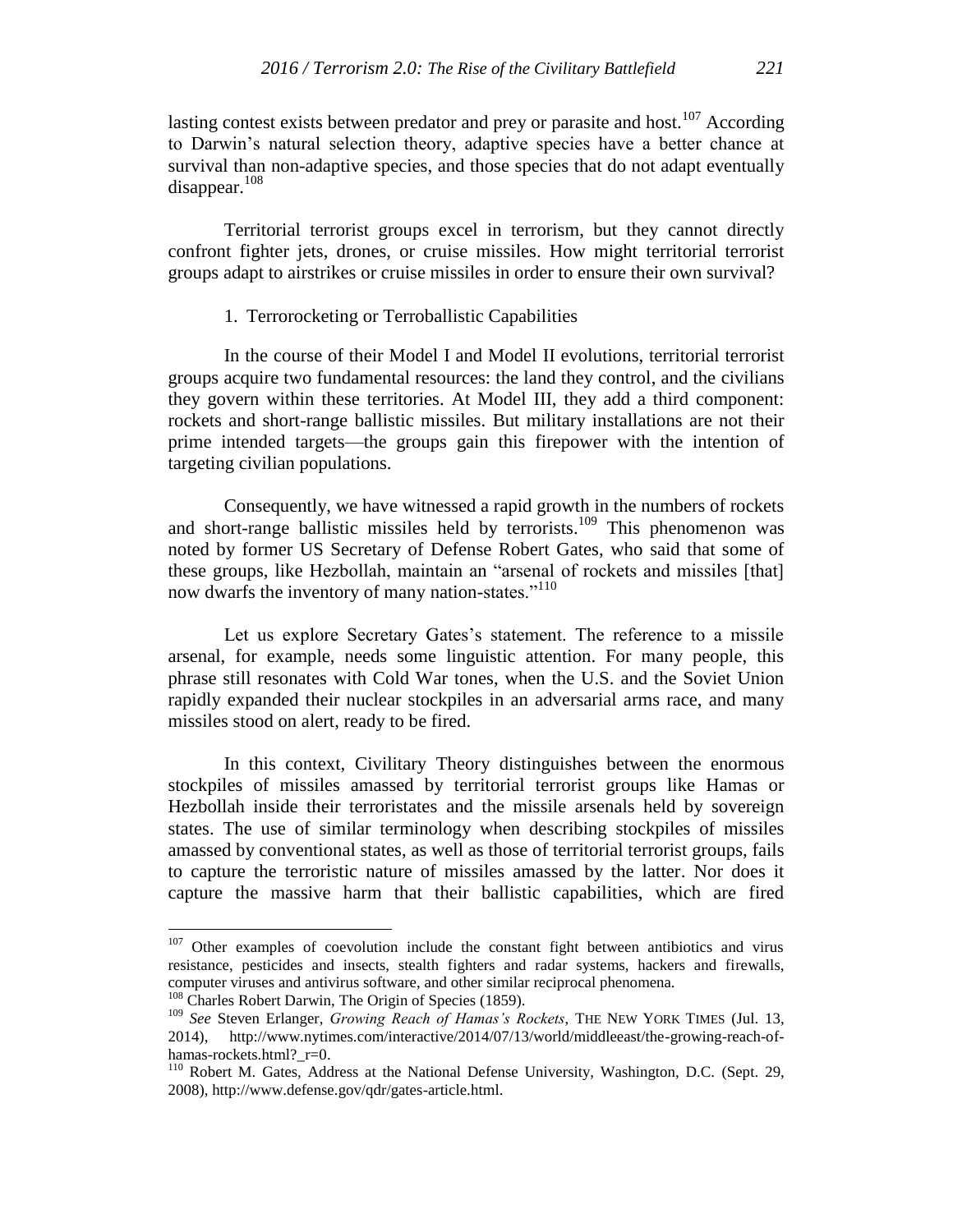lasting contest exists between predator and prey or parasite and host.[107] According to Darwin's natural selection theory, adaptive species have a better chance at survival than non-adaptive species, and those species that do not adapt eventually disappear.[108]

Territorial terrorist groups excel in terrorism, but they cannot directly confront fighter jets, drones, or cruise missiles. How might territorial terrorist groups adapt to airstrikes or cruise missiles in order to ensure their own survival?

### 1. Terrorocketing or Terroballistic Capabilities

In the course of their Model I and Model II evolutions, territorial terrorist groups acquire two fundamental resources: the land they control, and the civilians they govern within these territories. At Model III, they add a third component: rockets and short-range ballistic missiles. But military installations are not their prime intended targets—the groups gain this firepower with the intention of targeting civilian populations.

Consequently, we have witnessed a rapid growth in the numbers of rockets and short-range ballistic missiles held by terrorists.[109] This phenomenon was noted by former US Secretary of Defense Robert Gates, who said that some of these groups, like Hezbollah, maintain an "arsenal of rockets and missiles [that] now dwarfs the inventory of many nation-states."[110]

Let us explore Secretary Gates's statement. The reference to a missile arsenal, for example, needs some linguistic attention. For many people, this phrase still resonates with Cold War tones, when the U.S. and the Soviet Union rapidly expanded their nuclear stockpiles in an adversarial arms race, and many missiles stood on alert, ready to be fired.

In this context, Civilitary Theory distinguishes between the enormous stockpiles of missiles amassed by territorial terrorist groups like Hamas or Hezbollah inside their terroristates and the missile arsenals held by sovereign states. The use of similar terminology when describing stockpiles of missiles amassed by conventional states, as well as those of territorial terrorist groups, fails to capture the terroristic nature of missiles amassed by the latter. Nor does it capture the massive harm that their ballistic capabilities, which are fired

---

[107] Other examples of coevolution include the constant fight between antibiotics and virus resistance, pesticides and insects, stealth fighters and radar systems, hackers and firewalls, computer viruses and antivirus software, and other similar reciprocal phenomena.

[108] Charles Robert Darwin, The Origin of Species (1859).

[109] *See* Steven Erlanger, *Growing Reach of Hamas's Rockets*, THE NEW YORK TIMES (Jul. 13, 2014), http://www.nytimes.com/interactive/2014/07/13/world/middleeast/the-growing-reach-of-hamas-rockets.html?_r=0.

[110] Robert M. Gates, Address at the National Defense University, Washington, D.C. (Sept. 29, 2008), http://www.defense.gov/qdr/gates-article.html.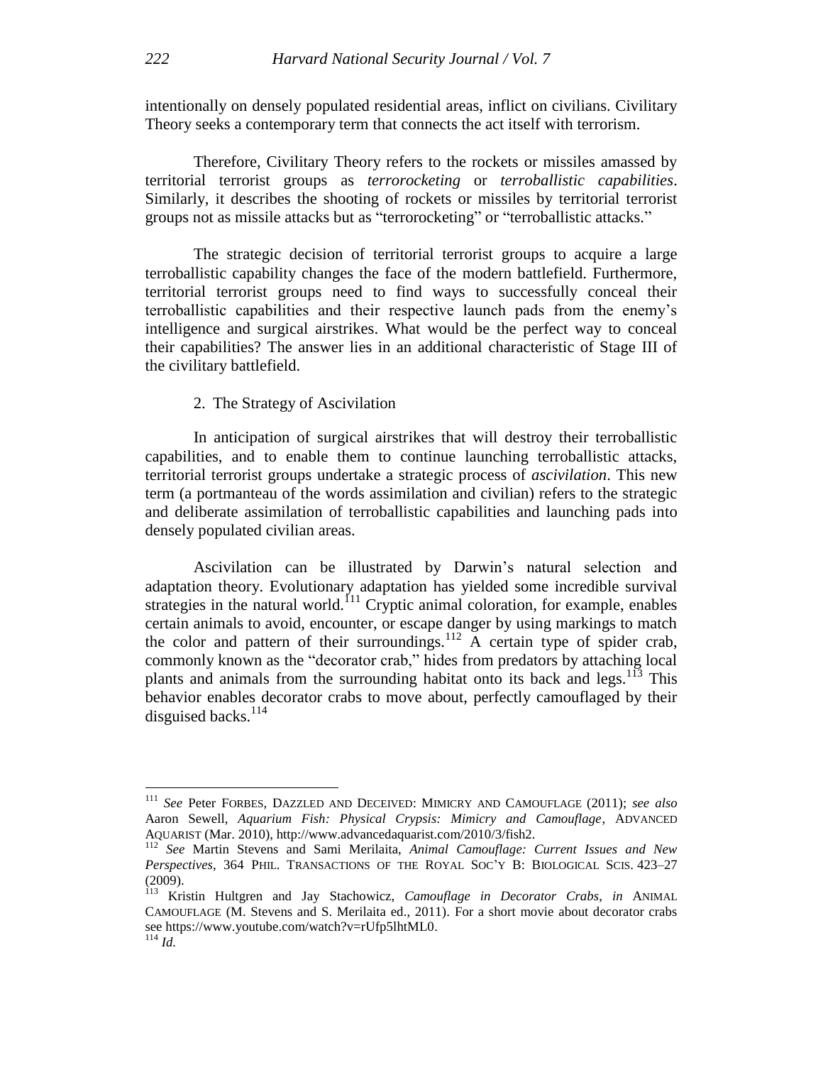intentionally on densely populated residential areas, inflict on civilians. Civilitary Theory seeks a contemporary term that connects the act itself with terrorism.

Therefore, Civilitary Theory refers to the rockets or missiles amassed by territorial terrorist groups as *terrorocketing* or *terroballistic capabilities*. Similarly, it describes the shooting of rockets or missiles by territorial terrorist groups not as missile attacks but as "terrorocketing" or "terroballistic attacks."

The strategic decision of territorial terrorist groups to acquire a large terroballistic capability changes the face of the modern battlefield. Furthermore, territorial terrorist groups need to find ways to successfully conceal their terroballistic capabilities and their respective launch pads from the enemy's intelligence and surgical airstrikes. What would be the perfect way to conceal their capabilities? The answer lies in an additional characteristic of Stage III of the civilitary battlefield.

### 2. The Strategy of Ascivilation

In anticipation of surgical airstrikes that will destroy their terroballistic capabilities, and to enable them to continue launching terroballistic attacks, territorial terrorist groups undertake a strategic process of *ascivilation*. This new term (a portmanteau of the words assimilation and civilian) refers to the strategic and deliberate assimilation of terroballistic capabilities and launching pads into densely populated civilian areas.

Ascivilation can be illustrated by Darwin's natural selection and adaptation theory. Evolutionary adaptation has yielded some incredible survival strategies in the natural world.[111] Cryptic animal coloration, for example, enables certain animals to avoid, encounter, or escape danger by using markings to match the color and pattern of their surroundings.[112] A certain type of spider crab, commonly known as the "decorator crab," hides from predators by attaching local plants and animals from the surrounding habitat onto its back and legs.[113] This behavior enables decorator crabs to move about, perfectly camouflaged by their disguised backs.[114]

---

[111] *See* Peter FORBES, DAZZLED AND DECEIVED: MIMICRY AND CAMOUFLAGE (2011); *see also* Aaron Sewell, *Aquarium Fish: Physical Crypsis: Mimicry and Camouflage*, ADVANCED AQUARIST (Mar. 2010), http://www.advancedaquarist.com/2010/3/fish2.

[112] *See* Martin Stevens and Sami Merilaita, *Animal Camouflage: Current Issues and New Perspectives*, 364 PHIL. TRANSACTIONS OF THE ROYAL SOC'Y B: BIOLOGICAL SCIS. 423–27 (2009).

[113] Kristin Hultgren and Jay Stachowicz, *Camouflage in Decorator Crabs*, *in* ANIMAL CAMOUFLAGE (M. Stevens and S. Merilaita ed., 2011). For a short movie about decorator crabs see https://www.youtube.com/watch?v=rUfp5lhtML0.

[114] *Id.*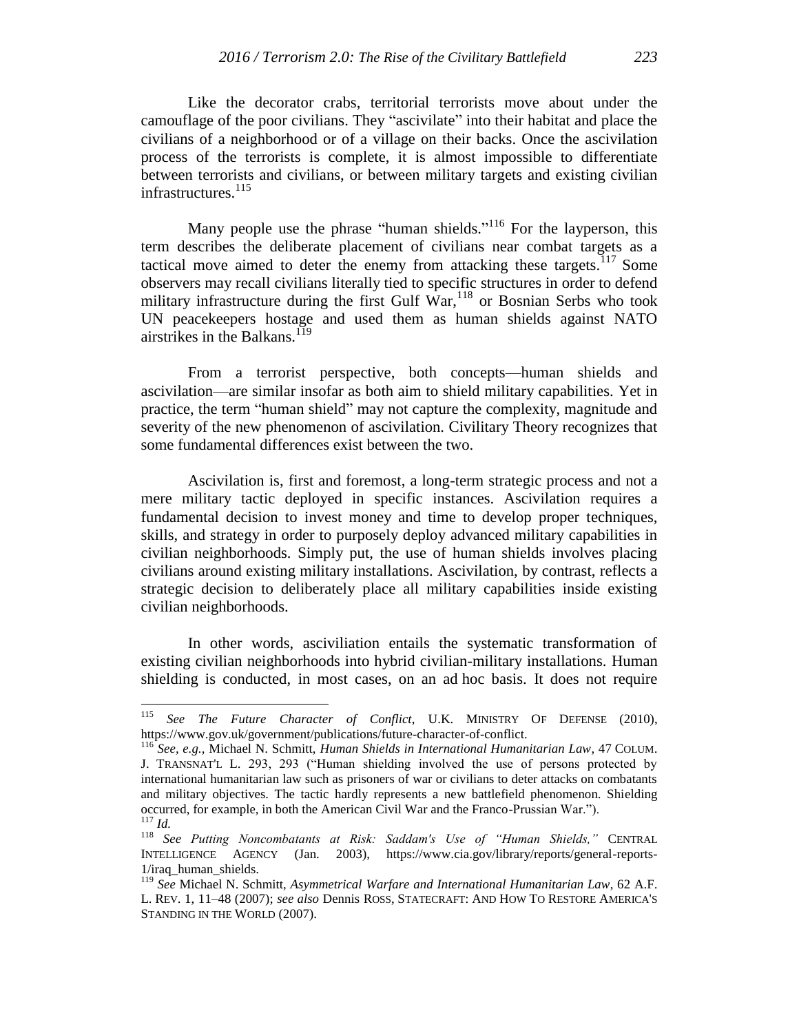Like the decorator crabs, territorial terrorists move about under the camouflage of the poor civilians. They "ascivilate" into their habitat and place the civilians of a neighborhood or of a village on their backs. Once the ascivilation process of the terrorists is complete, it is almost impossible to differentiate between terrorists and civilians, or between military targets and existing civilian infrastructures.[115]

Many people use the phrase "human shields."[116] For the layperson, this term describes the deliberate placement of civilians near combat targets as a tactical move aimed to deter the enemy from attacking these targets.[117] Some observers may recall civilians literally tied to specific structures in order to defend military infrastructure during the first Gulf War,[118] or Bosnian Serbs who took UN peacekeepers hostage and used them as human shields against NATO airstrikes in the Balkans.[119]

From a terrorist perspective, both concepts—human shields and ascivilation—are similar insofar as both aim to shield military capabilities. Yet in practice, the term "human shield" may not capture the complexity, magnitude and severity of the new phenomenon of ascivilation. Civilitary Theory recognizes that some fundamental differences exist between the two.

Ascivilation is, first and foremost, a long-term strategic process and not a mere military tactic deployed in specific instances. Ascivilation requires a fundamental decision to invest money and time to develop proper techniques, skills, and strategy in order to purposely deploy advanced military capabilities in civilian neighborhoods. Simply put, the use of human shields involves placing civilians around existing military installations. Ascivilation, by contrast, reflects a strategic decision to deliberately place all military capabilities inside existing civilian neighborhoods.

In other words, asciviliation entails the systematic transformation of existing civilian neighborhoods into hybrid civilian-military installations. Human shielding is conducted, in most cases, on an ad hoc basis. It does not require

---

[115] *See The Future Character of Conflict*, U.K. MINISTRY OF DEFENSE (2010), https://www.gov.uk/government/publications/future-character-of-conflict.

[116] *See, e.g.*, Michael N. Schmitt, *Human Shields in International Humanitarian Law*, 47 COLUM. J. TRANSNAT'L L. 293, 293 ("Human shielding involved the use of persons protected by international humanitarian law such as prisoners of war or civilians to deter attacks on combatants and military objectives. The tactic hardly represents a new battlefield phenomenon. Shielding occurred, for example, in both the American Civil War and the Franco-Prussian War.").

[117] *Id.*

[118] *See Putting Noncombatants at Risk: Saddam's Use of "Human Shields,"* CENTRAL INTELLIGENCE AGENCY (Jan. 2003), https://www.cia.gov/library/reports/general-reports-1/iraq_human_shields.

[119] *See* Michael N. Schmitt, *Asymmetrical Warfare and International Humanitarian Law*, 62 A.F. L. REV. 1, 11–48 (2007); *see also* Dennis ROSS, STATECRAFT: AND HOW TO RESTORE AMERICA'S STANDING IN THE WORLD (2007).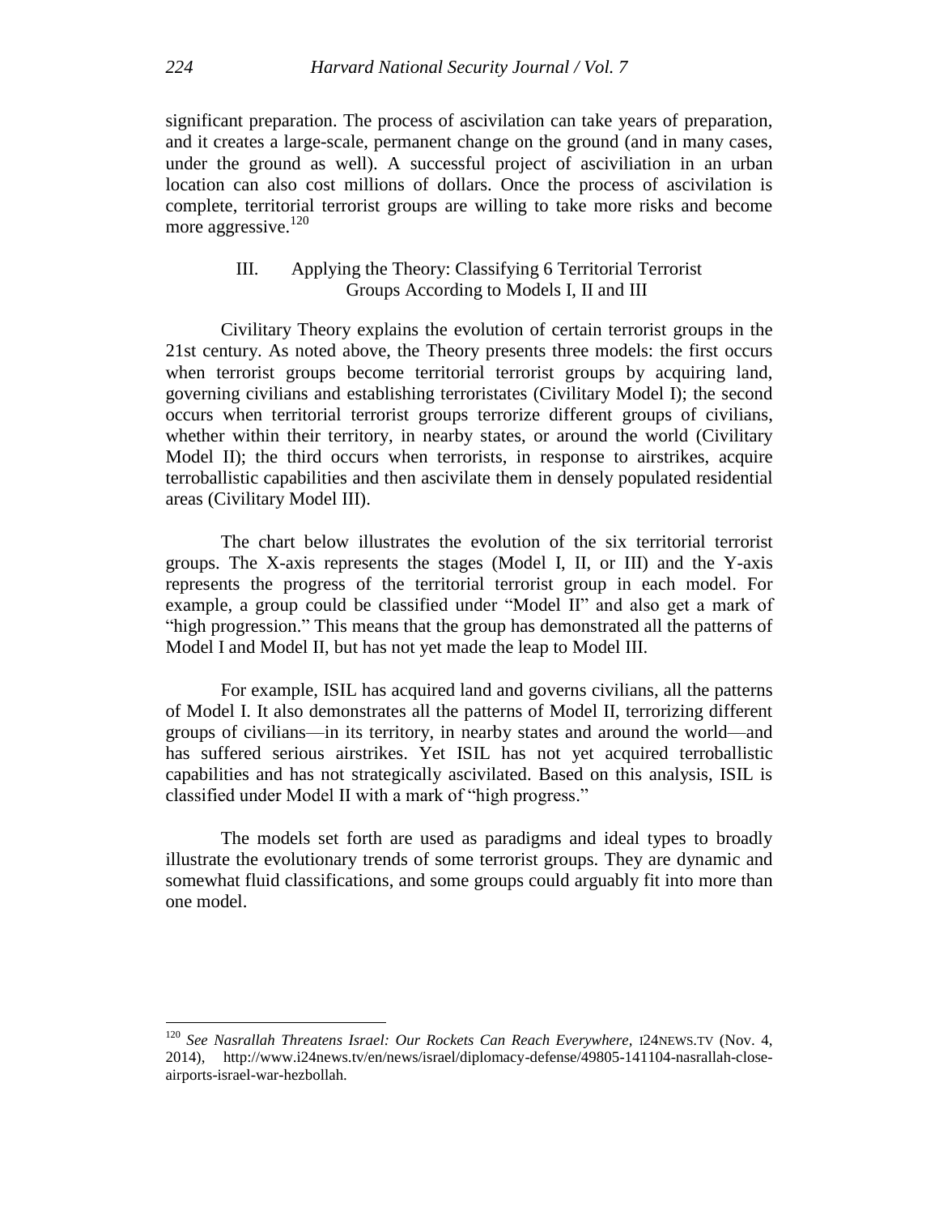significant preparation. The process of ascivilation can take years of preparation, and it creates a large-scale, permanent change on the ground (and in many cases, under the ground as well). A successful project of ascivilation in an urban location can also cost millions of dollars. Once the process of ascivilation is complete, territorial terrorist groups are willing to take more risks and become more aggressive.[120]

## III. Applying the Theory: Classifying 6 Territorial Terrorist Groups According to Models I, II and III

Civilitary Theory explains the evolution of certain terrorist groups in the 21st century. As noted above, the Theory presents three models: the first occurs when terrorist groups become territorial terrorist groups by acquiring land, governing civilians and establishing terroristates (Civilitary Model I); the second occurs when territorial terrorist groups terrorize different groups of civilians, whether within their territory, in nearby states, or around the world (Civilitary Model II); the third occurs when terrorists, in response to airstrikes, acquire terroballistic capabilities and then ascivilate them in densely populated residential areas (Civilitary Model III).

The chart below illustrates the evolution of the six territorial terrorist groups. The X-axis represents the stages (Model I, II, or III) and the Y-axis represents the progress of the territorial terrorist group in each model. For example, a group could be classified under "Model II" and also get a mark of "high progression." This means that the group has demonstrated all the patterns of Model I and Model II, but has not yet made the leap to Model III.

For example, ISIL has acquired land and governs civilians, all the patterns of Model I. It also demonstrates all the patterns of Model II, terrorizing different groups of civilians—in its territory, in nearby states and around the world—and has suffered serious airstrikes. Yet ISIL has not yet acquired terroballistic capabilities and has not strategically ascivilated. Based on this analysis, ISIL is classified under Model II with a mark of "high progress."

The models set forth are used as paradigms and ideal types to broadly illustrate the evolutionary trends of some terrorist groups. They are dynamic and somewhat fluid classifications, and some groups could arguably fit into more than one model.

---

[120] *See Nasrallah Threatens Israel: Our Rockets Can Reach Everywhere*, I24NEWS.TV (Nov. 4, 2014), http://www.i24news.tv/en/news/israel/diplomacy-defense/49805-141104-nasrallah-close-airports-israel-war-hezbollah.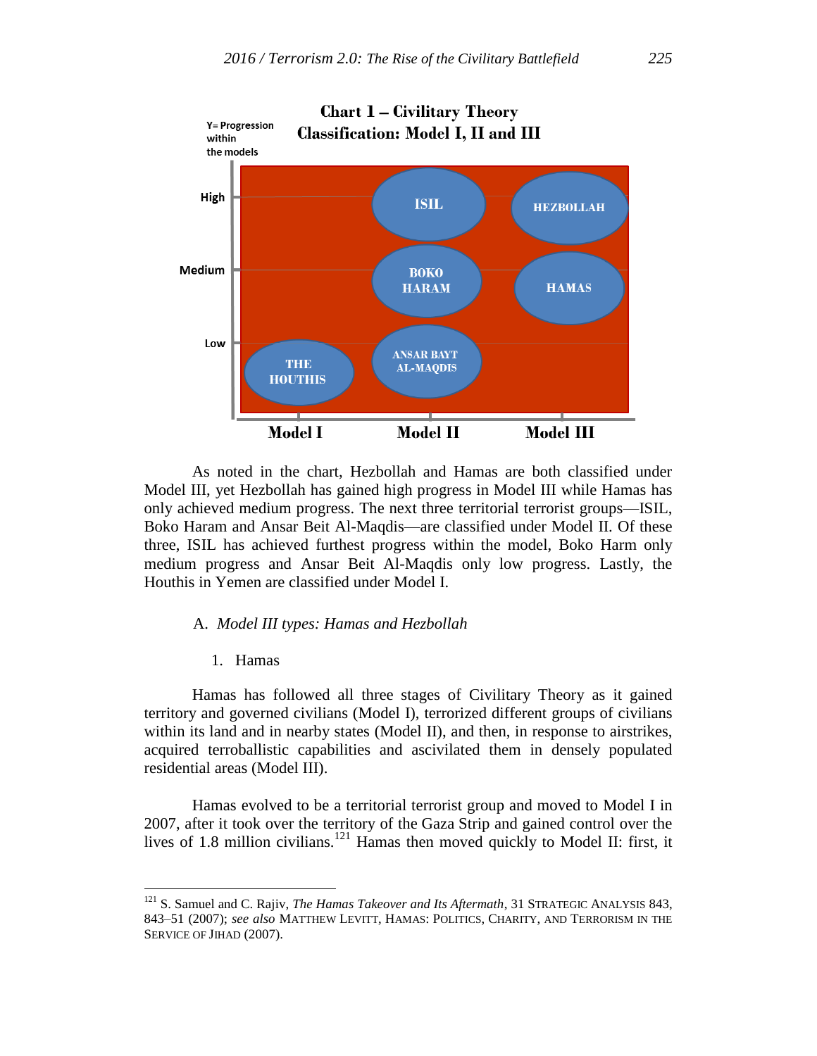**Chart 1 – Civilitary Theory Classification: Model I, II and III**

| Y= Progression within the models | Model I | Model II | Model III |
|---|---|---|---|
| High | | ISIL | HEZBOLLAH |
| Medium | | BOKO HARAM | HAMAS |
| Low | THE HOUTHIS | ANSAR BAYT AL-MAQDIS | |

As noted in the chart, Hezbollah and Hamas are both classified under Model III, yet Hezbollah has gained high progress in Model III while Hamas has only achieved medium progress. The next three territorial terrorist groups—ISIL, Boko Haram and Ansar Beit Al-Maqdis—are classified under Model II. Of these three, ISIL has achieved furthest progress within the model, Boko Harm only medium progress and Ansar Beit Al-Maqdis only low progress. Lastly, the Houthis in Yemen are classified under Model I.

### A. *Model III types: Hamas and Hezbollah*

#### 1. Hamas

Hamas has followed all three stages of Civilitary Theory as it gained territory and governed civilians (Model I), terrorized different groups of civilians within its land and in nearby states (Model II), and then, in response to airstrikes, acquired terroballistic capabilities and ascivilated them in densely populated residential areas (Model III).

Hamas evolved to be a territorial terrorist group and moved to Model I in 2007, after it took over the territory of the Gaza Strip and gained control over the lives of 1.8 million civilians.[121] Hamas then moved quickly to Model II: first, it

---

[121] S. Samuel and C. Rajiv, *The Hamas Takeover and Its Aftermath*, 31 STRATEGIC ANALYSIS 843, 843–51 (2007); *see also* MATTHEW LEVITT, HAMAS: POLITICS, CHARITY, AND TERRORISM IN THE SERVICE OF JIHAD (2007).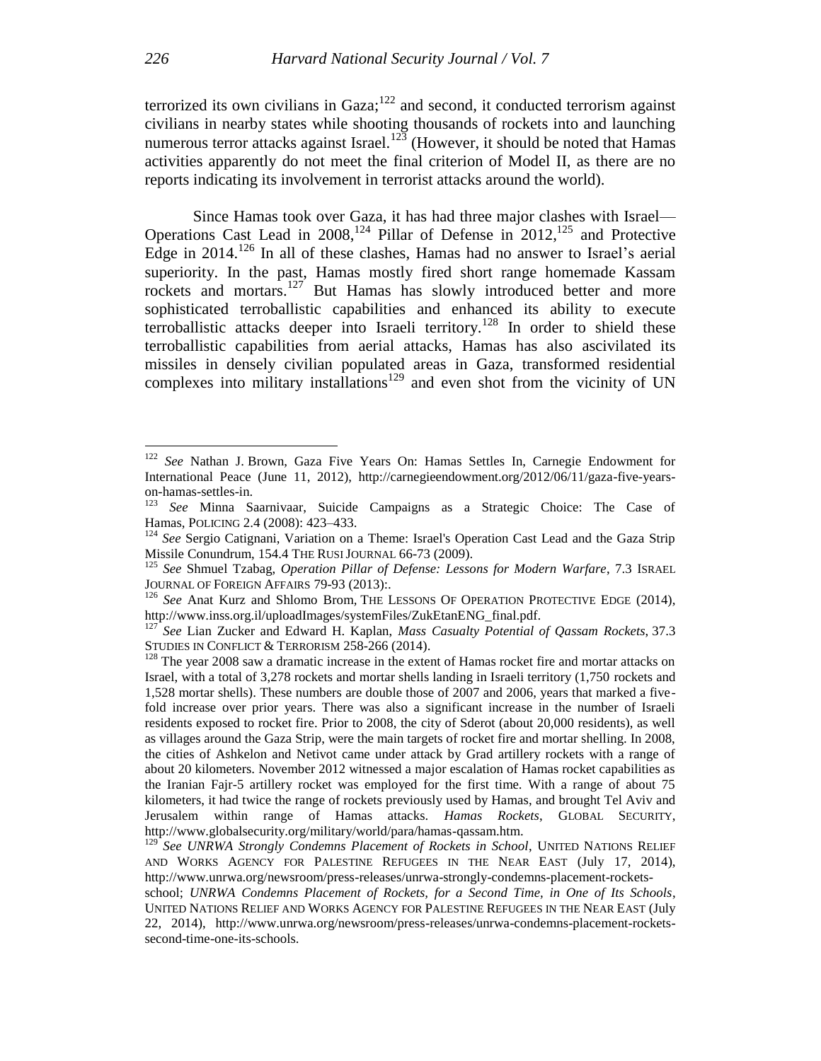terrorized its own civilians in Gaza;[122] and second, it conducted terrorism against civilians in nearby states while shooting thousands of rockets into and launching numerous terror attacks against Israel.[123] (However, it should be noted that Hamas activities apparently do not meet the final criterion of Model II, as there are no reports indicating its involvement in terrorist attacks around the world).

Since Hamas took over Gaza, it has had three major clashes with Israel—Operations Cast Lead in 2008,[124] Pillar of Defense in 2012,[125] and Protective Edge in 2014.[126] In all of these clashes, Hamas had no answer to Israel's aerial superiority. In the past, Hamas mostly fired short range homemade Kassam rockets and mortars.[127] But Hamas has slowly introduced better and more sophisticated terroballistic capabilities and enhanced its ability to execute terroballistic attacks deeper into Israeli territory.[128] In order to shield these terroballistic capabilities from aerial attacks, Hamas has also ascivilated its missiles in densely civilian populated areas in Gaza, transformed residential complexes into military installations[129] and even shot from the vicinity of UN

---

[122] *See* Nathan J. Brown, Gaza Five Years On: Hamas Settles In, Carnegie Endowment for International Peace (June 11, 2012), http://carnegieendowment.org/2012/06/11/gaza-five-years-on-hamas-settles-in.

[123] *See* Minna Saarnivaar, Suicide Campaigns as a Strategic Choice: The Case of Hamas, POLICING 2.4 (2008): 423–433.

[124] *See* Sergio Catignani, Variation on a Theme: Israel's Operation Cast Lead and the Gaza Strip Missile Conundrum, 154.4 THE RUSI JOURNAL 66-73 (2009).

[125] *See* Shmuel Tzabag, *Operation Pillar of Defense: Lessons for Modern Warfare*, 7.3 ISRAEL JOURNAL OF FOREIGN AFFAIRS 79-93 (2013):.

[126] *See* Anat Kurz and Shlomo Brom, THE LESSONS OF OPERATION PROTECTIVE EDGE (2014), http://www.inss.org.il/uploadImages/systemFiles/ZukEtanENG_final.pdf.

[127] *See* Lian Zucker and Edward H. Kaplan, *Mass Casualty Potential of Qassam Rockets*, 37.3 STUDIES IN CONFLICT & TERRORISM 258-266 (2014).

[128] The year 2008 saw a dramatic increase in the extent of Hamas rocket fire and mortar attacks on Israel, with a total of 3,278 rockets and mortar shells landing in Israeli territory (1,750 rockets and 1,528 mortar shells). These numbers are double those of 2007 and 2006, years that marked a five-fold increase over prior years. There was also a significant increase in the number of Israeli residents exposed to rocket fire. Prior to 2008, the city of Sderot (about 20,000 residents), as well as villages around the Gaza Strip, were the main targets of rocket fire and mortar shelling. In 2008, the cities of Ashkelon and Netivot came under attack by Grad artillery rockets with a range of about 20 kilometers. November 2012 witnessed a major escalation of Hamas rocket capabilities as the Iranian Fajr-5 artillery rocket was employed for the first time. With a range of about 75 kilometers, it had twice the range of rockets previously used by Hamas, and brought Tel Aviv and Jerusalem within range of Hamas attacks. *Hamas Rockets*, GLOBAL SECURITY, http://www.globalsecurity.org/military/world/para/hamas-qassam.htm.

[129] *See UNRWA Strongly Condemns Placement of Rockets in School*, UNITED NATIONS RELIEF AND WORKS AGENCY FOR PALESTINE REFUGEES IN THE NEAR EAST (July 17, 2014), http://www.unrwa.org/newsroom/press-releases/unrwa-strongly-condemns-placement-rockets-school; *UNRWA Condemns Placement of Rockets, for a Second Time, in One of Its Schools*, UNITED NATIONS RELIEF AND WORKS AGENCY FOR PALESTINE REFUGEES IN THE NEAR EAST (July 22, 2014), http://www.unrwa.org/newsroom/press-releases/unrwa-condemns-placement-rockets-second-time-one-its-schools.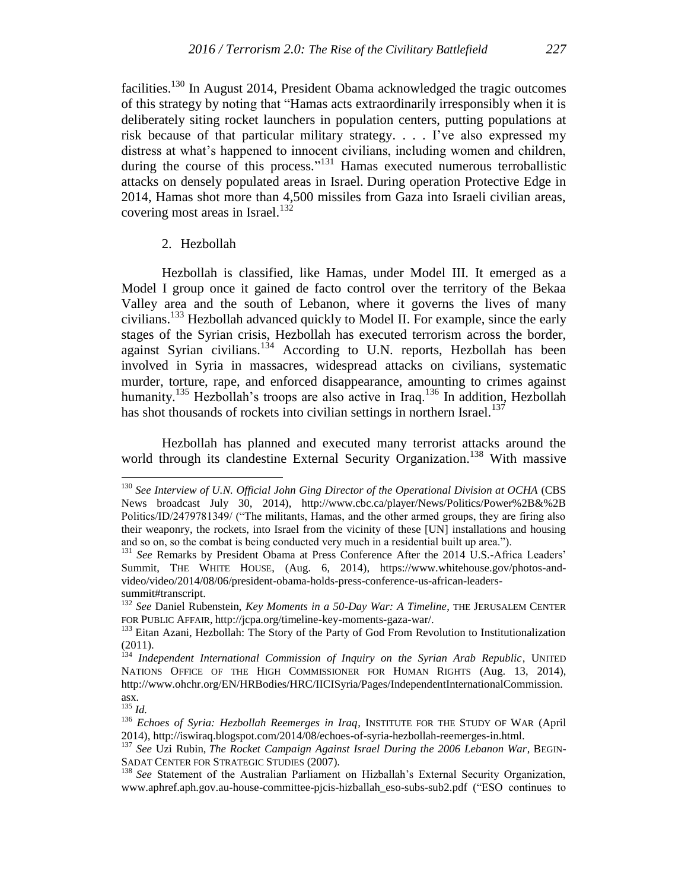facilities.[130] In August 2014, President Obama acknowledged the tragic outcomes of this strategy by noting that "Hamas acts extraordinarily irresponsibly when it is deliberately siting rocket launchers in population centers, putting populations at risk because of that particular military strategy. . . . I've also expressed my distress at what's happened to innocent civilians, including women and children, during the course of this process."[131] Hamas executed numerous terroballistic attacks on densely populated areas in Israel. During operation Protective Edge in 2014, Hamas shot more than 4,500 missiles from Gaza into Israeli civilian areas, covering most areas in Israel.[132]

2. Hezbollah

Hezbollah is classified, like Hamas, under Model III. It emerged as a Model I group once it gained de facto control over the territory of the Bekaa Valley area and the south of Lebanon, where it governs the lives of many civilians.[133] Hezbollah advanced quickly to Model II. For example, since the early stages of the Syrian crisis, Hezbollah has executed terrorism across the border, against Syrian civilians.[134] According to U.N. reports, Hezbollah has been involved in Syria in massacres, widespread attacks on civilians, systematic murder, torture, rape, and enforced disappearance, amounting to crimes against humanity.[135] Hezbollah's troops are also active in Iraq.[136] In addition, Hezbollah has shot thousands of rockets into civilian settings in northern Israel.[137]

Hezbollah has planned and executed many terrorist attacks around the world through its clandestine External Security Organization.[138] With massive

---

[130] *See Interview of U.N. Official John Ging Director of the Operational Division at OCHA* (CBS News broadcast July 30, 2014), http://www.cbc.ca/player/News/Politics/Power%2B&%2B Politics/ID/2479781349/ ("The militants, Hamas, and the other armed groups, they are firing also their weaponry, the rockets, into Israel from the vicinity of these [UN] installations and housing and so on, so the combat is being conducted very much in a residential built up area.").

[131] *See* Remarks by President Obama at Press Conference After the 2014 U.S.-Africa Leaders' Summit, THE WHITE HOUSE, (Aug. 6, 2014), https://www.whitehouse.gov/photos-and-video/video/2014/08/06/president-obama-holds-press-conference-us-african-leaders-summit#transcript.

[132] *See* Daniel Rubenstein, *Key Moments in a 50-Day War: A Timeline*, THE JERUSALEM CENTER FOR PUBLIC AFFAIR, http://jcpa.org/timeline-key-moments-gaza-war/.

[133] Eitan Azani, Hezbollah: The Story of the Party of God From Revolution to Institutionalization (2011).

[134] *Independent International Commission of Inquiry on the Syrian Arab Republic*, UNITED NATIONS OFFICE OF THE HIGH COMMISSIONER FOR HUMAN RIGHTS (Aug. 13, 2014), http://www.ohchr.org/EN/HRBodies/HRC/IICISyria/Pages/IndependentInternationalCommission.asx.

[135] *Id.*

[136] *Echoes of Syria: Hezbollah Reemerges in Iraq*, INSTITUTE FOR THE STUDY OF WAR (April 2014), http://iswiraq.blogspot.com/2014/08/echoes-of-syria-hezbollah-reemerges-in.html.

[137] *See* Uzi Rubin, *The Rocket Campaign Against Israel During the 2006 Lebanon War*, BEGIN-SADAT CENTER FOR STRATEGIC STUDIES (2007).

[138] *See* Statement of the Australian Parliament on Hizballah's External Security Organization, www.aphref.aph.gov.au-house-committee-pjcis-hizballah_eso-subs-sub2.pdf ("ESO continues to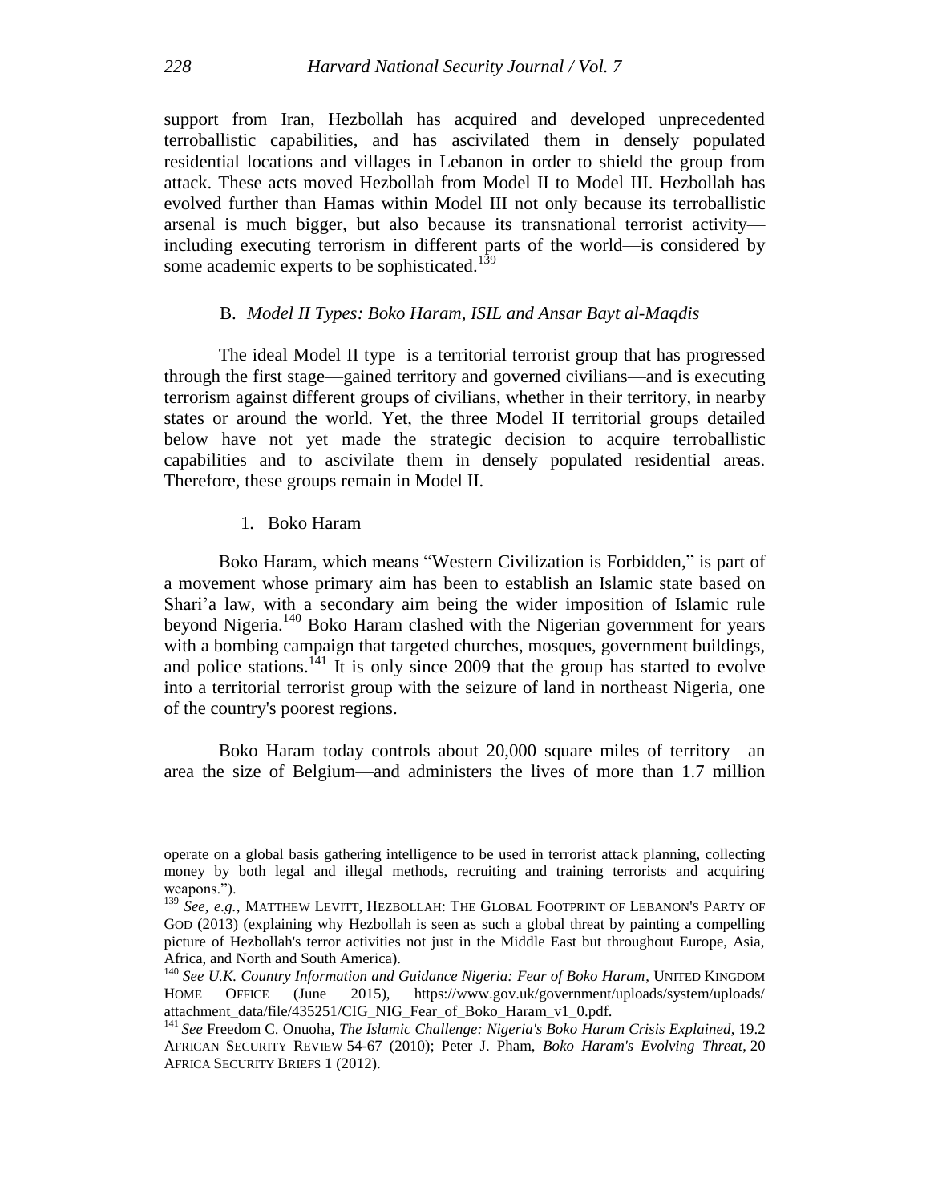support from Iran, Hezbollah has acquired and developed unprecedented terroballistic capabilities, and has ascivilated them in densely populated residential locations and villages in Lebanon in order to shield the group from attack. These acts moved Hezbollah from Model II to Model III. Hezbollah has evolved further than Hamas within Model III not only because its terroballistic arsenal is much bigger, but also because its transnational terrorist activity—including executing terrorism in different parts of the world—is considered by some academic experts to be sophisticated.[139]

### B. *Model II Types: Boko Haram, ISIL and Ansar Bayt al-Maqdis*

The ideal Model II type is a territorial terrorist group that has progressed through the first stage—gained territory and governed civilians—and is executing terrorism against different groups of civilians, whether in their territory, in nearby states or around the world. Yet, the three Model II territorial groups detailed below have not yet made the strategic decision to acquire terroballistic capabilities and to ascivilate them in densely populated residential areas. Therefore, these groups remain in Model II.

#### 1. Boko Haram

Boko Haram, which means "Western Civilization is Forbidden," is part of a movement whose primary aim has been to establish an Islamic state based on Shari'a law, with a secondary aim being the wider imposition of Islamic rule beyond Nigeria.[140] Boko Haram clashed with the Nigerian government for years with a bombing campaign that targeted churches, mosques, government buildings, and police stations.[141] It is only since 2009 that the group has started to evolve into a territorial terrorist group with the seizure of land in northeast Nigeria, one of the country's poorest regions.

Boko Haram today controls about 20,000 square miles of territory—an area the size of Belgium—and administers the lives of more than 1.7 million

---

operate on a global basis gathering intelligence to be used in terrorist attack planning, collecting money by both legal and illegal methods, recruiting and training terrorists and acquiring weapons.").

[139] *See, e.g.*, MATTHEW LEVITT, HEZBOLLAH: THE GLOBAL FOOTPRINT OF LEBANON'S PARTY OF GOD (2013) (explaining why Hezbollah is seen as such a global threat by painting a compelling picture of Hezbollah's terror activities not just in the Middle East but throughout Europe, Asia, Africa, and North and South America).

[140] *See U.K. Country Information and Guidance Nigeria: Fear of Boko Haram*, UNITED KINGDOM HOME OFFICE (June 2015), https://www.gov.uk/government/uploads/system/uploads/attachment_data/file/435251/CIG_NIG_Fear_of_Boko_Haram_v1_0.pdf.

[141] *See* Freedom C. Onuoha, *The Islamic Challenge: Nigeria's Boko Haram Crisis Explained*, 19.2 AFRICAN SECURITY REVIEW 54-67 (2010); Peter J. Pham, *Boko Haram's Evolving Threat*, 20 AFRICA SECURITY BRIEFS 1 (2012).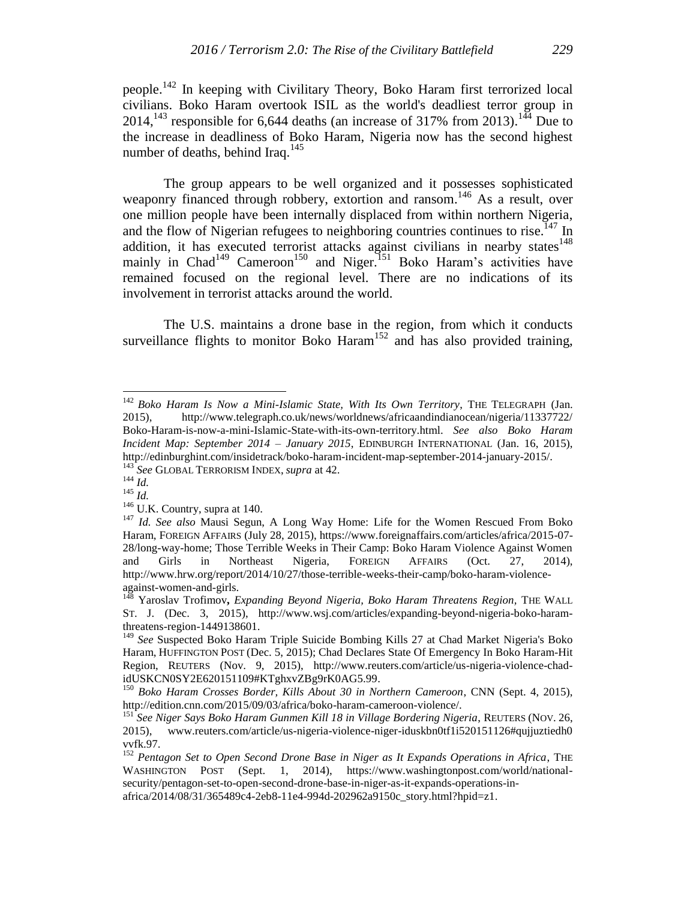people.[142] In keeping with Civilitary Theory, Boko Haram first terrorized local civilians. Boko Haram overtook ISIL as the world's deadliest terror group in 2014,[143] responsible for 6,644 deaths (an increase of 317% from 2013).[144] Due to the increase in deadliness of Boko Haram, Nigeria now has the second highest number of deaths, behind Iraq.[145]

The group appears to be well organized and it possesses sophisticated weaponry financed through robbery, extortion and ransom.[146] As a result, over one million people have been internally displaced from within northern Nigeria, and the flow of Nigerian refugees to neighboring countries continues to rise.[147] In addition, it has executed terrorist attacks against civilians in nearby states[148] mainly in Chad[149] Cameroon[150] and Niger.[151] Boko Haram's activities have remained focused on the regional level. There are no indications of its involvement in terrorist attacks around the world.

The U.S. maintains a drone base in the region, from which it conducts surveillance flights to monitor Boko Haram[152] and has also provided training,

---

[142] *Boko Haram Is Now a Mini-Islamic State, With Its Own Territory*, THE TELEGRAPH (Jan. 2015), http://www.telegraph.co.uk/news/worldnews/africaandindianocean/nigeria/11337722/Boko-Haram-is-now-a-mini-Islamic-State-with-its-own-territory.html. *See also Boko Haram Incident Map: September 2014 – January 2015*, EDINBURGH INTERNATIONAL (Jan. 16, 2015), http://edinburghint.com/insidetrack/boko-haram-incident-map-september-2014-january-2015/.

[143] *See* GLOBAL TERRORISM INDEX, *supra* at 42.

[144] *Id.*

[145] *Id.*

[146] U.K. Country, supra at 140.

[147] *Id. See also* Mausi Segun, A Long Way Home: Life for the Women Rescued From Boko Haram, FOREIGN AFFAIRS (July 28, 2015), https://www.foreignaffairs.com/articles/africa/2015-07-28/long-way-home; Those Terrible Weeks in Their Camp: Boko Haram Violence Against Women and Girls in Northeast Nigeria, FOREIGN AFFAIRS (Oct. 27, 2014), http://www.hrw.org/report/2014/10/27/those-terrible-weeks-their-camp/boko-haram-violence-against-women-and-girls.

[148] Yaroslav Trofimov**,** *Expanding Beyond Nigeria, Boko Haram Threatens Region*, THE WALL ST. J. (Dec. 3, 2015), http://www.wsj.com/articles/expanding-beyond-nigeria-boko-haram-threatens-region-1449138601.

[149] *See* Suspected Boko Haram Triple Suicide Bombing Kills 27 at Chad Market Nigeria's Boko Haram, HUFFINGTON POST (Dec. 5, 2015); Chad Declares State Of Emergency In Boko Haram-Hit Region, REUTERS (Nov. 9, 2015), http://www.reuters.com/article/us-nigeria-violence-chad-idUSKCN0SY2E620151109#KTghxvZBg9rK0AG5.99.

[150] *Boko Haram Crosses Border, Kills About 30 in Northern Cameroon*, CNN (Sept. 4, 2015), http://edition.cnn.com/2015/09/03/africa/boko-haram-cameroon-violence/.

[151] *See Niger Says Boko Haram Gunmen Kill 18 in Village Bordering Nigeria*, REUTERS (NOV. 26, 2015), www.reuters.com/article/us-nigeria-violence-niger-iduskbn0tf1i520151126#qujjuztiedh0vvfk.97.

[152] *Pentagon Set to Open Second Drone Base in Niger as It Expands Operations in Africa*, THE WASHINGTON POST (Sept. 1, 2014), https://www.washingtonpost.com/world/national-security/pentagon-set-to-open-second-drone-base-in-niger-as-it-expands-operations-in-africa/2014/08/31/365489c4-2eb8-11e4-994d-202962a9150c_story.html?hpid=z1.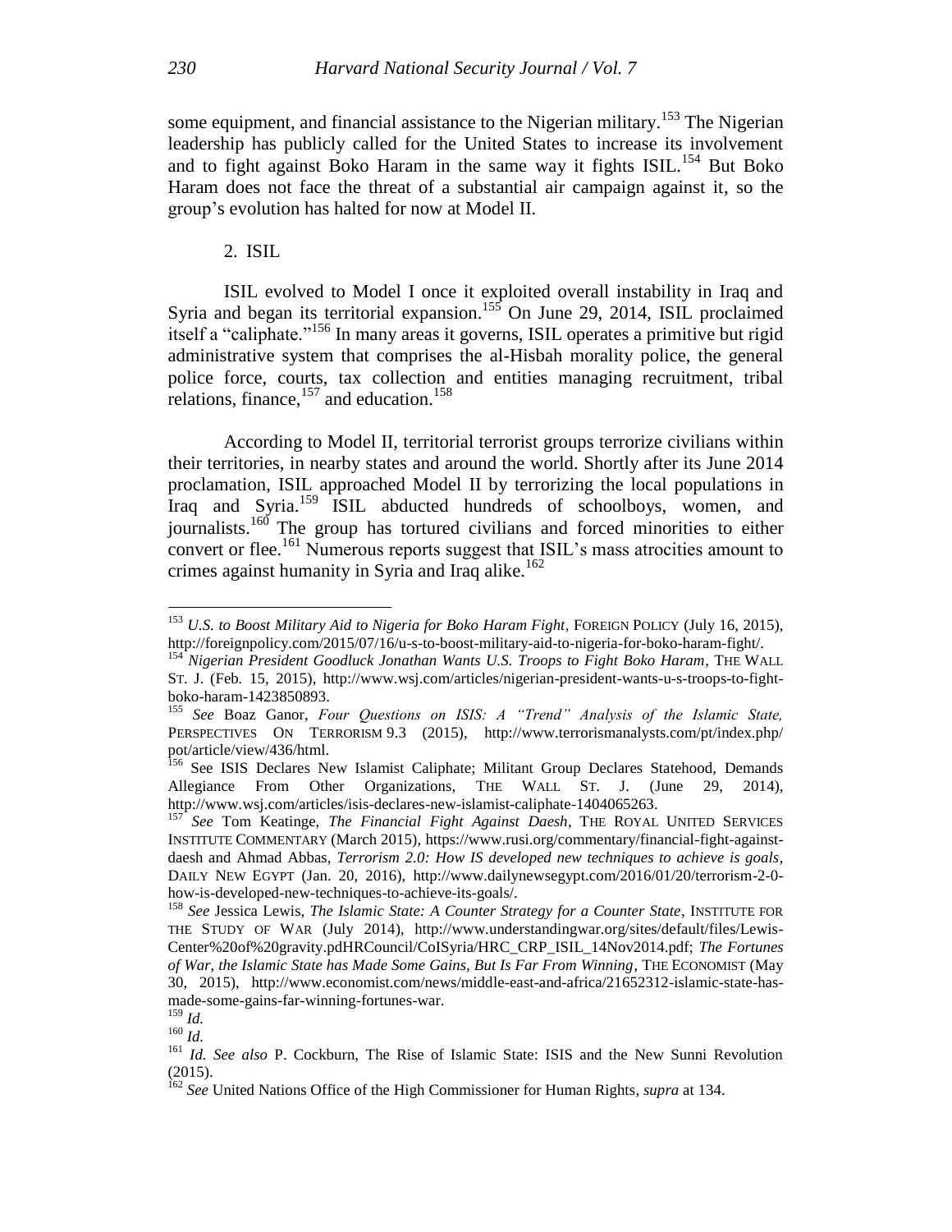some equipment, and financial assistance to the Nigerian military.[153] The Nigerian leadership has publicly called for the United States to increase its involvement and to fight against Boko Haram in the same way it fights ISIL.[154] But Boko Haram does not face the threat of a substantial air campaign against it, so the group's evolution has halted for now at Model II.

2. ISIL

ISIL evolved to Model I once it exploited overall instability in Iraq and Syria and began its territorial expansion.[155] On June 29, 2014, ISIL proclaimed itself a "caliphate."[156] In many areas it governs, ISIL operates a primitive but rigid administrative system that comprises the al-Hisbah morality police, the general police force, courts, tax collection and entities managing recruitment, tribal relations, finance,[157] and education.[158]

According to Model II, territorial terrorist groups terrorize civilians within their territories, in nearby states and around the world. Shortly after its June 2014 proclamation, ISIL approached Model II by terrorizing the local populations in Iraq and Syria.[159] ISIL abducted hundreds of schoolboys, women, and journalists.[160] The group has tortured civilians and forced minorities to either convert or flee.[161] Numerous reports suggest that ISIL's mass atrocities amount to crimes against humanity in Syria and Iraq alike.[162]

---

[153] *U.S. to Boost Military Aid to Nigeria for Boko Haram Fight*, FOREIGN POLICY (July 16, 2015), http://foreignpolicy.com/2015/07/16/u-s-to-boost-military-aid-to-nigeria-for-boko-haram-fight/.

[154] *Nigerian President Goodluck Jonathan Wants U.S. Troops to Fight Boko Haram*, THE WALL ST. J. (Feb. 15, 2015), http://www.wsj.com/articles/nigerian-president-wants-u-s-troops-to-fight-boko-haram-1423850893.

[155] *See* Boaz Ganor, *Four Questions on ISIS: A "Trend" Analysis of the Islamic State,* PERSPECTIVES ON TERRORISM 9.3 (2015), http://www.terrorismanalysts.com/pt/index.php/pot/article/view/436/html.

[156] See ISIS Declares New Islamist Caliphate; Militant Group Declares Statehood, Demands Allegiance From Other Organizations, THE WALL ST. J. (June 29, 2014), http://www.wsj.com/articles/isis-declares-new-islamist-caliphate-1404065263.

[157] *See* Tom Keatinge, *The Financial Fight Against Daesh*, THE ROYAL UNITED SERVICES INSTITUTE COMMENTARY (March 2015), https://www.rusi.org/commentary/financial-fight-against-daesh and Ahmad Abbas, *Terrorism 2.0: How IS developed new techniques to achieve is goals*, DAILY NEW EGYPT (Jan. 20, 2016), http://www.dailynewsegypt.com/2016/01/20/terrorism-2-0-how-is-developed-new-techniques-to-achieve-its-goals/.

[158] *See* Jessica Lewis, *The Islamic State: A Counter Strategy for a Counter State*, INSTITUTE FOR THE STUDY OF WAR (July 2014), http://www.understandingwar.org/sites/default/files/Lewis-Center%20of%20gravity.pdHRCouncil/CoISyria/HRC_CRP_ISIL_14Nov2014.pdf; *The Fortunes of War, the Islamic State has Made Some Gains, But Is Far From Winning*, THE ECONOMIST (May 30, 2015), http://www.economist.com/news/middle-east-and-africa/21652312-islamic-state-has-made-some-gains-far-winning-fortunes-war.

[159] *Id.*

[160] *Id.*

[161] *Id. See also* P. Cockburn, The Rise of Islamic State: ISIS and the New Sunni Revolution (2015).

[162] *See* United Nations Office of the High Commissioner for Human Rights, *supra* at 134.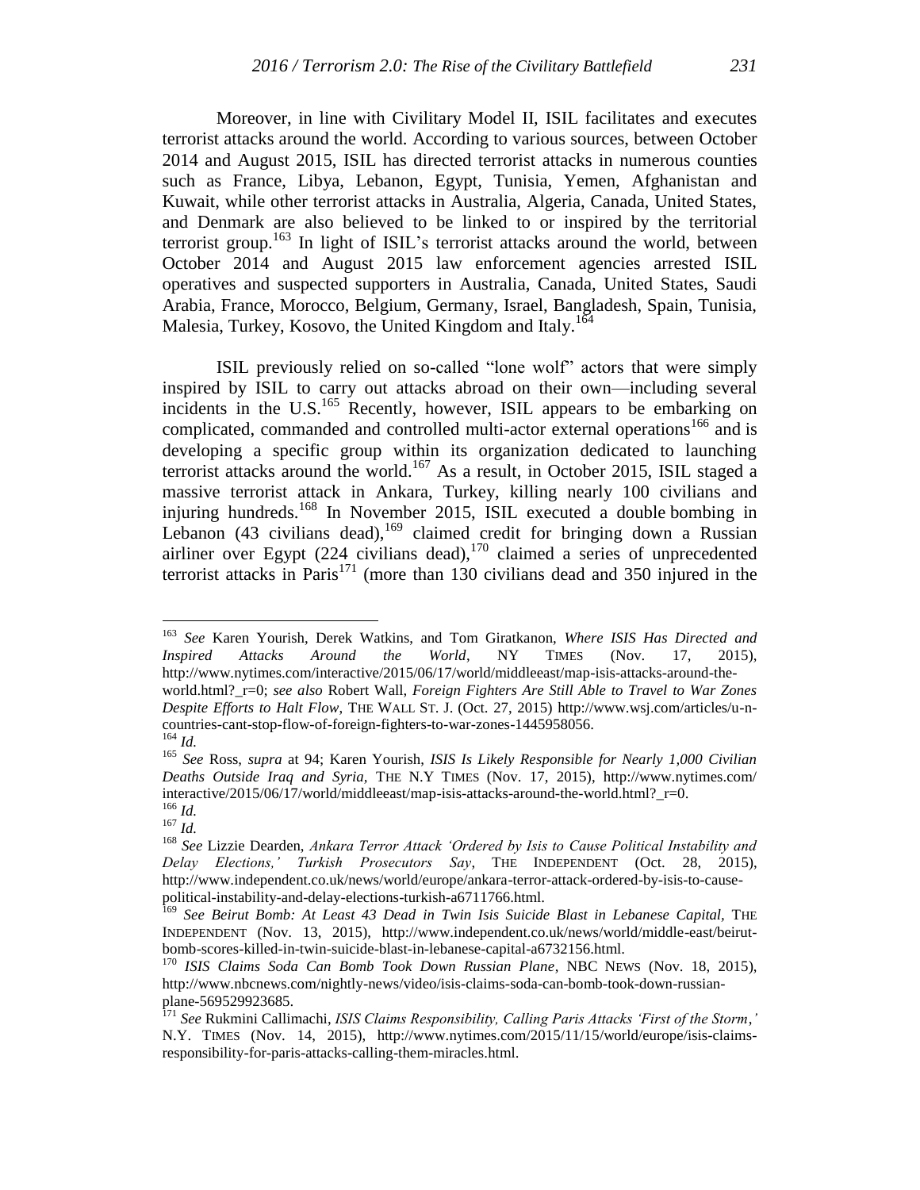Moreover, in line with Civilitary Model II, ISIL facilitates and executes terrorist attacks around the world. According to various sources, between October 2014 and August 2015, ISIL has directed terrorist attacks in numerous counties such as France, Libya, Lebanon, Egypt, Tunisia, Yemen, Afghanistan and Kuwait, while other terrorist attacks in Australia, Algeria, Canada, United States, and Denmark are also believed to be linked to or inspired by the territorial terrorist group.[163] In light of ISIL's terrorist attacks around the world, between October 2014 and August 2015 law enforcement agencies arrested ISIL operatives and suspected supporters in Australia, Canada, United States, Saudi Arabia, France, Morocco, Belgium, Germany, Israel, Bangladesh, Spain, Tunisia, Malesia, Turkey, Kosovo, the United Kingdom and Italy.[164]

ISIL previously relied on so-called "lone wolf" actors that were simply inspired by ISIL to carry out attacks abroad on their own—including several incidents in the U.S.[165] Recently, however, ISIL appears to be embarking on complicated, commanded and controlled multi-actor external operations[166] and is developing a specific group within its organization dedicated to launching terrorist attacks around the world.[167] As a result, in October 2015, ISIL staged a massive terrorist attack in Ankara, Turkey, killing nearly 100 civilians and injuring hundreds.[168] In November 2015, ISIL executed a double bombing in Lebanon (43 civilians dead),[169] claimed credit for bringing down a Russian airliner over Egypt (224 civilians dead),[170] claimed a series of unprecedented terrorist attacks in Paris[171] (more than 130 civilians dead and 350 injured in the

---

[163] *See* Karen Yourish, Derek Watkins, and Tom Giratkanon, *Where ISIS Has Directed and Inspired Attacks Around the World*, NY TIMES (Nov. 17, 2015), http://www.nytimes.com/interactive/2015/06/17/world/middleeast/map-isis-attacks-around-the-world.html?_r=0; *see also* Robert Wall, *Foreign Fighters Are Still Able to Travel to War Zones Despite Efforts to Halt Flow*, THE WALL ST. J. (Oct. 27, 2015) http://www.wsj.com/articles/u-n-countries-cant-stop-flow-of-foreign-fighters-to-war-zones-1445958056.

[164] *Id.*

[165] *See* Ross, *supra* at 94; Karen Yourish, *ISIS Is Likely Responsible for Nearly 1,000 Civilian Deaths Outside Iraq and Syria,* THE N.Y TIMES (Nov. 17, 2015), http://www.nytimes.com/interactive/2015/06/17/world/middleeast/map-isis-attacks-around-the-world.html?_r=0.

[166] *Id.*

[167] *Id.*

[168] *See* Lizzie Dearden, *Ankara Terror Attack 'Ordered by Isis to Cause Political Instability and Delay Elections,' Turkish Prosecutors Say*, THE INDEPENDENT (Oct. 28, 2015), http://www.independent.co.uk/news/world/europe/ankara-terror-attack-ordered-by-isis-to-cause-political-instability-and-delay-elections-turkish-a6711766.html.

[169] *See Beirut Bomb: At Least 43 Dead in Twin Isis Suicide Blast in Lebanese Capital*, THE INDEPENDENT (Nov. 13, 2015), http://www.independent.co.uk/news/world/middle-east/beirut-bomb-scores-killed-in-twin-suicide-blast-in-lebanese-capital-a6732156.html.

[170] *ISIS Claims Soda Can Bomb Took Down Russian Plane*, NBC NEWS (Nov. 18, 2015), http://www.nbcnews.com/nightly-news/video/isis-claims-soda-can-bomb-took-down-russian-plane-569529923685.

[171] *See* Rukmini Callimachi, *ISIS Claims Responsibility, Calling Paris Attacks 'First of the Storm*,*'* N.Y. TIMES (Nov. 14, 2015), http://www.nytimes.com/2015/11/15/world/europe/isis-claims-responsibility-for-paris-attacks-calling-them-miracles.html.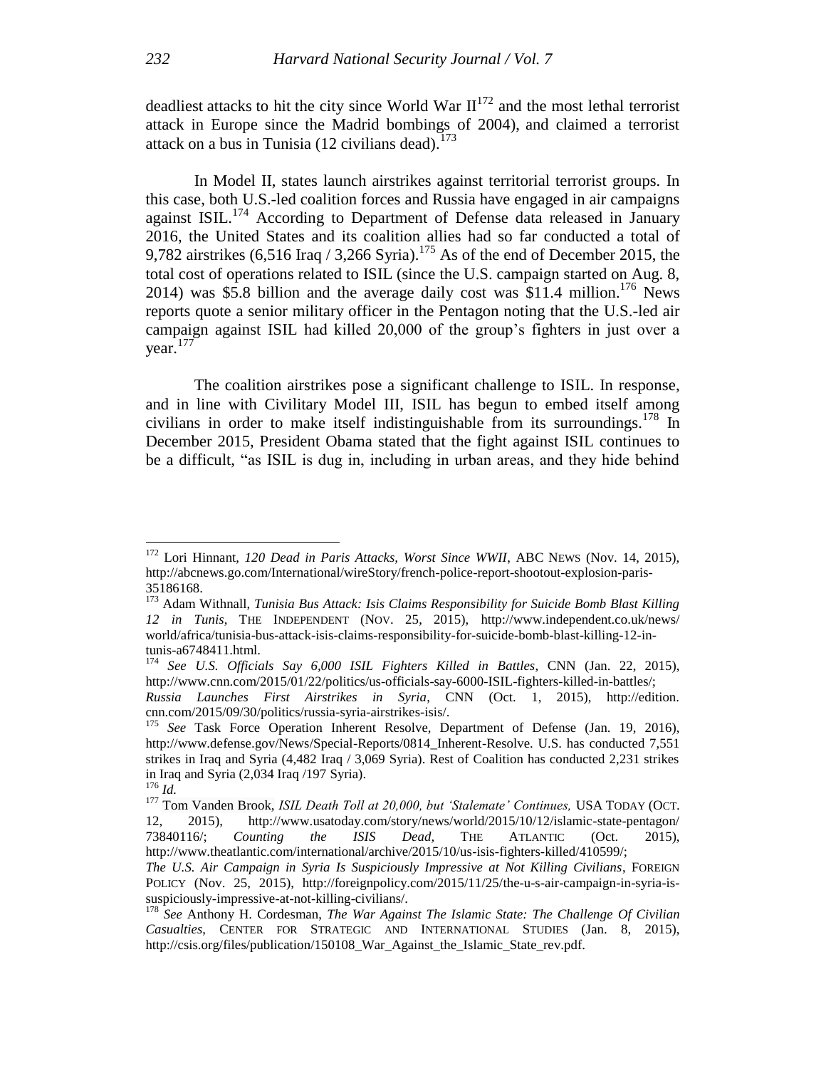deadliest attacks to hit the city since World War II[172] and the most lethal terrorist attack in Europe since the Madrid bombings of 2004), and claimed a terrorist attack on a bus in Tunisia (12 civilians dead).[173]

In Model II, states launch airstrikes against territorial terrorist groups. In this case, both U.S.-led coalition forces and Russia have engaged in air campaigns against ISIL.[174] According to Department of Defense data released in January 2016, the United States and its coalition allies had so far conducted a total of 9,782 airstrikes (6,516 Iraq / 3,266 Syria).[175] As of the end of December 2015, the total cost of operations related to ISIL (since the U.S. campaign started on Aug. 8, 2014) was $5.8 billion and the average daily cost was $11.4 million.[176] News reports quote a senior military officer in the Pentagon noting that the U.S.-led air campaign against ISIL had killed 20,000 of the group's fighters in just over a year.[177]

The coalition airstrikes pose a significant challenge to ISIL. In response, and in line with Civilitary Model III, ISIL has begun to embed itself among civilians in order to make itself indistinguishable from its surroundings.[178] In December 2015, President Obama stated that the fight against ISIL continues to be a difficult, "as ISIL is dug in, including in urban areas, and they hide behind

---

[172] Lori Hinnant, *120 Dead in Paris Attacks, Worst Since WWII*, ABC NEWS (Nov. 14, 2015), http://abcnews.go.com/International/wireStory/french-police-report-shootout-explosion-paris-35186168.

[173] Adam Withnall, *Tunisia Bus Attack: Isis Claims Responsibility for Suicide Bomb Blast Killing 12 in Tunis*, THE INDEPENDENT (NOV. 25, 2015), http://www.independent.co.uk/news/world/africa/tunisia-bus-attack-isis-claims-responsibility-for-suicide-bomb-blast-killing-12-in-tunis-a6748411.html.

[174] *See U.S. Officials Say 6,000 ISIL Fighters Killed in Battles*, CNN (Jan. 22, 2015), http://www.cnn.com/2015/01/22/politics/us-officials-say-6000-ISIL-fighters-killed-in-battles/; *Russia Launches First Airstrikes in Syria*, CNN (Oct. 1, 2015), http://edition.cnn.com/2015/09/30/politics/russia-syria-airstrikes-isis/.

[175] *See* Task Force Operation Inherent Resolve, Department of Defense (Jan. 19, 2016), http://www.defense.gov/News/Special-Reports/0814_Inherent-Resolve. U.S. has conducted 7,551 strikes in Iraq and Syria (4,482 Iraq / 3,069 Syria). Rest of Coalition has conducted 2,231 strikes in Iraq and Syria (2,034 Iraq /197 Syria).

[176] *Id.*

[177] Tom Vanden Brook, *ISIL Death Toll at 20,000, but 'Stalemate' Continues,* USA TODAY (OCT. 12, 2015), http://www.usatoday.com/story/news/world/2015/10/12/islamic-state-pentagon/73840116/; *Counting the ISIS Dead,* THE ATLANTIC (Oct. 2015), http://www.theatlantic.com/international/archive/2015/10/us-isis-fighters-killed/410599/; *The U.S. Air Campaign in Syria Is Suspiciously Impressive at Not Killing Civilians*, FOREIGN POLICY (Nov. 25, 2015), http://foreignpolicy.com/2015/11/25/the-u-s-air-campaign-in-syria-is-suspiciously-impressive-at-not-killing-civilians/.

[178] *See* Anthony H. Cordesman, *The War Against The Islamic State: The Challenge Of Civilian Casualties*, CENTER FOR STRATEGIC AND INTERNATIONAL STUDIES (Jan. 8, 2015), http://csis.org/files/publication/150108_War_Against_the_Islamic_State_rev.pdf.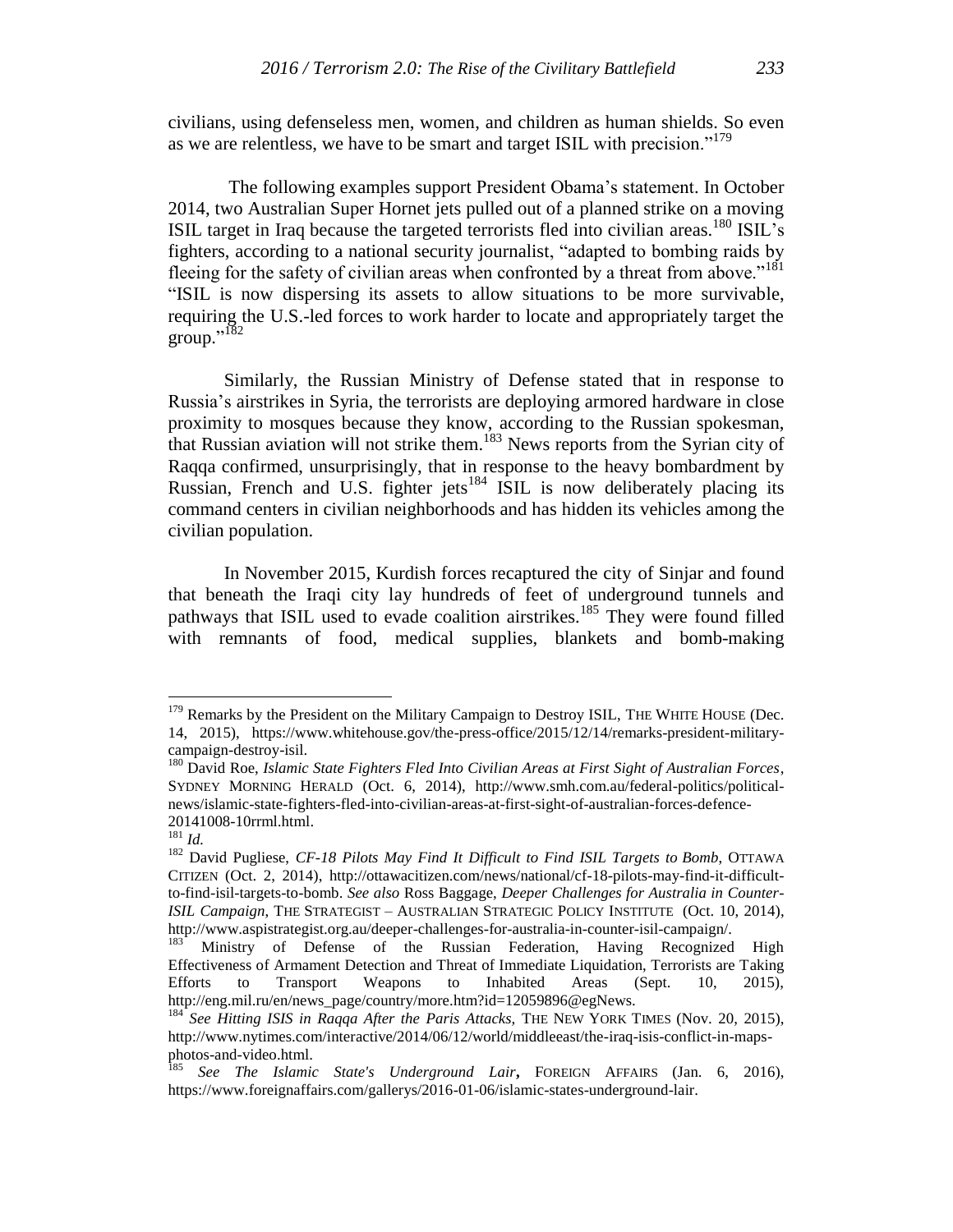civilians, using defenseless men, women, and children as human shields. So even as we are relentless, we have to be smart and target ISIL with precision."[179]

The following examples support President Obama's statement. In October 2014, two Australian Super Hornet jets pulled out of a planned strike on a moving ISIL target in Iraq because the targeted terrorists fled into civilian areas.[180] ISIL's fighters, according to a national security journalist, "adapted to bombing raids by fleeing for the safety of civilian areas when confronted by a threat from above."[181] "ISIL is now dispersing its assets to allow situations to be more survivable, requiring the U.S.-led forces to work harder to locate and appropriately target the group."[182]

Similarly, the Russian Ministry of Defense stated that in response to Russia's airstrikes in Syria, the terrorists are deploying armored hardware in close proximity to mosques because they know, according to the Russian spokesman, that Russian aviation will not strike them.[183] News reports from the Syrian city of Raqqa confirmed, unsurprisingly, that in response to the heavy bombardment by Russian, French and U.S. fighter jets[184] ISIL is now deliberately placing its command centers in civilian neighborhoods and has hidden its vehicles among the civilian population.

In November 2015, Kurdish forces recaptured the city of Sinjar and found that beneath the Iraqi city lay hundreds of feet of underground tunnels and pathways that ISIL used to evade coalition airstrikes.[185] They were found filled with remnants of food, medical supplies, blankets and bomb-making

---

[179] Remarks by the President on the Military Campaign to Destroy ISIL, THE WHITE HOUSE (Dec. 14, 2015), https://www.whitehouse.gov/the-press-office/2015/12/14/remarks-president-military-campaign-destroy-isil.

[180] David Roe, *Islamic State Fighters Fled Into Civilian Areas at First Sight of Australian Forces*, SYDNEY MORNING HERALD (Oct. 6, 2014), http://www.smh.com.au/federal-politics/political-news/islamic-state-fighters-fled-into-civilian-areas-at-first-sight-of-australian-forces-defence-20141008-10rrml.html.

[181] *Id.*

[182] David Pugliese, *CF-18 Pilots May Find It Difficult to Find ISIL Targets to Bomb*, OTTAWA CITIZEN (Oct. 2, 2014), http://ottawacitizen.com/news/national/cf-18-pilots-may-find-it-difficult-to-find-isil-targets-to-bomb. *See also* Ross Baggage, *Deeper Challenges for Australia in Counter-ISIL Campaign*, THE STRATEGIST – AUSTRALIAN STRATEGIC POLICY INSTITUTE (Oct. 10, 2014), http://www.aspistrategist.org.au/deeper-challenges-for-australia-in-counter-isil-campaign/.

[183] Ministry of Defense of the Russian Federation, Having Recognized High Effectiveness of Armament Detection and Threat of Immediate Liquidation, Terrorists are Taking Efforts to Transport Weapons to Inhabited Areas (Sept. 10, 2015), http://eng.mil.ru/en/news_page/country/more.htm?id=12059896@egNews.

[184] *See Hitting ISIS in Raqqa After the Paris Attacks*, THE NEW YORK TIMES (Nov. 20, 2015), http://www.nytimes.com/interactive/2014/06/12/world/middleeast/the-iraq-isis-conflict-in-maps-photos-and-video.html.

[185] *See The Islamic State's Underground Lair*, FOREIGN AFFAIRS (Jan. 6, 2016), https://www.foreignaffairs.com/gallerys/2016-01-06/islamic-states-underground-lair.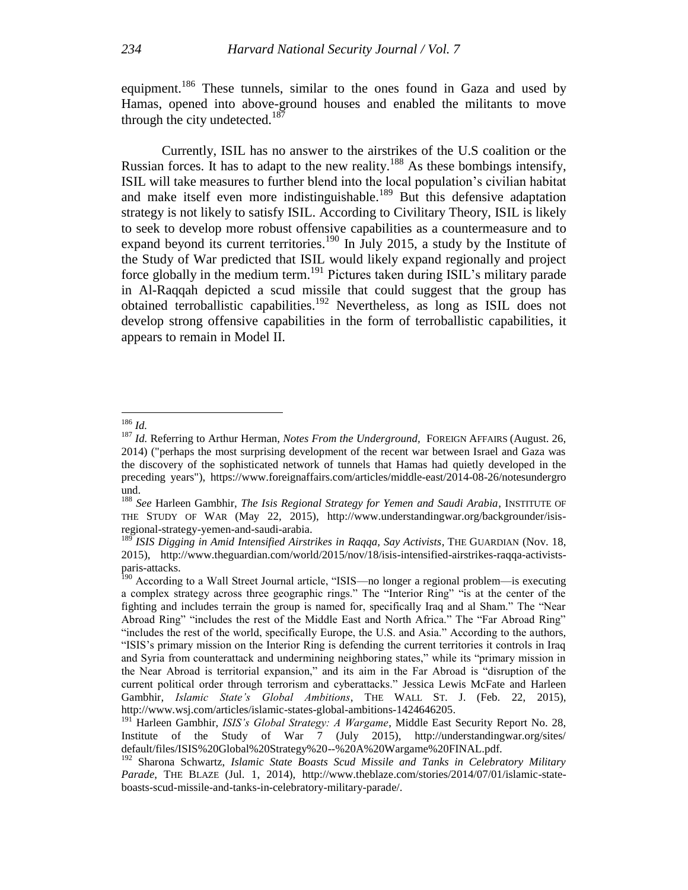equipment.[186] These tunnels, similar to the ones found in Gaza and used by Hamas, opened into above-ground houses and enabled the militants to move through the city undetected.[187]

Currently, ISIL has no answer to the airstrikes of the U.S coalition or the Russian forces. It has to adapt to the new reality.[188] As these bombings intensify, ISIL will take measures to further blend into the local population's civilian habitat and make itself even more indistinguishable.[189] But this defensive adaptation strategy is not likely to satisfy ISIL. According to Civilitary Theory, ISIL is likely to seek to develop more robust offensive capabilities as a countermeasure and to expand beyond its current territories.[190] In July 2015, a study by the Institute of the Study of War predicted that ISIL would likely expand regionally and project force globally in the medium term.[191] Pictures taken during ISIL's military parade in Al-Raqqah depicted a scud missile that could suggest that the group has obtained terroballistic capabilities.[192] Nevertheless, as long as ISIL does not develop strong offensive capabilities in the form of terroballistic capabilities, it appears to remain in Model II.

---

[186] *Id.*

[187] *Id.* Referring to Arthur Herman, *Notes From the Underground,* FOREIGN AFFAIRS (August. 26, 2014) ("perhaps the most surprising development of the recent war between Israel and Gaza was the discovery of the sophisticated network of tunnels that Hamas had quietly developed in the preceding years"), https://www.foreignaffairs.com/articles/middle-east/2014-08-26/notesunderground.

[188] *See* Harleen Gambhir, *The Isis Regional Strategy for Yemen and Saudi Arabia*, INSTITUTE OF THE STUDY OF WAR (May 22, 2015), http://www.understandingwar.org/backgrounder/isis-regional-strategy-yemen-and-saudi-arabia.

[189] *ISIS Digging in Amid Intensified Airstrikes in Raqqa, Say Activists*, THE GUARDIAN (Nov. 18, 2015), http://www.theguardian.com/world/2015/nov/18/isis-intensified-airstrikes-raqqa-activists-paris-attacks.

[190] According to a Wall Street Journal article, "ISIS—no longer a regional problem—is executing a complex strategy across three geographic rings." The "Interior Ring" "is at the center of the fighting and includes terrain the group is named for, specifically Iraq and al Sham." The "Near Abroad Ring" "includes the rest of the Middle East and North Africa." The "Far Abroad Ring" "includes the rest of the world, specifically Europe, the U.S. and Asia." According to the authors, "ISIS's primary mission on the Interior Ring is defending the current territories it controls in Iraq and Syria from counterattack and undermining neighboring states," while its "primary mission in the Near Abroad is territorial expansion," and its aim in the Far Abroad is "disruption of the current political order through terrorism and cyberattacks." Jessica Lewis McFate and Harleen Gambhir, *Islamic State's Global Ambitions*, THE WALL ST. J. (Feb. 22, 2015), http://www.wsj.com/articles/islamic-states-global-ambitions-1424646205.

[191] Harleen Gambhir, *ISIS's Global Strategy: A Wargame*, Middle East Security Report No. 28, Institute of the Study of War 7 (July 2015), http://understandingwar.org/sites/default/files/ISIS%20Global%20Strategy%20--%20A%20Wargame%20FINAL.pdf.

[192] Sharona Schwartz, *Islamic State Boasts Scud Missile and Tanks in Celebratory Military Parade*, THE BLAZE (Jul. 1, 2014), http://www.theblaze.com/stories/2014/07/01/islamic-state-boasts-scud-missile-and-tanks-in-celebratory-military-parade/.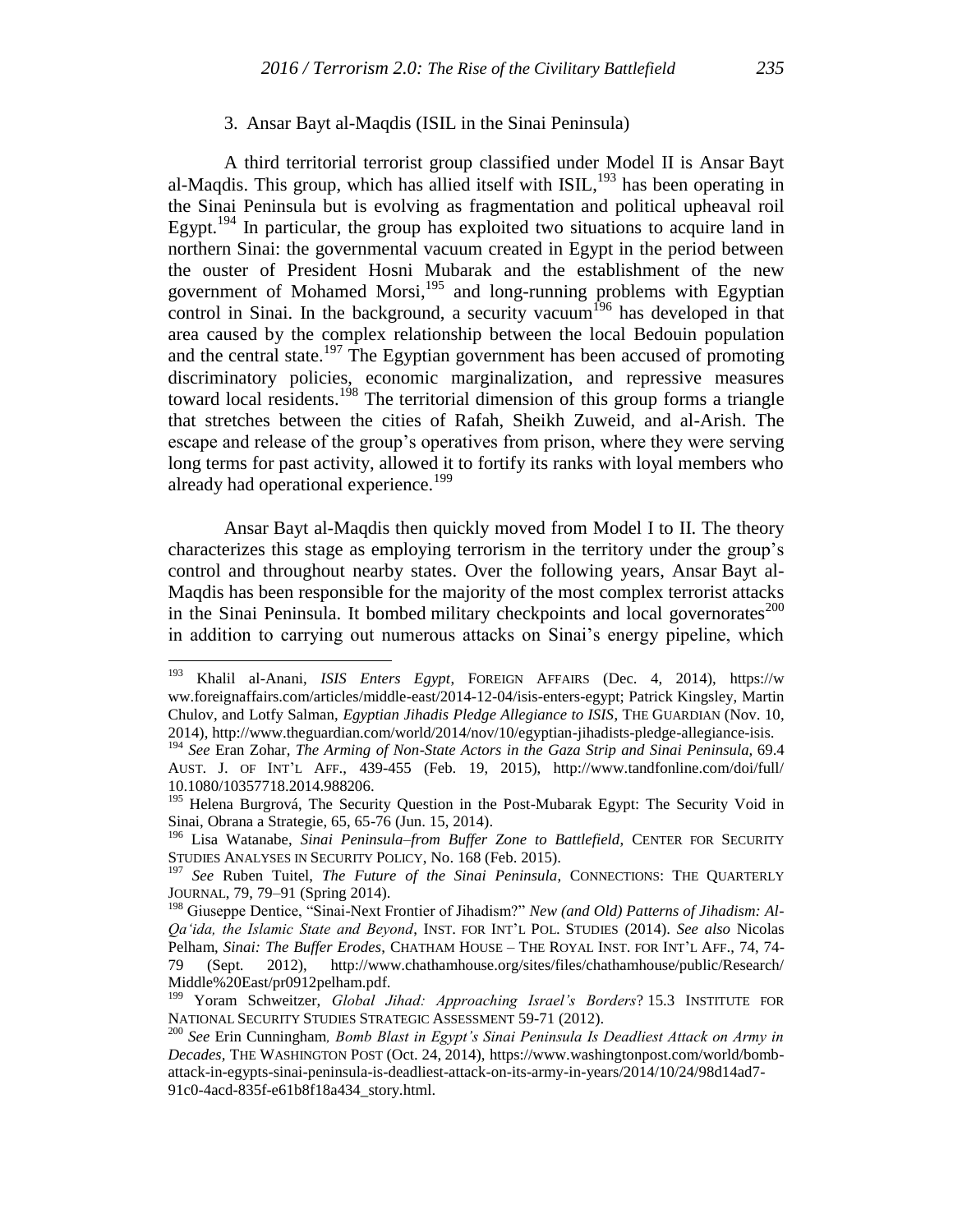### 3. Ansar Bayt al-Maqdis (ISIL in the Sinai Peninsula)

A third territorial terrorist group classified under Model II is Ansar Bayt al-Maqdis. This group, which has allied itself with ISIL,[193] has been operating in the Sinai Peninsula but is evolving as fragmentation and political upheaval roil Egypt.[194] In particular, the group has exploited two situations to acquire land in northern Sinai: the governmental vacuum created in Egypt in the period between the ouster of President Hosni Mubarak and the establishment of the new government of Mohamed Morsi,[195] and long-running problems with Egyptian control in Sinai. In the background, a security vacuum[196] has developed in that area caused by the complex relationship between the local Bedouin population and the central state.[197] The Egyptian government has been accused of promoting discriminatory policies, economic marginalization, and repressive measures toward local residents.[198] The territorial dimension of this group forms a triangle that stretches between the cities of Rafah, Sheikh Zuweid, and al-Arish. The escape and release of the group's operatives from prison, where they were serving long terms for past activity, allowed it to fortify its ranks with loyal members who already had operational experience.[199]

Ansar Bayt al-Maqdis then quickly moved from Model I to II. The theory characterizes this stage as employing terrorism in the territory under the group's control and throughout nearby states. Over the following years, Ansar Bayt al-Maqdis has been responsible for the majority of the most complex terrorist attacks in the Sinai Peninsula. It bombed military checkpoints and local governorates[200] in addition to carrying out numerous attacks on Sinai's energy pipeline, which

---

[193] Khalil al-Anani, *ISIS Enters Egypt*, FOREIGN AFFAIRS (Dec. 4, 2014), https://www.foreignaffairs.com/articles/middle-east/2014-12-04/isis-enters-egypt; Patrick Kingsley, Martin Chulov, and Lotfy Salman, *Egyptian Jihadis Pledge Allegiance to ISIS*, THE GUARDIAN (Nov. 10, 2014), http://www.theguardian.com/world/2014/nov/10/egyptian-jihadists-pledge-allegiance-isis.

[194] *See* Eran Zohar, *The Arming of Non-State Actors in the Gaza Strip and Sinai Peninsula*, 69.4 AUST. J. OF INT'L AFF., 439-455 (Feb. 19, 2015), http://www.tandfonline.com/doi/full/10.1080/10357718.2014.988206.

[195] Helena Burgrová, The Security Question in the Post-Mubarak Egypt: The Security Void in Sinai, Obrana a Strategie, 65, 65-76 (Jun. 15, 2014).

[196] Lisa Watanabe, *Sinai Peninsula–from Buffer Zone to Battlefield*, CENTER FOR SECURITY STUDIES ANALYSES IN SECURITY POLICY, No. 168 (Feb. 2015).

[197] *See* Ruben Tuitel, *The Future of the Sinai Peninsula*, CONNECTIONS: THE QUARTERLY JOURNAL, 79, 79–91 (Spring 2014).

[198] Giuseppe Dentice, "Sinai-Next Frontier of Jihadism?" *New (and Old) Patterns of Jihadism: Al-Qa'ida, the Islamic State and Beyond*, INST. FOR INT'L POL. STUDIES (2014). *See also* Nicolas Pelham, *Sinai: The Buffer Erodes*, CHATHAM HOUSE – THE ROYAL INST. FOR INT'L AFF., 74, 74-79 (Sept. 2012), http://www.chathamhouse.org/sites/files/chathamhouse/public/Research/Middle%20East/pr0912pelham.pdf.

[199] Yoram Schweitzer, *Global Jihad: Approaching Israel's Borders*? 15.3 INSTITUTE FOR NATIONAL SECURITY STUDIES STRATEGIC ASSESSMENT 59-71 (2012).

[200] *See* Erin Cunningham, *Bomb Blast in Egypt's Sinai Peninsula Is Deadliest Attack on Army in Decades*, THE WASHINGTON POST (Oct. 24, 2014), https://www.washingtonpost.com/world/bomb-attack-in-egypts-sinai-peninsula-is-deadliest-attack-on-its-army-in-years/2014/10/24/98d14ad7-91c0-4acd-835f-e61b8f18a434_story.html.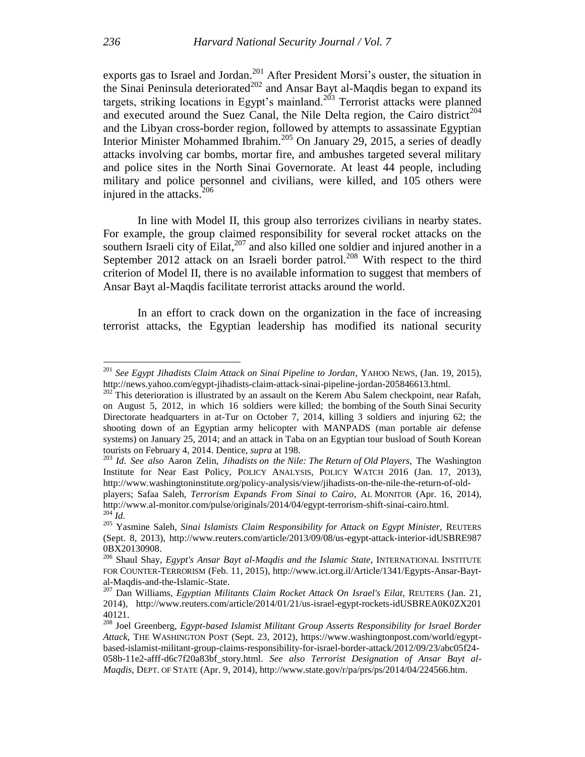exports gas to Israel and Jordan.[201] After President Morsi's ouster, the situation in the Sinai Peninsula deteriorated[202] and Ansar Bayt al-Maqdis began to expand its targets, striking locations in Egypt's mainland.[203] Terrorist attacks were planned and executed around the Suez Canal, the Nile Delta region, the Cairo district[204] and the Libyan cross-border region, followed by attempts to assassinate Egyptian Interior Minister Mohammed Ibrahim.[205] On January 29, 2015, a series of deadly attacks involving car bombs, mortar fire, and ambushes targeted several military and police sites in the North Sinai Governorate. At least 44 people, including military and police personnel and civilians, were killed, and 105 others were injured in the attacks.[206]

In line with Model II, this group also terrorizes civilians in nearby states. For example, the group claimed responsibility for several rocket attacks on the southern Israeli city of Eilat,[207] and also killed one soldier and injured another in a September 2012 attack on an Israeli border patrol.[208] With respect to the third criterion of Model II, there is no available information to suggest that members of Ansar Bayt al-Maqdis facilitate terrorist attacks around the world.

In an effort to crack down on the organization in the face of increasing terrorist attacks, the Egyptian leadership has modified its national security

---

[201] *See Egypt Jihadists Claim Attack on Sinai Pipeline to Jordan*, YAHOO NEWS, (Jan. 19, 2015), http://news.yahoo.com/egypt-jihadists-claim-attack-sinai-pipeline-jordan-205846613.html.

[202] This deterioration is illustrated by an assault on the Kerem Abu Salem checkpoint, near Rafah, on August 5, 2012, in which 16 soldiers were killed; the bombing of the South Sinai Security Directorate headquarters in at-Tur on October 7, 2014, killing 3 soldiers and injuring 62; the shooting down of an Egyptian army helicopter with MANPADS (man portable air defense systems) on January 25, 2014; and an attack in Taba on an Egyptian tour busload of South Korean tourists on February 4, 2014. Dentice, *supra* at 198.

[203] *Id*. *See also* Aaron Zelin, *Jihadists on the Nile: The Return of Old Players*, The Washington Institute for Near East Policy, POLICY ANALYSIS, POLICY WATCH 2016 (Jan. 17, 2013), http://www.washingtoninstitute.org/policy-analysis/view/jihadists-on-the-nile-the-return-of-old-players; Safaa Saleh, *Terrorism Expands From Sinai to Cairo*, AL MONITOR (Apr. 16, 2014), http://www.al-monitor.com/pulse/originals/2014/04/egypt-terrorism-shift-sinai-cairo.html.

[204] *Id.*

[205] Yasmine Saleh, *Sinai Islamists Claim Responsibility for Attack on Egypt Minister*, REUTERS (Sept. 8, 2013), http://www.reuters.com/article/2013/09/08/us-egypt-attack-interior-idUSBRE9870BX20130908.

[206] Shaul Shay, *Egypt's Ansar Bayt al-Maqdis and the Islamic State*, INTERNATIONAL INSTITUTE FOR COUNTER-TERRORISM (Feb. 11, 2015), http://www.ict.org.il/Article/1341/Egypts-Ansar-Bayt-al-Maqdis-and-the-Islamic-State.

[207] Dan Williams, *Egyptian Militants Claim Rocket Attack On Israel's Eilat*, REUTERS (Jan. 21, 2014), http://www.reuters.com/article/2014/01/21/us-israel-egypt-rockets-idUSBREA0K0ZX20140121.

[208] Joel Greenberg, *Egypt-based Islamist Militant Group Asserts Responsibility for Israel Border Attack*, THE WASHINGTON POST (Sept. 23, 2012), https://www.washingtonpost.com/world/egypt-based-islamist-militant-group-claims-responsibility-for-israel-border-attack/2012/09/23/abc05f24-058b-11e2-afff-d6c7f20a83bf_story.html. *See also Terrorist Designation of Ansar Bayt al-Maqdis*, DEPT. OF STATE (Apr. 9, 2014), http://www.state.gov/r/pa/prs/ps/2014/04/224566.htm.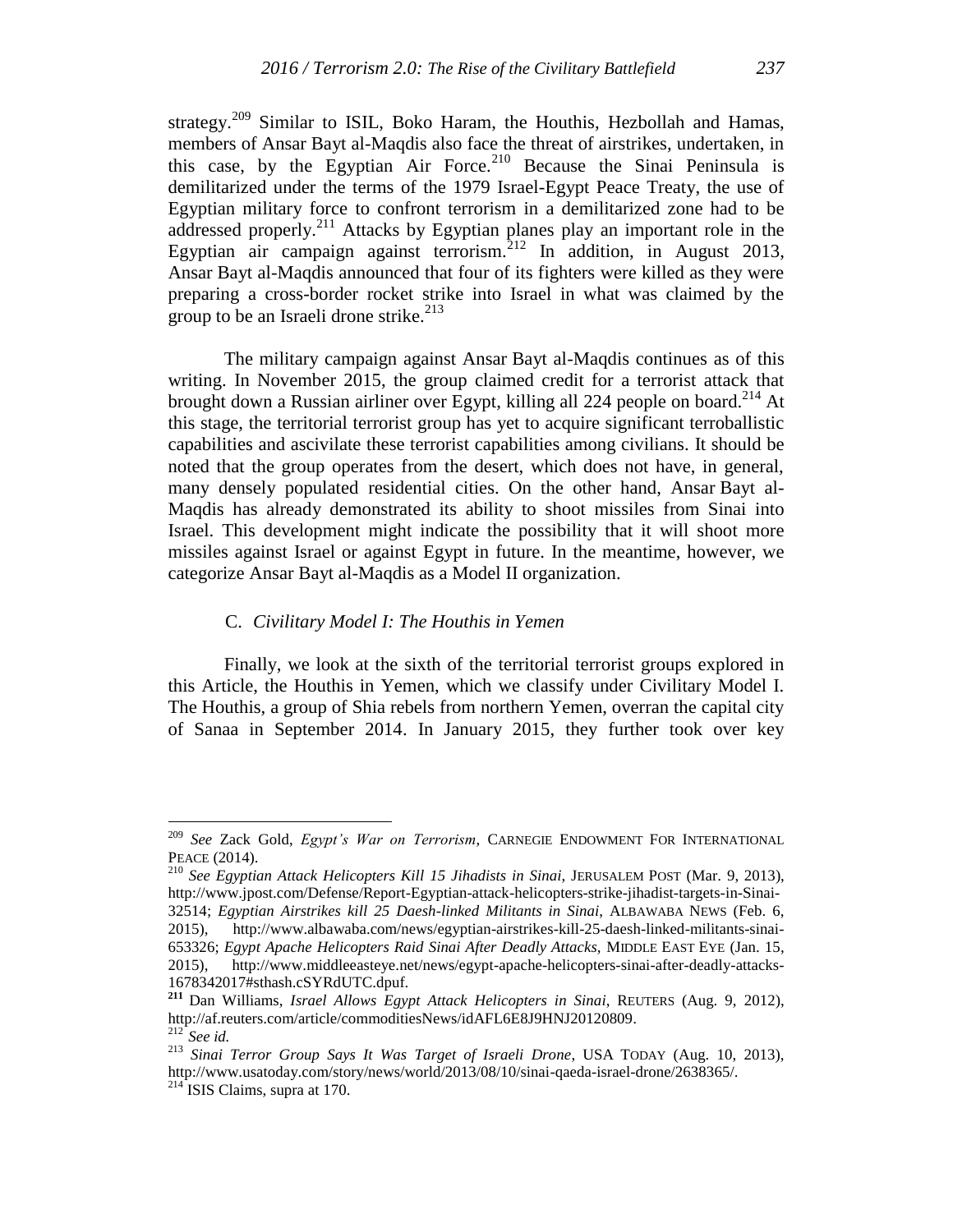strategy.[209] Similar to ISIL, Boko Haram, the Houthis, Hezbollah and Hamas, members of Ansar Bayt al-Maqdis also face the threat of airstrikes, undertaken, in this case, by the Egyptian Air Force.[210] Because the Sinai Peninsula is demilitarized under the terms of the 1979 Israel-Egypt Peace Treaty, the use of Egyptian military force to confront terrorism in a demilitarized zone had to be addressed properly.[211] Attacks by Egyptian planes play an important role in the Egyptian air campaign against terrorism.[212] In addition, in August 2013, Ansar Bayt al-Maqdis announced that four of its fighters were killed as they were preparing a cross-border rocket strike into Israel in what was claimed by the group to be an Israeli drone strike.[213]

The military campaign against Ansar Bayt al-Maqdis continues as of this writing. In November 2015, the group claimed credit for a terrorist attack that brought down a Russian airliner over Egypt, killing all 224 people on board.[214] At this stage, the territorial terrorist group has yet to acquire significant terroballistic capabilities and ascivilate these terrorist capabilities among civilians. It should be noted that the group operates from the desert, which does not have, in general, many densely populated residential cities. On the other hand, Ansar Bayt al-Maqdis has already demonstrated its ability to shoot missiles from Sinai into Israel. This development might indicate the possibility that it will shoot more missiles against Israel or against Egypt in future. In the meantime, however, we categorize Ansar Bayt al-Maqdis as a Model II organization.

### C. *Civilitary Model I: The Houthis in Yemen*

Finally, we look at the sixth of the territorial terrorist groups explored in this Article, the Houthis in Yemen, which we classify under Civilitary Model I. The Houthis, a group of Shia rebels from northern Yemen, overran the capital city of Sanaa in September 2014. In January 2015, they further took over key

---

[209] *See* Zack Gold, *Egypt's War on Terrorism*, CARNEGIE ENDOWMENT FOR INTERNATIONAL PEACE (2014).

[210] *See Egyptian Attack Helicopters Kill 15 Jihadists in Sinai*, JERUSALEM POST (Mar. 9, 2013), http://www.jpost.com/Defense/Report-Egyptian-attack-helicopters-strike-jihadist-targets-in-Sinai-32514; *Egyptian Airstrikes kill 25 Daesh-linked Militants in Sinai*, ALBAWABA NEWS (Feb. 6, 2015), http://www.albawaba.com/news/egyptian-airstrikes-kill-25-daesh-linked-militants-sinai-653326; *Egypt Apache Helicopters Raid Sinai After Deadly Attacks*, MIDDLE EAST EYE (Jan. 15, 2015), http://www.middleeasteye.net/news/egypt-apache-helicopters-sinai-after-deadly-attacks-1678342017#sthash.cSYRdUTC.dpuf.

[211] Dan Williams, *Israel Allows Egypt Attack Helicopters in Sinai*, REUTERS (Aug. 9, 2012), http://af.reuters.com/article/commoditiesNews/idAFL6E8J9HNJ20120809.

[212] *See id.*

[213] *Sinai Terror Group Says It Was Target of Israeli Drone*, USA TODAY (Aug. 10, 2013), http://www.usatoday.com/story/news/world/2013/08/10/sinai-qaeda-israel-drone/2638365/.

[214] ISIS Claims, supra at 170.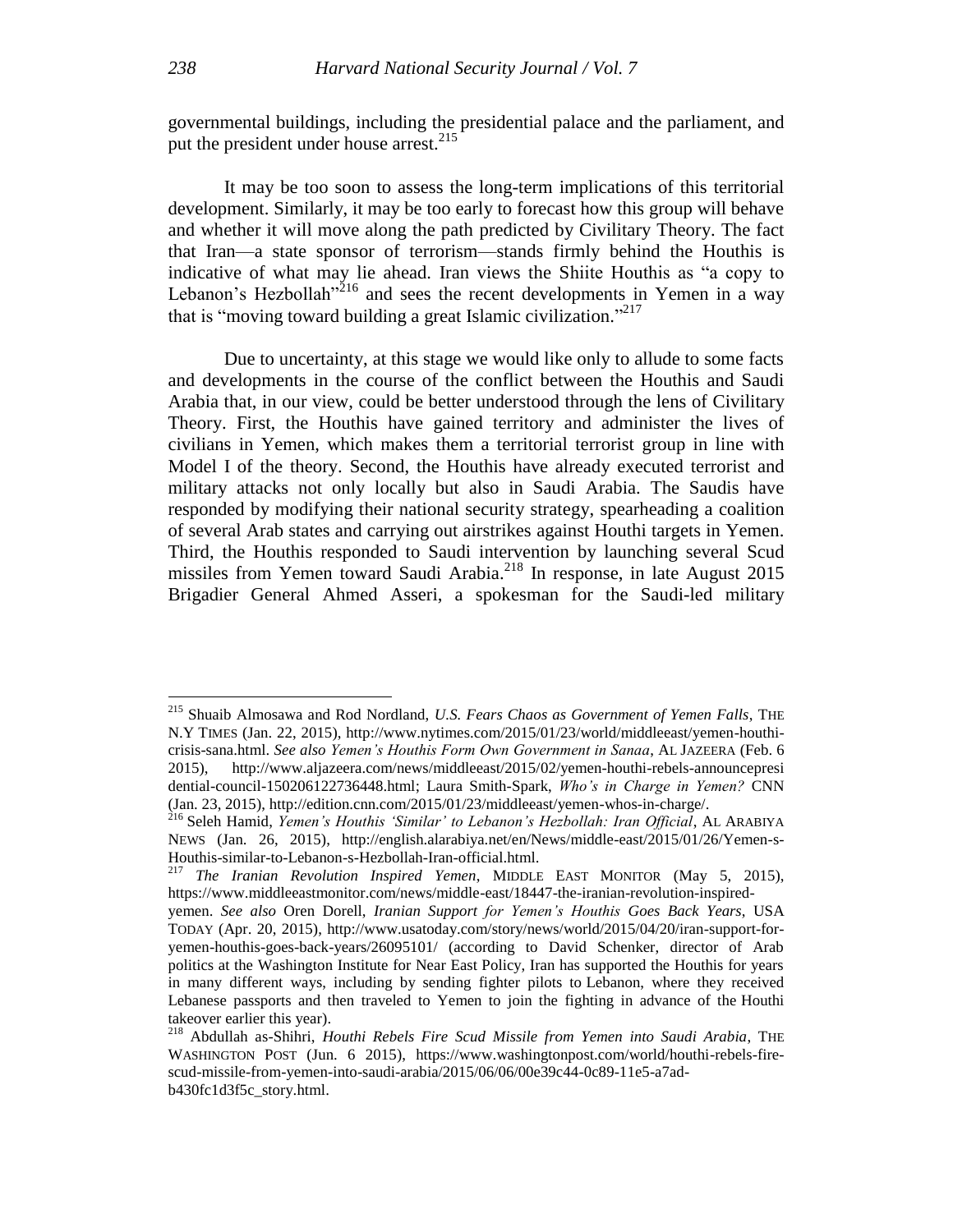governmental buildings, including the presidential palace and the parliament, and put the president under house arrest.[215]

It may be too soon to assess the long-term implications of this territorial development. Similarly, it may be too early to forecast how this group will behave and whether it will move along the path predicted by Civilitary Theory. The fact that Iran—a state sponsor of terrorism—stands firmly behind the Houthis is indicative of what may lie ahead. Iran views the Shiite Houthis as "a copy to Lebanon's Hezbollah"[216] and sees the recent developments in Yemen in a way that is "moving toward building a great Islamic civilization."[217]

Due to uncertainty, at this stage we would like only to allude to some facts and developments in the course of the conflict between the Houthis and Saudi Arabia that, in our view, could be better understood through the lens of Civilitary Theory. First, the Houthis have gained territory and administer the lives of civilians in Yemen, which makes them a territorial terrorist group in line with Model I of the theory. Second, the Houthis have already executed terrorist and military attacks not only locally but also in Saudi Arabia. The Saudis have responded by modifying their national security strategy, spearheading a coalition of several Arab states and carrying out airstrikes against Houthi targets in Yemen. Third, the Houthis responded to Saudi intervention by launching several Scud missiles from Yemen toward Saudi Arabia.[218] In response, in late August 2015 Brigadier General Ahmed Asseri, a spokesman for the Saudi-led military

---

[215] Shuaib Almosawa and Rod Nordland, *U.S. Fears Chaos as Government of Yemen Falls*, THE N.Y TIMES (Jan. 22, 2015), http://www.nytimes.com/2015/01/23/world/middleeast/yemen-houthi-crisis-sana.html. *See also Yemen's Houthis Form Own Government in Sanaa*, AL JAZEERA (Feb. 6 2015), http://www.aljazeera.com/news/middleeast/2015/02/yemen-houthi-rebels-announcepresidential-council-150206122736448.html; Laura Smith-Spark, *Who's in Charge in Yemen?* CNN (Jan. 23, 2015), http://edition.cnn.com/2015/01/23/middleeast/yemen-whos-in-charge/.

[216] Seleh Hamid, *Yemen's Houthis 'Similar' to Lebanon's Hezbollah: Iran Official*, AL ARABIYA NEWS (Jan. 26, 2015), http://english.alarabiya.net/en/News/middle-east/2015/01/26/Yemen-s-Houthis-similar-to-Lebanon-s-Hezbollah-Iran-official.html.

[217] *The Iranian Revolution Inspired Yemen*, MIDDLE EAST MONITOR (May 5, 2015), https://www.middleeastmonitor.com/news/middle-east/18447-the-iranian-revolution-inspired-yemen. *See also* Oren Dorell, *Iranian Support for Yemen's Houthis Goes Back Years*, USA TODAY (Apr. 20, 2015), http://www.usatoday.com/story/news/world/2015/04/20/iran-support-for-yemen-houthis-goes-back-years/26095101/ (according to David Schenker, director of Arab politics at the Washington Institute for Near East Policy, Iran has supported the Houthis for years in many different ways, including by sending fighter pilots to Lebanon, where they received Lebanese passports and then traveled to Yemen to join the fighting in advance of the Houthi takeover earlier this year).

[218] Abdullah as-Shihri, *Houthi Rebels Fire Scud Missile from Yemen into Saudi Arabia*, THE WASHINGTON POST (Jun. 6 2015), https://www.washingtonpost.com/world/houthi-rebels-fire-scud-missile-from-yemen-into-saudi-arabia/2015/06/06/00e39c44-0c89-11e5-a7ad-b430fc1d3f5c_story.html.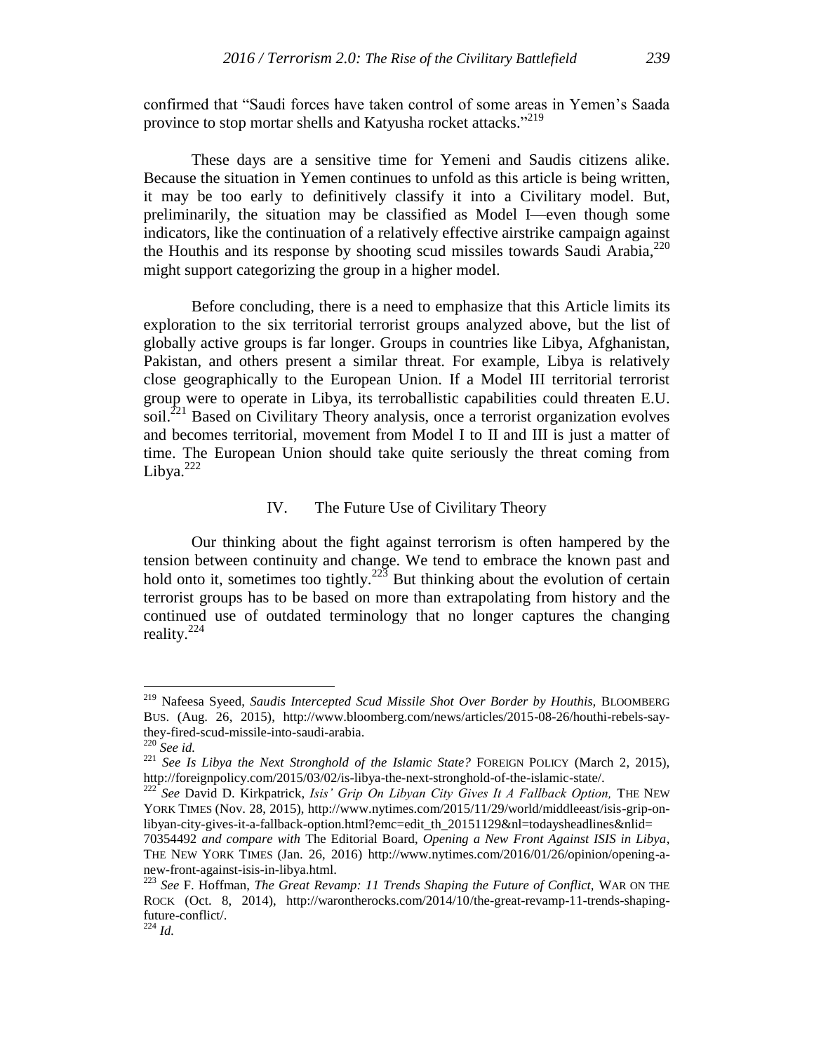confirmed that "Saudi forces have taken control of some areas in Yemen's Saada province to stop mortar shells and Katyusha rocket attacks."[219]

These days are a sensitive time for Yemeni and Saudis citizens alike. Because the situation in Yemen continues to unfold as this article is being written, it may be too early to definitively classify it into a Civilitary model. But, preliminarily, the situation may be classified as Model I—even though some indicators, like the continuation of a relatively effective airstrike campaign against the Houthis and its response by shooting scud missiles towards Saudi Arabia,[220] might support categorizing the group in a higher model.

Before concluding, there is a need to emphasize that this Article limits its exploration to the six territorial terrorist groups analyzed above, but the list of globally active groups is far longer. Groups in countries like Libya, Afghanistan, Pakistan, and others present a similar threat. For example, Libya is relatively close geographically to the European Union. If a Model III territorial terrorist group were to operate in Libya, its terroballistic capabilities could threaten E.U. soil.[221] Based on Civilitary Theory analysis, once a terrorist organization evolves and becomes territorial, movement from Model I to II and III is just a matter of time. The European Union should take quite seriously the threat coming from Libya.[222]

## IV. The Future Use of Civilitary Theory

Our thinking about the fight against terrorism is often hampered by the tension between continuity and change. We tend to embrace the known past and hold onto it, sometimes too tightly.[223] But thinking about the evolution of certain terrorist groups has to be based on more than extrapolating from history and the continued use of outdated terminology that no longer captures the changing reality.[224]

---

[219] Nafeesa Syeed, *Saudis Intercepted Scud Missile Shot Over Border by Houthis*, BLOOMBERG BUS. (Aug. 26, 2015), http://www.bloomberg.com/news/articles/2015-08-26/houthi-rebels-say-they-fired-scud-missile-into-saudi-arabia.

[220] *See id.*

[221] *See Is Libya the Next Stronghold of the Islamic State?* FOREIGN POLICY (March 2, 2015), http://foreignpolicy.com/2015/03/02/is-libya-the-next-stronghold-of-the-islamic-state/.

[222] *See* David D. Kirkpatrick, *Isis' Grip On Libyan City Gives It A Fallback Option*, THE NEW YORK TIMES (Nov. 28, 2015), http://www.nytimes.com/2015/11/29/world/middleeast/isis-grip-on-libyan-city-gives-it-a-fallback-option.html?emc=edit_th_20151129&nl=todaysheadlines&nlid=70354492 *and compare with* The Editorial Board, *Opening a New Front Against ISIS in Libya*, THE NEW YORK TIMES (Jan. 26, 2016) http://www.nytimes.com/2016/01/26/opinion/opening-a-new-front-against-isis-in-libya.html.

[223] *See* F. Hoffman, *The Great Revamp: 11 Trends Shaping the Future of Conflict*, WAR ON THE ROCK (Oct. 8, 2014), http://warontherocks.com/2014/10/the-great-revamp-11-trends-shaping-future-conflict/.

[224] *Id.*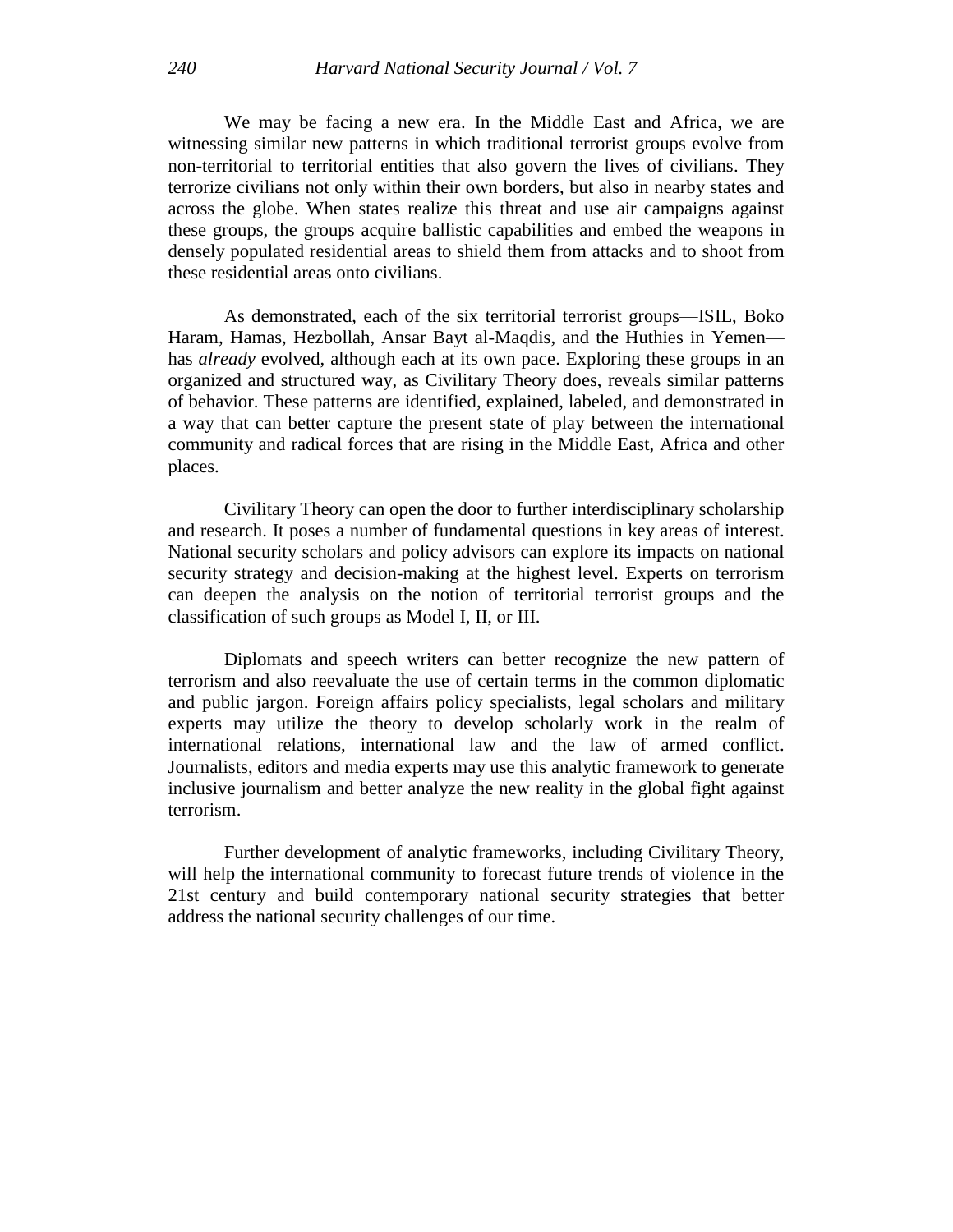We may be facing a new era. In the Middle East and Africa, we are witnessing similar new patterns in which traditional terrorist groups evolve from non-territorial to territorial entities that also govern the lives of civilians. They terrorize civilians not only within their own borders, but also in nearby states and across the globe. When states realize this threat and use air campaigns against these groups, the groups acquire ballistic capabilities and embed the weapons in densely populated residential areas to shield them from attacks and to shoot from these residential areas onto civilians.

As demonstrated, each of the six territorial terrorist groups—ISIL, Boko Haram, Hamas, Hezbollah, Ansar Bayt al-Maqdis, and the Huthies in Yemen—has *already* evolved, although each at its own pace. Exploring these groups in an organized and structured way, as Civilitary Theory does, reveals similar patterns of behavior. These patterns are identified, explained, labeled, and demonstrated in a way that can better capture the present state of play between the international community and radical forces that are rising in the Middle East, Africa and other places.

Civilitary Theory can open the door to further interdisciplinary scholarship and research. It poses a number of fundamental questions in key areas of interest. National security scholars and policy advisors can explore its impacts on national security strategy and decision-making at the highest level. Experts on terrorism can deepen the analysis on the notion of territorial terrorist groups and the classification of such groups as Model I, II, or III.

Diplomats and speech writers can better recognize the new pattern of terrorism and also reevaluate the use of certain terms in the common diplomatic and public jargon. Foreign affairs policy specialists, legal scholars and military experts may utilize the theory to develop scholarly work in the realm of international relations, international law and the law of armed conflict. Journalists, editors and media experts may use this analytic framework to generate inclusive journalism and better analyze the new reality in the global fight against terrorism.

Further development of analytic frameworks, including Civilitary Theory, will help the international community to forecast future trends of violence in the 21st century and build contemporary national security strategies that better address the national security challenges of our time.